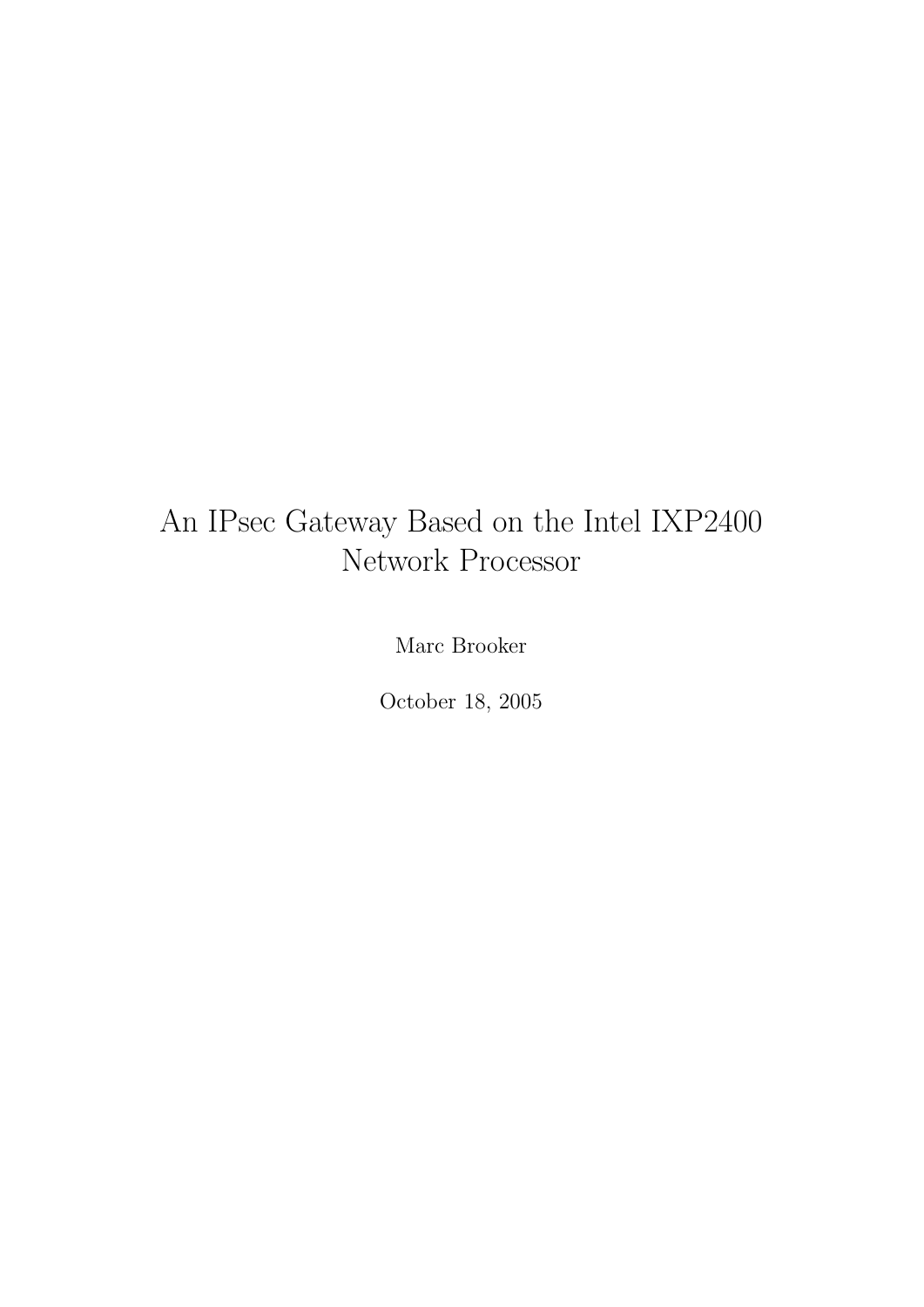# An IPsec Gateway Based on the Intel IXP2400 Network Processor

Marc Brooker

October 18, 2005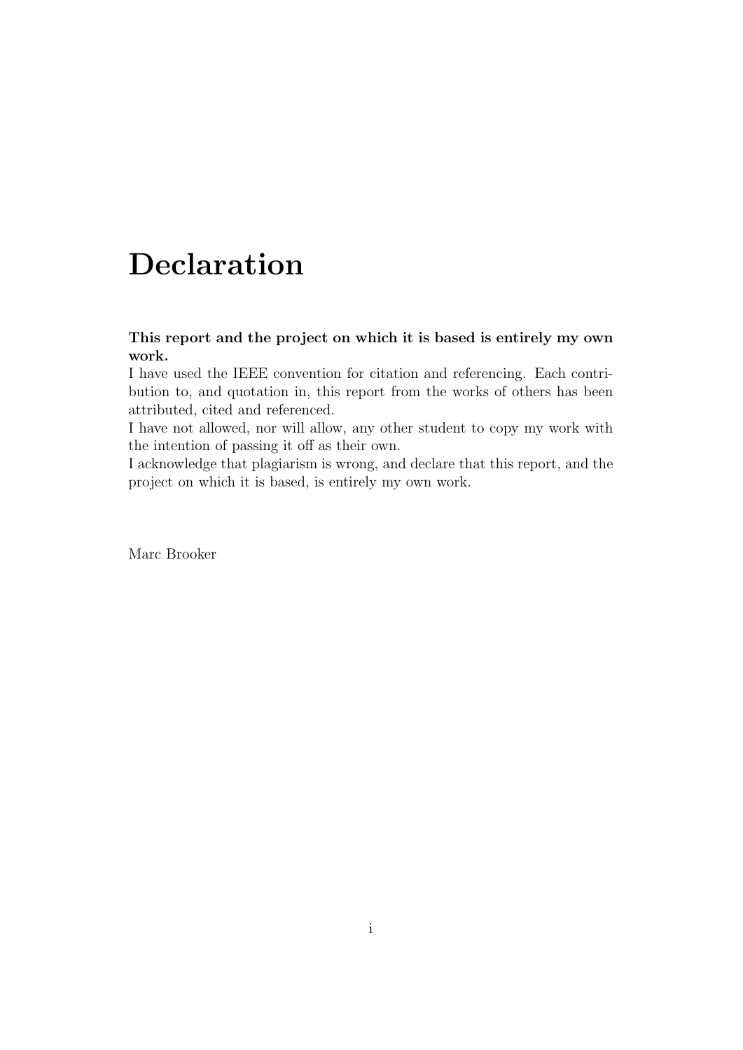# Declaration

**This report and the project on which it is based is entirely my own work.**

I have used the IEEE convention for citation and referencing. Each contribution to, and quotation in, this report from the works of others has been attributed, cited and referenced.

I have not allowed, nor will allow, any other student to copy my work with the intention of passing it off as their own.

I acknowledge that plagiarism is wrong, and declare that this report, and the project on which it is based, is entirely my own work.

Marc Brooker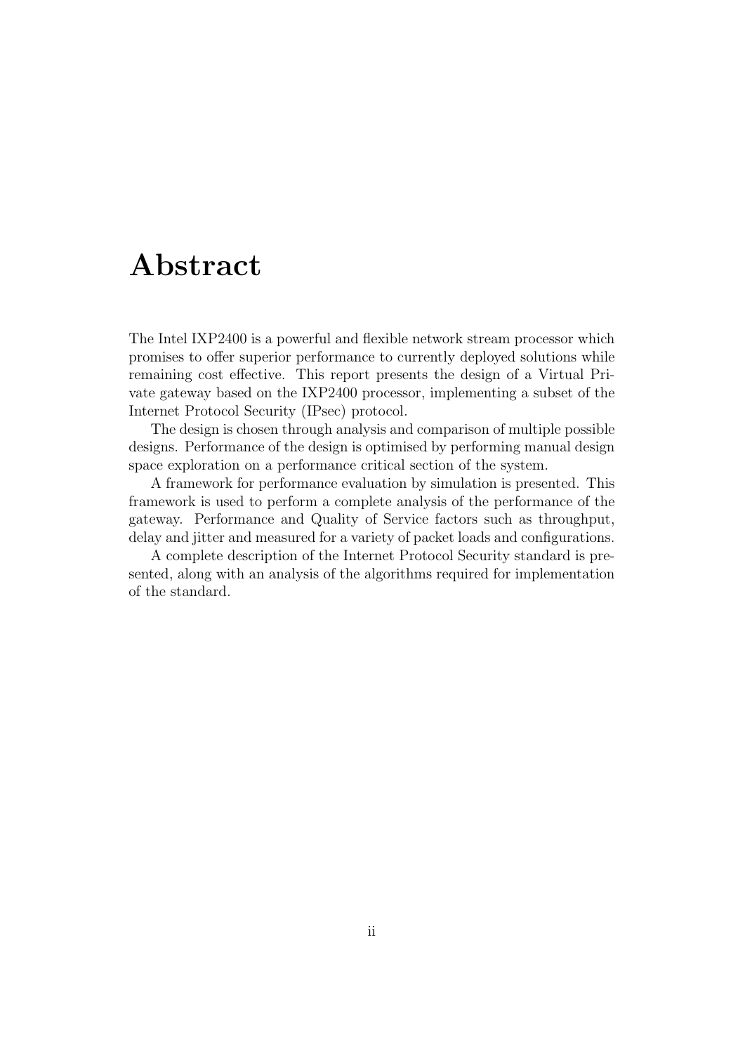# Abstract

The Intel IXP2400 is a powerful and flexible network stream processor which promises to offer superior performance to currently deployed solutions while remaining cost effective. This report presents the design of a Virtual Private gateway based on the IXP2400 processor, implementing a subset of the Internet Protocol Security (IPsec) protocol.

The design is chosen through analysis and comparison of multiple possible designs. Performance of the design is optimised by performing manual design space exploration on a performance critical section of the system.

A framework for performance evaluation by simulation is presented. This framework is used to perform a complete analysis of the performance of the gateway. Performance and Quality of Service factors such as throughput, delay and jitter and measured for a variety of packet loads and configurations.

A complete description of the Internet Protocol Security standard is presented, along with an analysis of the algorithms required for implementation of the standard.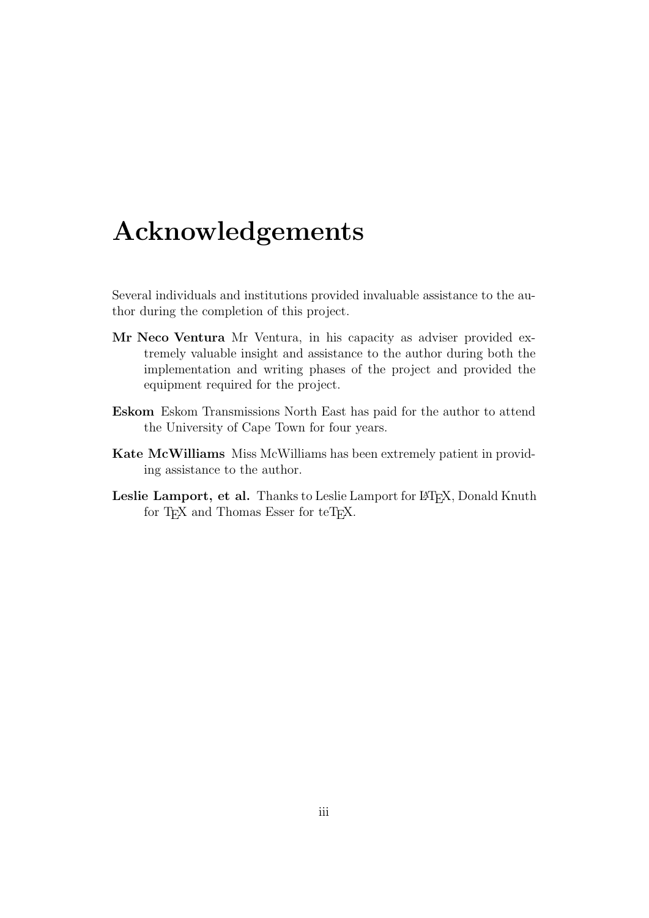# Acknowledgements

Several individuals and institutions provided invaluable assistance to the author during the completion of this project.

**Mr Neco Ventura** Mr Ventura, in his capacity as adviser provided extremely valuable insight and assistance to the author during both the implementation and writing phases of the project and provided the equipment required for the project.

**Eskom** Eskom Transmissions North East has paid for the author to attend the University of Cape Town for four years.

**Kate McWilliams** Miss McWilliams has been extremely patient in providing assistance to the author.

**Leslie Lamport, et al.** Thanks to Leslie Lamport for LaTeX, Donald Knuth for TeX and Thomas Esser for teTeX.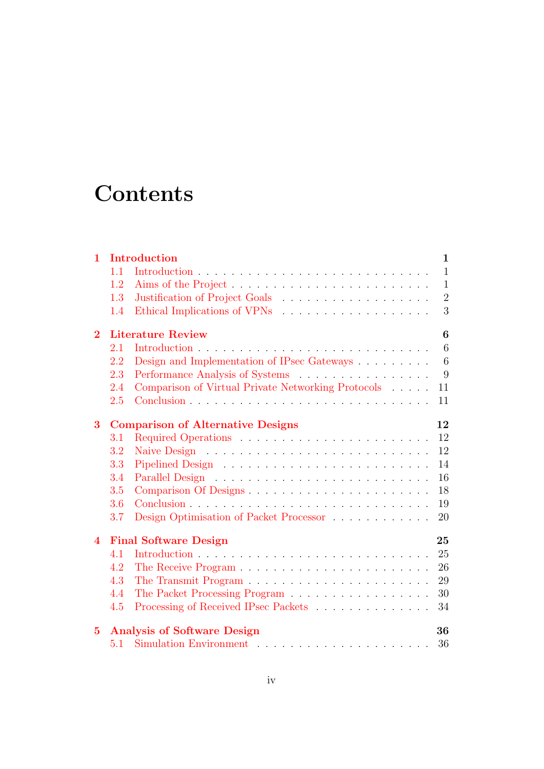# Contents

**1 Introduction** **1**
- 1.1 Introduction . . . . . . . . . . . . . . . . . . . . . . . . . . . 1
- 1.2 Aims of the Project . . . . . . . . . . . . . . . . . . . . . . . 1
- 1.3 Justification of Project Goals . . . . . . . . . . . . . . . . . . 2
- 1.4 Ethical Implications of VPNs . . . . . . . . . . . . . . . . . . 3

**2 Literature Review** **6**
- 2.1 Introduction . . . . . . . . . . . . . . . . . . . . . . . . . . . 6
- 2.2 Design and Implementation of IPsec Gateways . . . . . . . . . 6
- 2.3 Performance Analysis of Systems . . . . . . . . . . . . . . . . 9
- 2.4 Comparison of Virtual Private Networking Protocols . . . . . 11
- 2.5 Conclusion . . . . . . . . . . . . . . . . . . . . . . . . . . . . 11

**3 Comparison of Alternative Designs** **12**
- 3.1 Required Operations . . . . . . . . . . . . . . . . . . . . . . . 12
- 3.2 Naive Design . . . . . . . . . . . . . . . . . . . . . . . . . . . 12
- 3.3 Pipelined Design . . . . . . . . . . . . . . . . . . . . . . . . . 14
- 3.4 Parallel Design . . . . . . . . . . . . . . . . . . . . . . . . . . 16
- 3.5 Comparison Of Designs . . . . . . . . . . . . . . . . . . . . . 18
- 3.6 Conclusion . . . . . . . . . . . . . . . . . . . . . . . . . . . . 19
- 3.7 Design Optimisation of Packet Processor . . . . . . . . . . . . 20

**4 Final Software Design** **25**
- 4.1 Introduction . . . . . . . . . . . . . . . . . . . . . . . . . . . 25
- 4.2 The Receive Program . . . . . . . . . . . . . . . . . . . . . . . 26
- 4.3 The Transmit Program . . . . . . . . . . . . . . . . . . . . . . 29
- 4.4 The Packet Processing Program . . . . . . . . . . . . . . . . . 30
- 4.5 Processing of Received IPsec Packets . . . . . . . . . . . . . . 34

**5 Analysis of Software Design** **36**
- 5.1 Simulation Environment . . . . . . . . . . . . . . . . . . . . . 36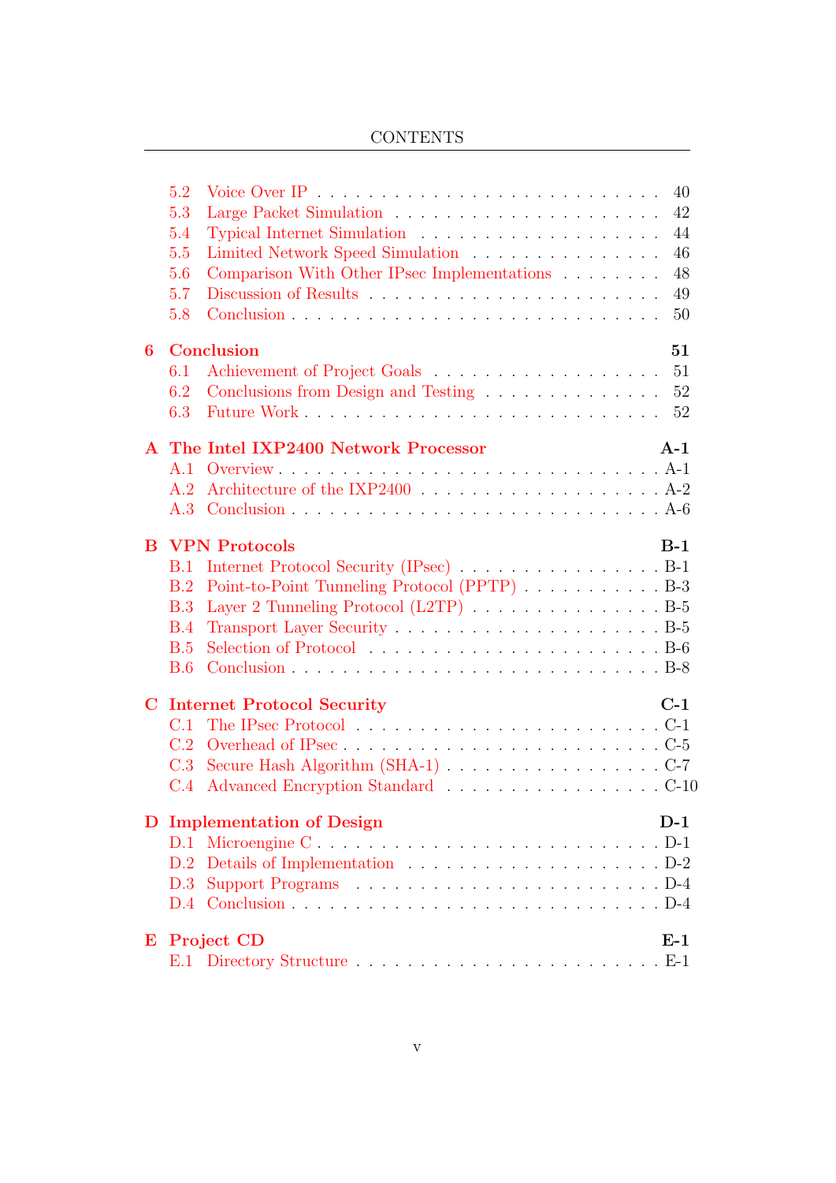| | | |
|---|---|---|
| 5.2 | Voice Over IP | 40 |
| 5.3 | Large Packet Simulation | 42 |
| 5.4 | Typical Internet Simulation | 44 |
| 5.5 | Limited Network Speed Simulation | 46 |
| 5.6 | Comparison With Other IPsec Implementations | 48 |
| 5.7 | Discussion of Results | 49 |
| 5.8 | Conclusion | 50 |
| **6** | **Conclusion** | **51** |
| 6.1 | Achievement of Project Goals | 51 |
| 6.2 | Conclusions from Design and Testing | 52 |
| 6.3 | Future Work | 52 |
| **A** | **The Intel IXP2400 Network Processor** | **A-1** |
| A.1 | Overview | A-1 |
| A.2 | Architecture of the IXP2400 | A-2 |
| A.3 | Conclusion | A-6 |
| **B** | **VPN Protocols** | **B-1** |
| B.1 | Internet Protocol Security (IPsec) | B-1 |
| B.2 | Point-to-Point Tunneling Protocol (PPTP) | B-3 |
| B.3 | Layer 2 Tunneling Protocol (L2TP) | B-5 |
| B.4 | Transport Layer Security | B-5 |
| B.5 | Selection of Protocol | B-6 |
| B.6 | Conclusion | B-8 |
| **C** | **Internet Protocol Security** | **C-1** |
| C.1 | The IPsec Protocol | C-1 |
| C.2 | Overhead of IPsec | C-5 |
| C.3 | Secure Hash Algorithm (SHA-1) | C-7 |
| C.4 | Advanced Encryption Standard | C-10 |
| **D** | **Implementation of Design** | **D-1** |
| D.1 | Microengine C | D-1 |
| D.2 | Details of Implementation | D-2 |
| D.3 | Support Programs | D-4 |
| D.4 | Conclusion | D-4 |
| **E** | **Project CD** | **E-1** |
| E.1 | Directory Structure | E-1 |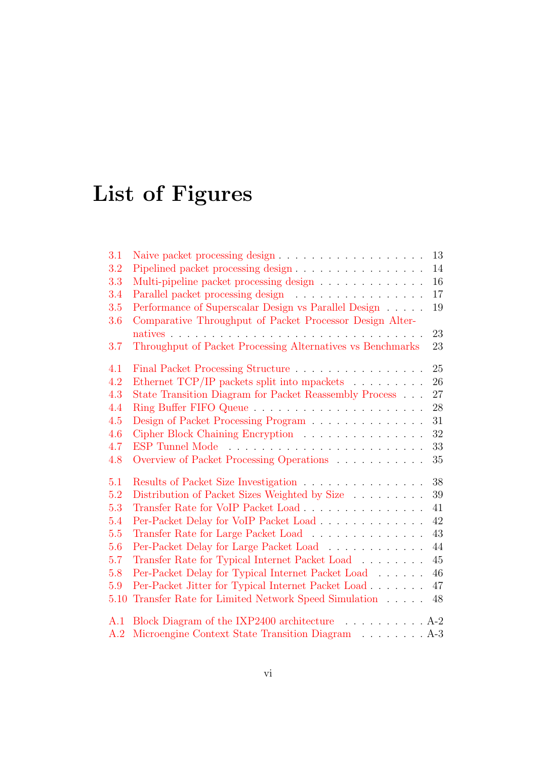# List of Figures

3.1 Naive packet processing design . . . . . . . . . . . . . . . . . . 13
3.2 Pipelined packet processing design . . . . . . . . . . . . . . . . 14
3.3 Multi-pipeline packet processing design . . . . . . . . . . . . . 16
3.4 Parallel packet processing design . . . . . . . . . . . . . . . . . 17
3.5 Performance of Superscalar Design vs Parallel Design . . . . . 19
3.6 Comparative Throughput of Packet Processor Design Alternatives . . . . . . . . . . . . . . . . . . . . . . . . . . . . . . 23
3.7 Throughput of Packet Processing Alternatives vs Benchmarks 23

4.1 Final Packet Processing Structure . . . . . . . . . . . . . . . . 25
4.2 Ethernet TCP/IP packets split into mpackets . . . . . . . . . 26
4.3 State Transition Diagram for Packet Reassembly Process . . . 27
4.4 Ring Buffer FIFO Queue . . . . . . . . . . . . . . . . . . . . . 28
4.5 Design of Packet Processing Program . . . . . . . . . . . . . . 31
4.6 Cipher Block Chaining Encryption . . . . . . . . . . . . . . . 32
4.7 ESP Tunnel Mode . . . . . . . . . . . . . . . . . . . . . . . . 33
4.8 Overview of Packet Processing Operations . . . . . . . . . . . 35

5.1 Results of Packet Size Investigation . . . . . . . . . . . . . . . 38
5.2 Distribution of Packet Sizes Weighted by Size . . . . . . . . . 39
5.3 Transfer Rate for VoIP Packet Load . . . . . . . . . . . . . . . 41
5.4 Per-Packet Delay for VoIP Packet Load . . . . . . . . . . . . . 42
5.5 Transfer Rate for Large Packet Load . . . . . . . . . . . . . . 43
5.6 Per-Packet Delay for Large Packet Load . . . . . . . . . . . . 44
5.7 Transfer Rate for Typical Internet Packet Load . . . . . . . . 45
5.8 Per-Packet Delay for Typical Internet Packet Load . . . . . . 46
5.9 Per-Packet Jitter for Typical Internet Packet Load . . . . . . . 47
5.10 Transfer Rate for Limited Network Speed Simulation . . . . . 48

A.1 Block Diagram of the IXP2400 architecture . . . . . . . . . . . A-2
A.2 Microengine Context State Transition Diagram . . . . . . . . . A-3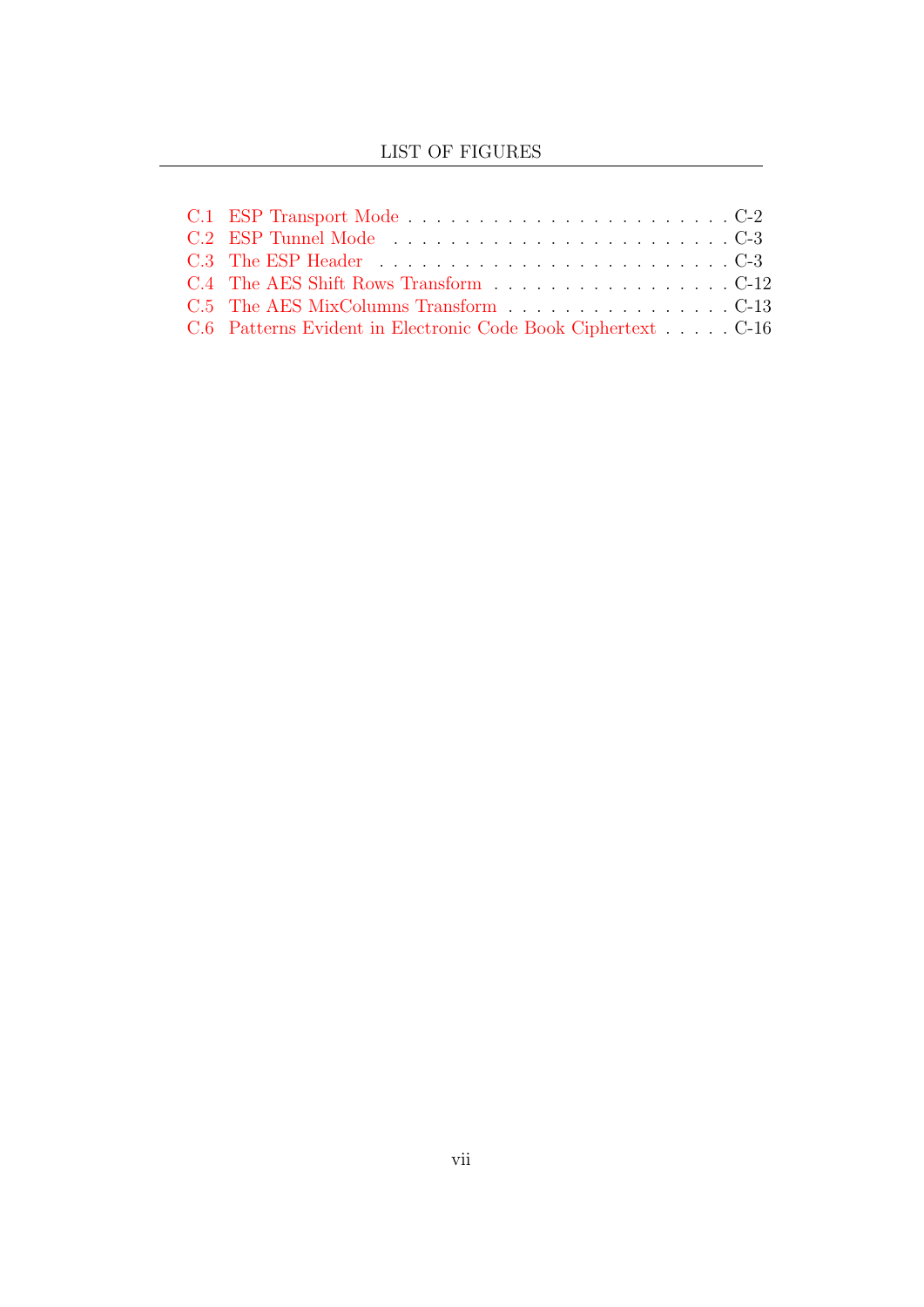C.1 ESP Transport Mode . . . . . . . . . . . . . . . . . . . . . . . . C-2
C.2 ESP Tunnel Mode . . . . . . . . . . . . . . . . . . . . . . . . C-3
C.3 The ESP Header . . . . . . . . . . . . . . . . . . . . . . . . C-3
C.4 The AES Shift Rows Transform . . . . . . . . . . . . . . . . . . C-12
C.5 The AES MixColumns Transform . . . . . . . . . . . . . . . . . C-13
C.6 Patterns Evident in Electronic Code Book Ciphertext . . . . . C-16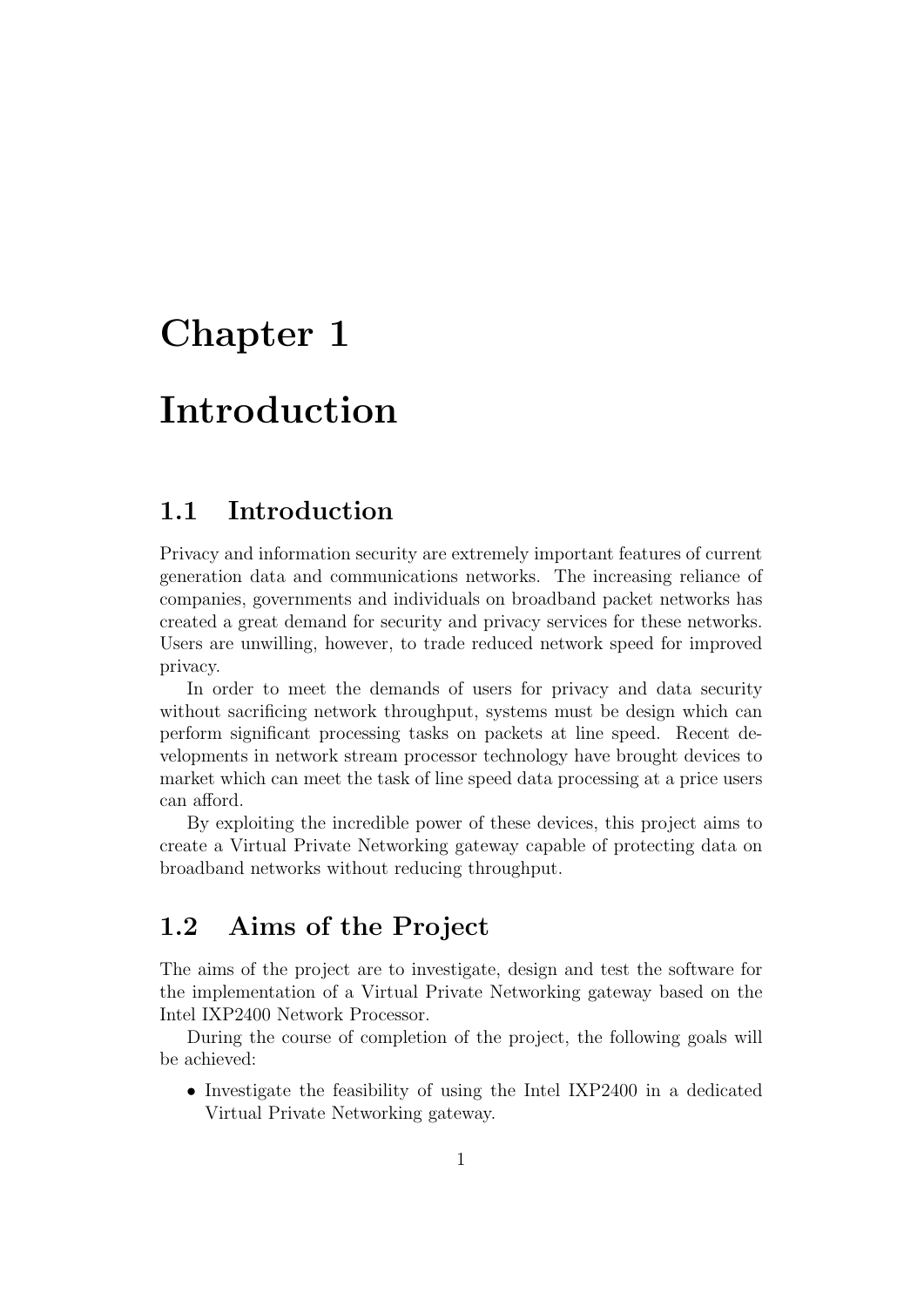# Chapter 1

# Introduction

## 1.1 Introduction

Privacy and information security are extremely important features of current generation data and communications networks. The increasing reliance of companies, governments and individuals on broadband packet networks has created a great demand for security and privacy services for these networks. Users are unwilling, however, to trade reduced network speed for improved privacy.

In order to meet the demands of users for privacy and data security without sacrificing network throughput, systems must be design which can perform significant processing tasks on packets at line speed. Recent developments in network stream processor technology have brought devices to market which can meet the task of line speed data processing at a price users can afford.

By exploiting the incredible power of these devices, this project aims to create a Virtual Private Networking gateway capable of protecting data on broadband networks without reducing throughput.

## 1.2 Aims of the Project

The aims of the project are to investigate, design and test the software for the implementation of a Virtual Private Networking gateway based on the Intel IXP2400 Network Processor.

During the course of completion of the project, the following goals will be achieved:

- Investigate the feasibility of using the Intel IXP2400 in a dedicated Virtual Private Networking gateway.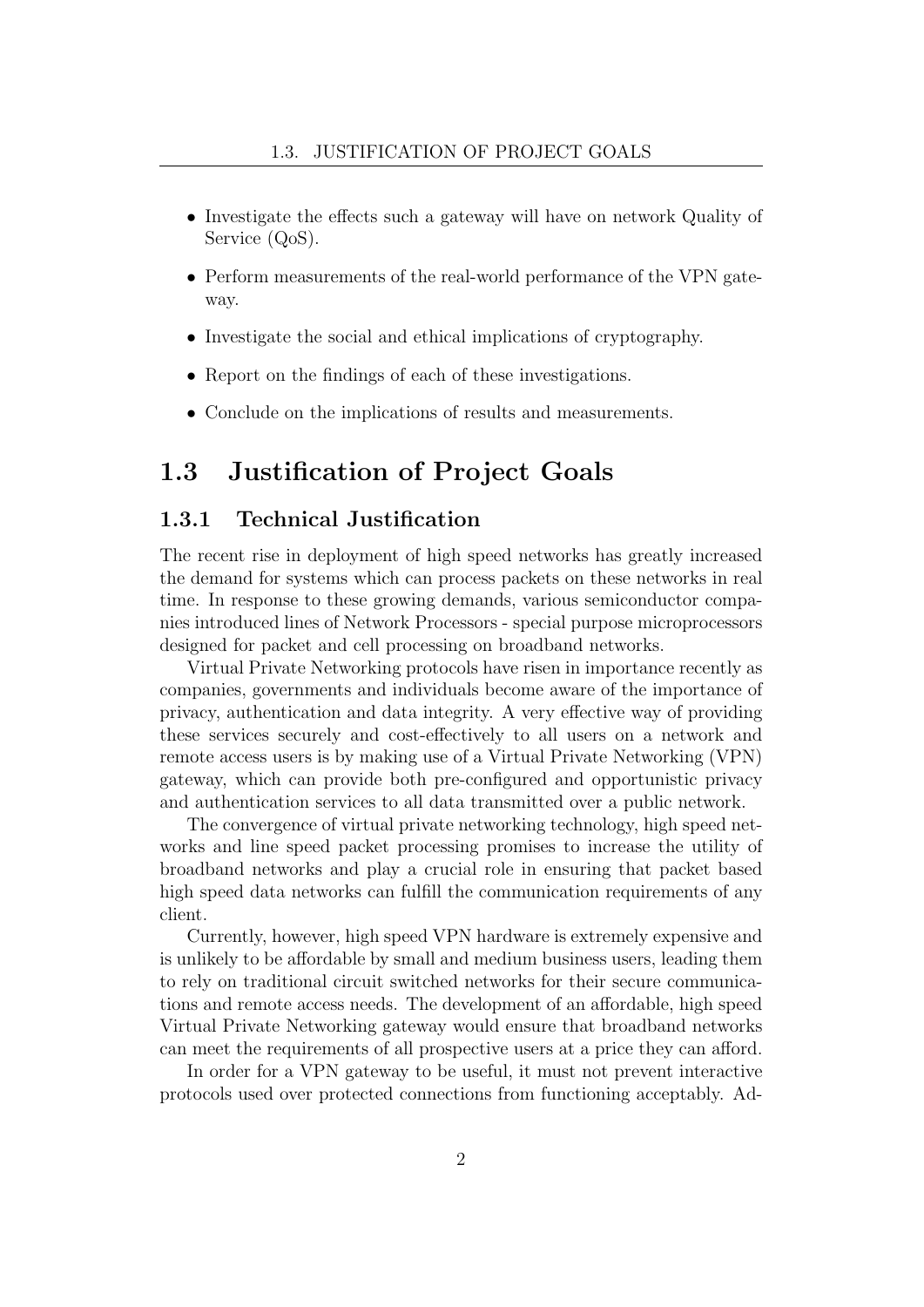- Investigate the effects such a gateway will have on network Quality of Service (QoS).
- Perform measurements of the real-world performance of the VPN gateway.
- Investigate the social and ethical implications of cryptography.
- Report on the findings of each of these investigations.
- Conclude on the implications of results and measurements.

## 1.3 Justification of Project Goals

### 1.3.1 Technical Justification

The recent rise in deployment of high speed networks has greatly increased the demand for systems which can process packets on these networks in real time. In response to these growing demands, various semiconductor companies introduced lines of Network Processors - special purpose microprocessors designed for packet and cell processing on broadband networks.

Virtual Private Networking protocols have risen in importance recently as companies, governments and individuals become aware of the importance of privacy, authentication and data integrity. A very effective way of providing these services securely and cost-effectively to all users on a network and remote access users is by making use of a Virtual Private Networking (VPN) gateway, which can provide both pre-configured and opportunistic privacy and authentication services to all data transmitted over a public network.

The convergence of virtual private networking technology, high speed networks and line speed packet processing promises to increase the utility of broadband networks and play a crucial role in ensuring that packet based high speed data networks can fulfill the communication requirements of any client.

Currently, however, high speed VPN hardware is extremely expensive and is unlikely to be affordable by small and medium business users, leading them to rely on traditional circuit switched networks for their secure communications and remote access needs. The development of an affordable, high speed Virtual Private Networking gateway would ensure that broadband networks can meet the requirements of all prospective users at a price they can afford.

In order for a VPN gateway to be useful, it must not prevent interactive protocols used over protected connections from functioning acceptably. Ad-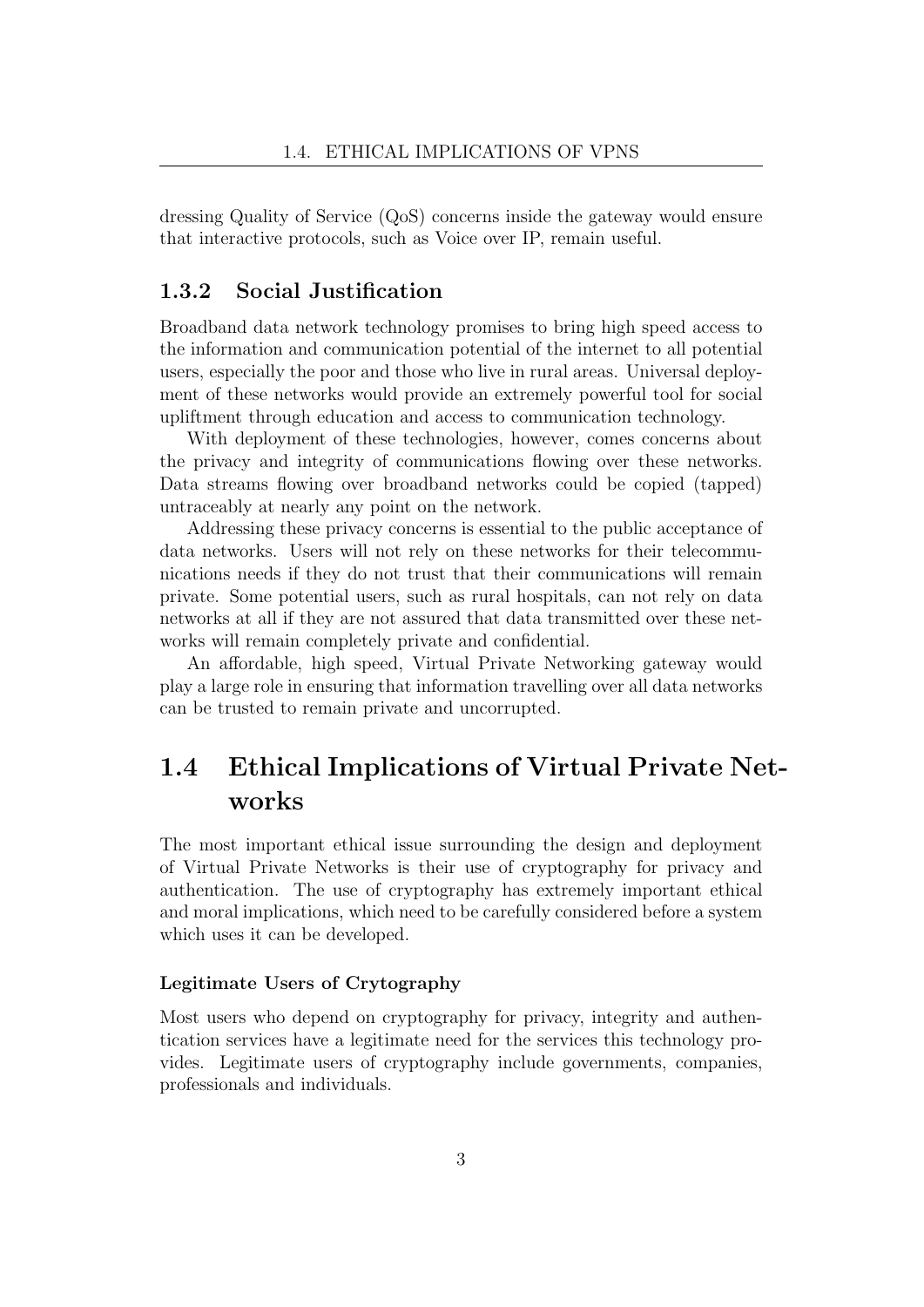dressing Quality of Service (QoS) concerns inside the gateway would ensure that interactive protocols, such as Voice over IP, remain useful.

### 1.3.2 Social Justification

Broadband data network technology promises to bring high speed access to the information and communication potential of the internet to all potential users, especially the poor and those who live in rural areas. Universal deployment of these networks would provide an extremely powerful tool for social upliftment through education and access to communication technology.

With deployment of these technologies, however, comes concerns about the privacy and integrity of communications flowing over these networks. Data streams flowing over broadband networks could be copied (tapped) untraceably at nearly any point on the network.

Addressing these privacy concerns is essential to the public acceptance of data networks. Users will not rely on these networks for their telecommunications needs if they do not trust that their communications will remain private. Some potential users, such as rural hospitals, can not rely on data networks at all if they are not assured that data transmitted over these networks will remain completely private and confidential.

An affordable, high speed, Virtual Private Networking gateway would play a large role in ensuring that information travelling over all data networks can be trusted to remain private and uncorrupted.

## 1.4 Ethical Implications of Virtual Private Networks

The most important ethical issue surrounding the design and deployment of Virtual Private Networks is their use of cryptography for privacy and authentication. The use of cryptography has extremely important ethical and moral implications, which need to be carefully considered before a system which uses it can be developed.

#### Legitimate Users of Crytography

Most users who depend on cryptography for privacy, integrity and authentication services have a legitimate need for the services this technology provides. Legitimate users of cryptography include governments, companies, professionals and individuals.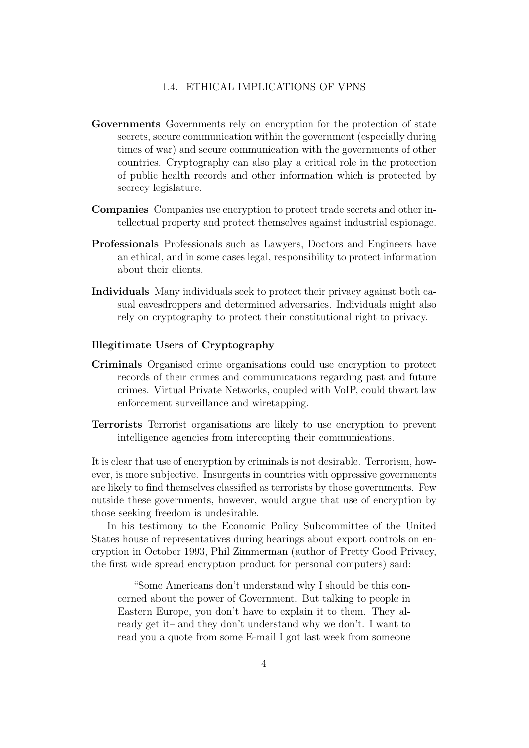**Governments** Governments rely on encryption for the protection of state secrets, secure communication within the government (especially during times of war) and secure communication with the governments of other countries. Cryptography can also play a critical role in the protection of public health records and other information which is protected by secrecy legislature.

**Companies** Companies use encryption to protect trade secrets and other intellectual property and protect themselves against industrial espionage.

**Professionals** Professionals such as Lawyers, Doctors and Engineers have an ethical, and in some cases legal, responsibility to protect information about their clients.

**Individuals** Many individuals seek to protect their privacy against both casual eavesdroppers and determined adversaries. Individuals might also rely on cryptography to protect their constitutional right to privacy.

#### Illegitimate Users of Cryptography

**Criminals** Organised crime organisations could use encryption to protect records of their crimes and communications regarding past and future crimes. Virtual Private Networks, coupled with VoIP, could thwart law enforcement surveillance and wiretapping.

**Terrorists** Terrorist organisations are likely to use encryption to prevent intelligence agencies from intercepting their communications.

It is clear that use of encryption by criminals is not desirable. Terrorism, however, is more subjective. Insurgents in countries with oppressive governments are likely to find themselves classified as terrorists by those governments. Few outside these governments, however, would argue that use of encryption by those seeking freedom is undesirable.

In his testimony to the Economic Policy Subcommittee of the United States house of representatives during hearings about export controls on encryption in October 1993, Phil Zimmerman (author of Pretty Good Privacy, the first wide spread encryption product for personal computers) said:

> "Some Americans don't understand why I should be this concerned about the power of Government. But talking to people in Eastern Europe, you don't have to explain it to them. They already get it– and they don't understand why we don't. I want to read you a quote from some E-mail I got last week from someone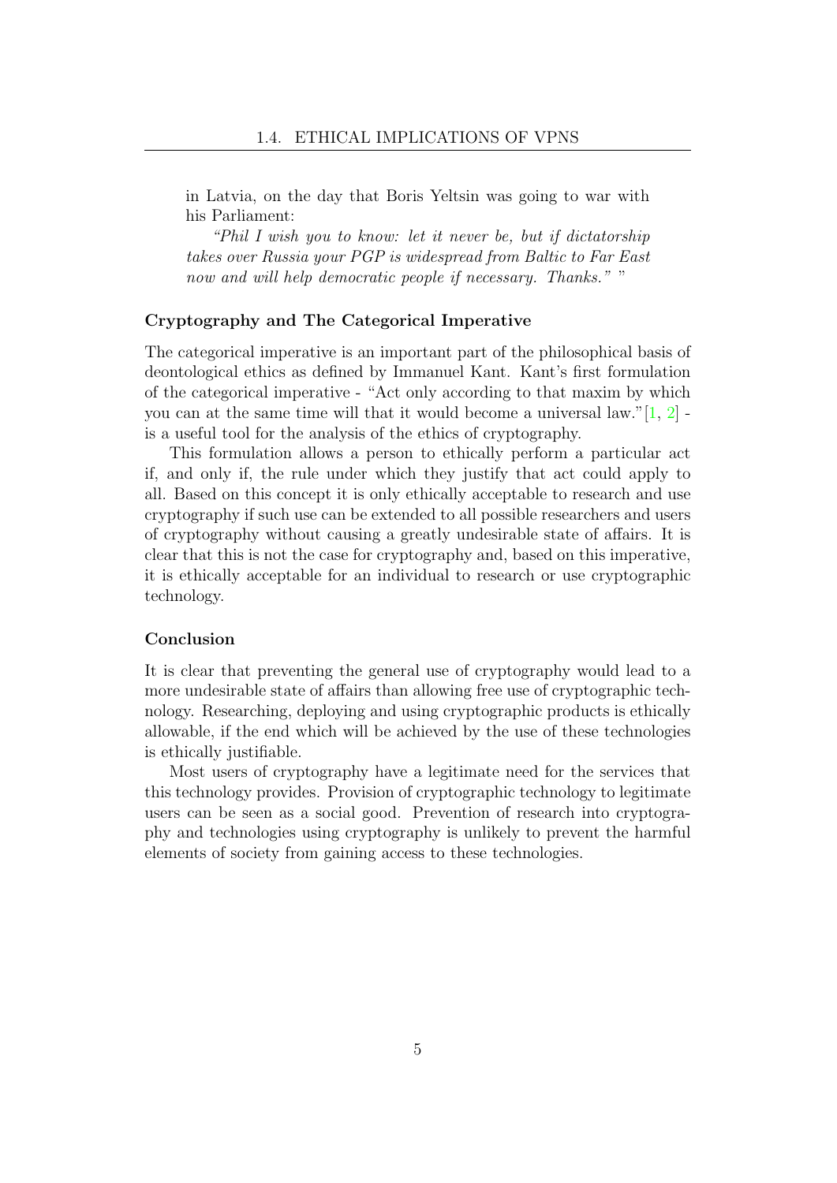in Latvia, on the day that Boris Yeltsin was going to war with his Parliament:

*"Phil I wish you to know: let it never be, but if dictatorship takes over Russia your PGP is widespread from Baltic to Far East now and will help democratic people if necessary. Thanks."* "

### Cryptography and The Categorical Imperative

The categorical imperative is an important part of the philosophical basis of deontological ethics as defined by Immanuel Kant. Kant's first formulation of the categorical imperative - "Act only according to that maxim by which you can at the same time will that it would become a universal law."[1, 2] - is a useful tool for the analysis of the ethics of cryptography.

This formulation allows a person to ethically perform a particular act if, and only if, the rule under which they justify that act could apply to all. Based on this concept it is only ethically acceptable to research and use cryptography if such use can be extended to all possible researchers and users of cryptography without causing a greatly undesirable state of affairs. It is clear that this is not the case for cryptography and, based on this imperative, it is ethically acceptable for an individual to research or use cryptographic technology.

### Conclusion

It is clear that preventing the general use of cryptography would lead to a more undesirable state of affairs than allowing free use of cryptographic technology. Researching, deploying and using cryptographic products is ethically allowable, if the end which will be achieved by the use of these technologies is ethically justifiable.

Most users of cryptography have a legitimate need for the services that this technology provides. Provision of cryptographic technology to legitimate users can be seen as a social good. Prevention of research into cryptography and technologies using cryptography is unlikely to prevent the harmful elements of society from gaining access to these technologies.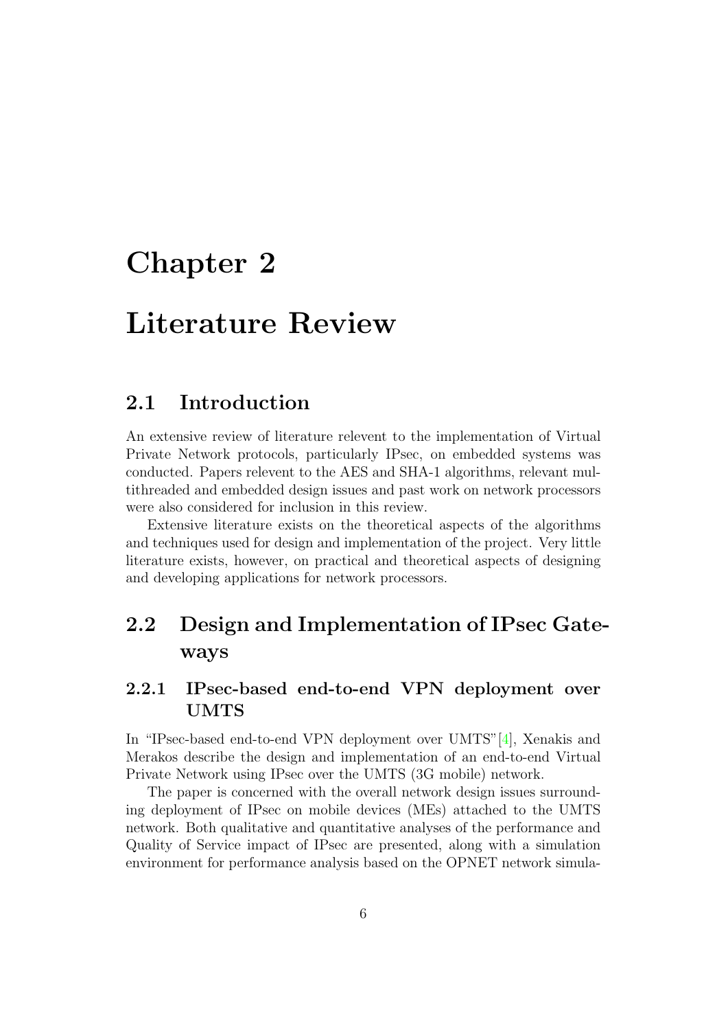# Chapter 2

# Literature Review

## 2.1 Introduction

An extensive review of literature relevent to the implementation of Virtual Private Network protocols, particularly IPsec, on embedded systems was conducted. Papers relevent to the AES and SHA-1 algorithms, relevant multithreaded and embedded design issues and past work on network processors were also considered for inclusion in this review.

Extensive literature exists on the theoretical aspects of the algorithms and techniques used for design and implementation of the project. Very little literature exists, however, on practical and theoretical aspects of designing and developing applications for network processors.

## 2.2 Design and Implementation of IPsec Gateways

### 2.2.1 IPsec-based end-to-end VPN deployment over UMTS

In "IPsec-based end-to-end VPN deployment over UMTS"[4], Xenakis and Merakos describe the design and implementation of an end-to-end Virtual Private Network using IPsec over the UMTS (3G mobile) network.

The paper is concerned with the overall network design issues surrounding deployment of IPsec on mobile devices (MEs) attached to the UMTS network. Both qualitative and quantitative analyses of the performance and Quality of Service impact of IPsec are presented, along with a simulation environment for performance analysis based on the OPNET network simula-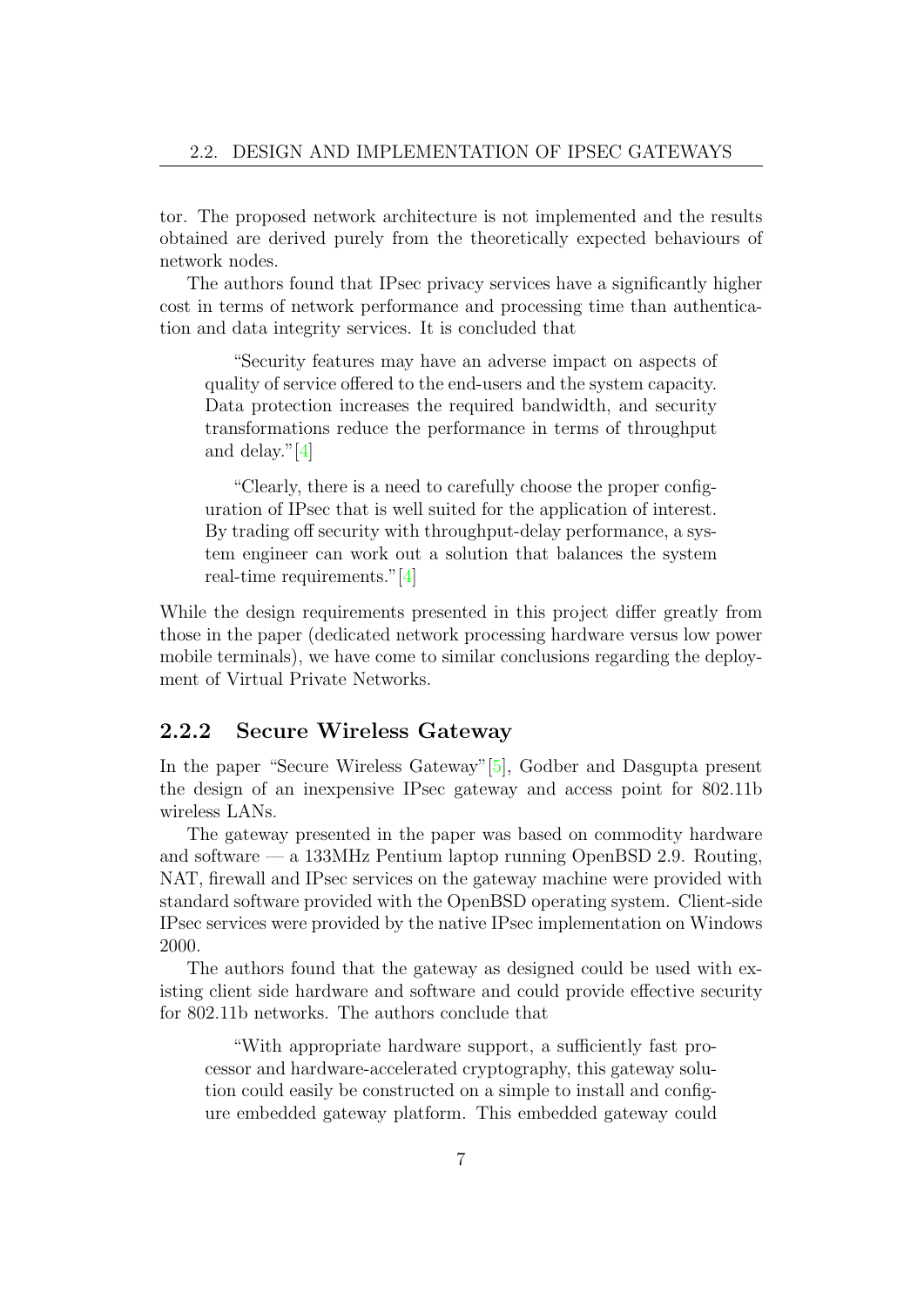tor. The proposed network architecture is not implemented and the results obtained are derived purely from the theoretically expected behaviours of network nodes.

The authors found that IPsec privacy services have a significantly higher cost in terms of network performance and processing time than authentication and data integrity services. It is concluded that

> "Security features may have an adverse impact on aspects of quality of service offered to the end-users and the system capacity. Data protection increases the required bandwidth, and security transformations reduce the performance in terms of throughput and delay."[4]

> "Clearly, there is a need to carefully choose the proper configuration of IPsec that is well suited for the application of interest. By trading off security with throughput-delay performance, a system engineer can work out a solution that balances the system real-time requirements."[4]

While the design requirements presented in this project differ greatly from those in the paper (dedicated network processing hardware versus low power mobile terminals), we have come to similar conclusions regarding the deployment of Virtual Private Networks.

### 2.2.2 Secure Wireless Gateway

In the paper "Secure Wireless Gateway"[5], Godber and Dasgupta present the design of an inexpensive IPsec gateway and access point for 802.11b wireless LANs.

The gateway presented in the paper was based on commodity hardware and software — a 133MHz Pentium laptop running OpenBSD 2.9. Routing, NAT, firewall and IPsec services on the gateway machine were provided with standard software provided with the OpenBSD operating system. Client-side IPsec services were provided by the native IPsec implementation on Windows 2000.

The authors found that the gateway as designed could be used with existing client side hardware and software and could provide effective security for 802.11b networks. The authors conclude that

> "With appropriate hardware support, a sufficiently fast processor and hardware-accelerated cryptography, this gateway solution could easily be constructed on a simple to install and configure embedded gateway platform. This embedded gateway could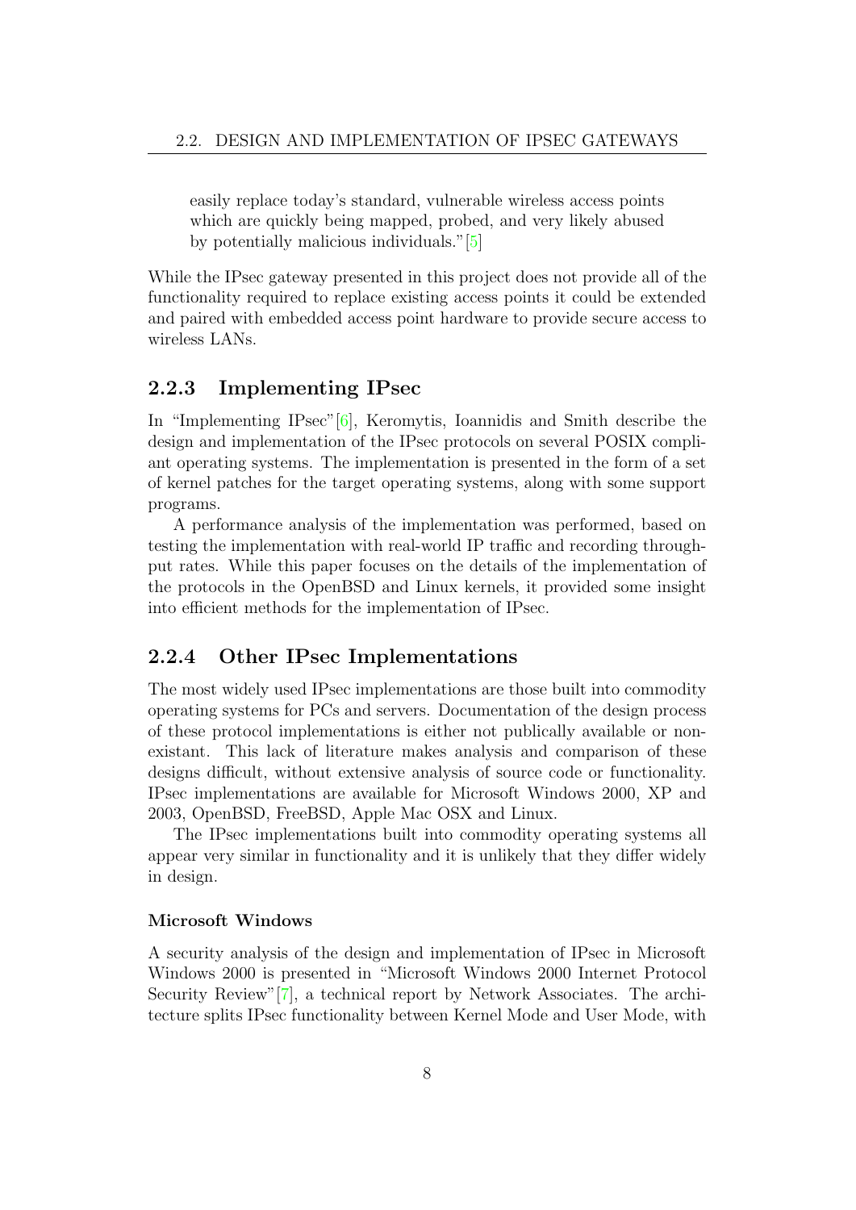> easily replace today's standard, vulnerable wireless access points which are quickly being mapped, probed, and very likely abused by potentially malicious individuals."[5]

While the IPsec gateway presented in this project does not provide all of the functionality required to replace existing access points it could be extended and paired with embedded access point hardware to provide secure access to wireless LANs.

### 2.2.3 Implementing IPsec

In "Implementing IPsec"[6], Keromytis, Ioannidis and Smith describe the design and implementation of the IPsec protocols on several POSIX compliant operating systems. The implementation is presented in the form of a set of kernel patches for the target operating systems, along with some support programs.

A performance analysis of the implementation was performed, based on testing the implementation with real-world IP traffic and recording throughput rates. While this paper focuses on the details of the implementation of the protocols in the OpenBSD and Linux kernels, it provided some insight into efficient methods for the implementation of IPsec.

### 2.2.4 Other IPsec Implementations

The most widely used IPsec implementations are those built into commodity operating systems for PCs and servers. Documentation of the design process of these protocol implementations is either not publically available or nonexistant. This lack of literature makes analysis and comparison of these designs difficult, without extensive analysis of source code or functionality. IPsec implementations are available for Microsoft Windows 2000, XP and 2003, OpenBSD, FreeBSD, Apple Mac OSX and Linux.

The IPsec implementations built into commodity operating systems all appear very similar in functionality and it is unlikely that they differ widely in design.

#### Microsoft Windows

A security analysis of the design and implementation of IPsec in Microsoft Windows 2000 is presented in "Microsoft Windows 2000 Internet Protocol Security Review"[7], a technical report by Network Associates. The architecture splits IPsec functionality between Kernel Mode and User Mode, with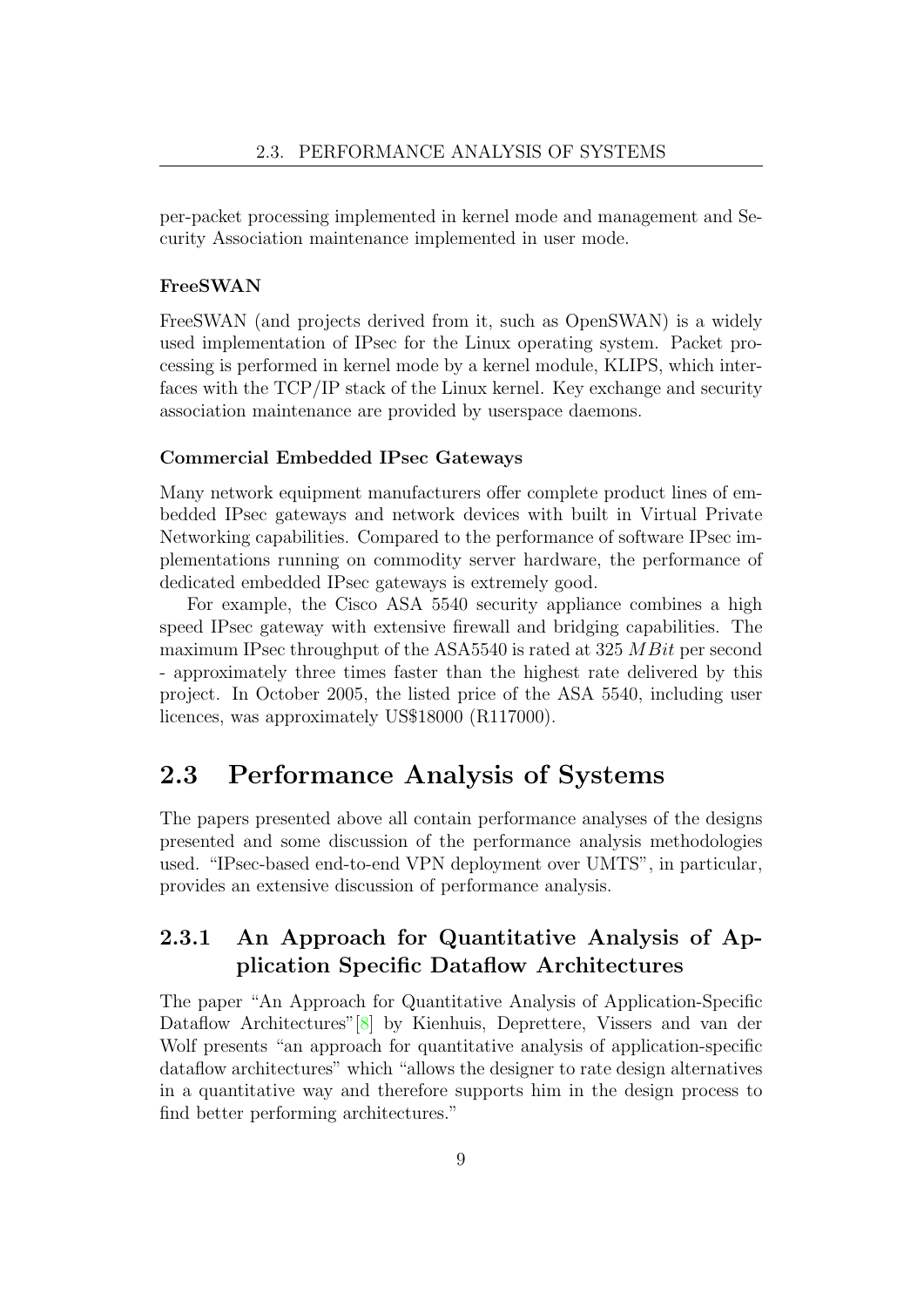per-packet processing implemented in kernel mode and management and Security Association maintenance implemented in user mode.

#### FreeSWAN

FreeSWAN (and projects derived from it, such as OpenSWAN) is a widely used implementation of IPsec for the Linux operating system. Packet processing is performed in kernel mode by a kernel module, KLIPS, which interfaces with the TCP/IP stack of the Linux kernel. Key exchange and security association maintenance are provided by userspace daemons.

#### Commercial Embedded IPsec Gateways

Many network equipment manufacturers offer complete product lines of embedded IPsec gateways and network devices with built in Virtual Private Networking capabilities. Compared to the performance of software IPsec implementations running on commodity server hardware, the performance of dedicated embedded IPsec gateways is extremely good.

For example, the Cisco ASA 5540 security appliance combines a high speed IPsec gateway with extensive firewall and bridging capabilities. The maximum IPsec throughput of the ASA5540 is rated at 325 $MBit$ per second - approximately three times faster than the highest rate delivered by this project. In October 2005, the listed price of the ASA 5540, including user licences, was approximately US$18000 (R117000).

## 2.3 Performance Analysis of Systems

The papers presented above all contain performance analyses of the designs presented and some discussion of the performance analysis methodologies used. "IPsec-based end-to-end VPN deployment over UMTS", in particular, provides an extensive discussion of performance analysis.

### 2.3.1 An Approach for Quantitative Analysis of Application Specific Dataflow Architectures

The paper "An Approach for Quantitative Analysis of Application-Specific Dataflow Architectures"[8] by Kienhuis, Deprettere, Vissers and van der Wolf presents "an approach for quantitative analysis of application-specific dataflow architectures" which "allows the designer to rate design alternatives in a quantitative way and therefore supports him in the design process to find better performing architectures."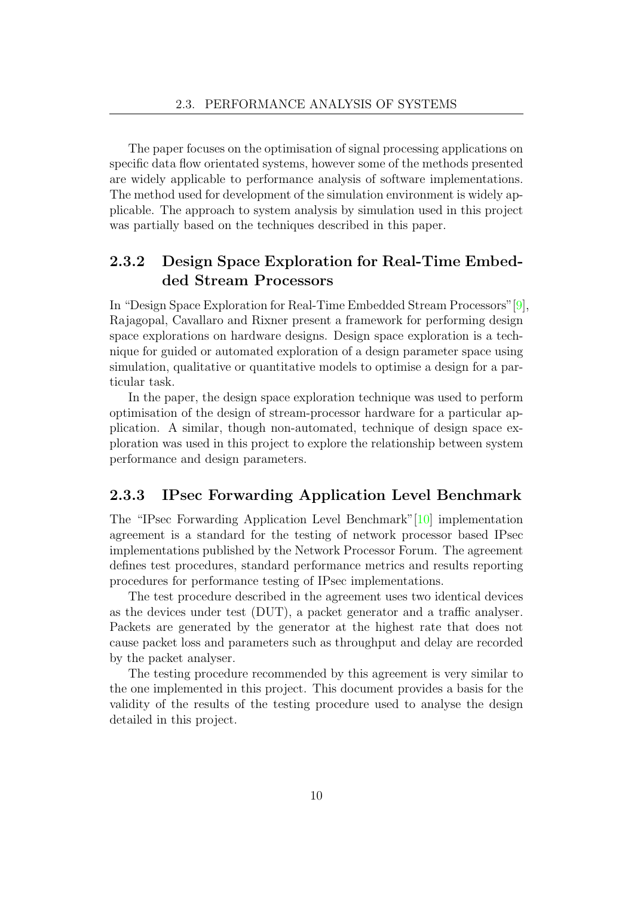The paper focuses on the optimisation of signal processing applications on specific data flow orientated systems, however some of the methods presented are widely applicable to performance analysis of software implementations. The method used for development of the simulation environment is widely applicable. The approach to system analysis by simulation used in this project was partially based on the techniques described in this paper.

### 2.3.2 Design Space Exploration for Real-Time Embedded Stream Processors

In "Design Space Exploration for Real-Time Embedded Stream Processors"[9], Rajagopal, Cavallaro and Rixner present a framework for performing design space explorations on hardware designs. Design space exploration is a technique for guided or automated exploration of a design parameter space using simulation, qualitative or quantitative models to optimise a design for a particular task.

In the paper, the design space exploration technique was used to perform optimisation of the design of stream-processor hardware for a particular application. A similar, though non-automated, technique of design space exploration was used in this project to explore the relationship between system performance and design parameters.

### 2.3.3 IPsec Forwarding Application Level Benchmark

The "IPsec Forwarding Application Level Benchmark"[10] implementation agreement is a standard for the testing of network processor based IPsec implementations published by the Network Processor Forum. The agreement defines test procedures, standard performance metrics and results reporting procedures for performance testing of IPsec implementations.

The test procedure described in the agreement uses two identical devices as the devices under test (DUT), a packet generator and a traffic analyser. Packets are generated by the generator at the highest rate that does not cause packet loss and parameters such as throughput and delay are recorded by the packet analyser.

The testing procedure recommended by this agreement is very similar to the one implemented in this project. This document provides a basis for the validity of the results of the testing procedure used to analyse the design detailed in this project.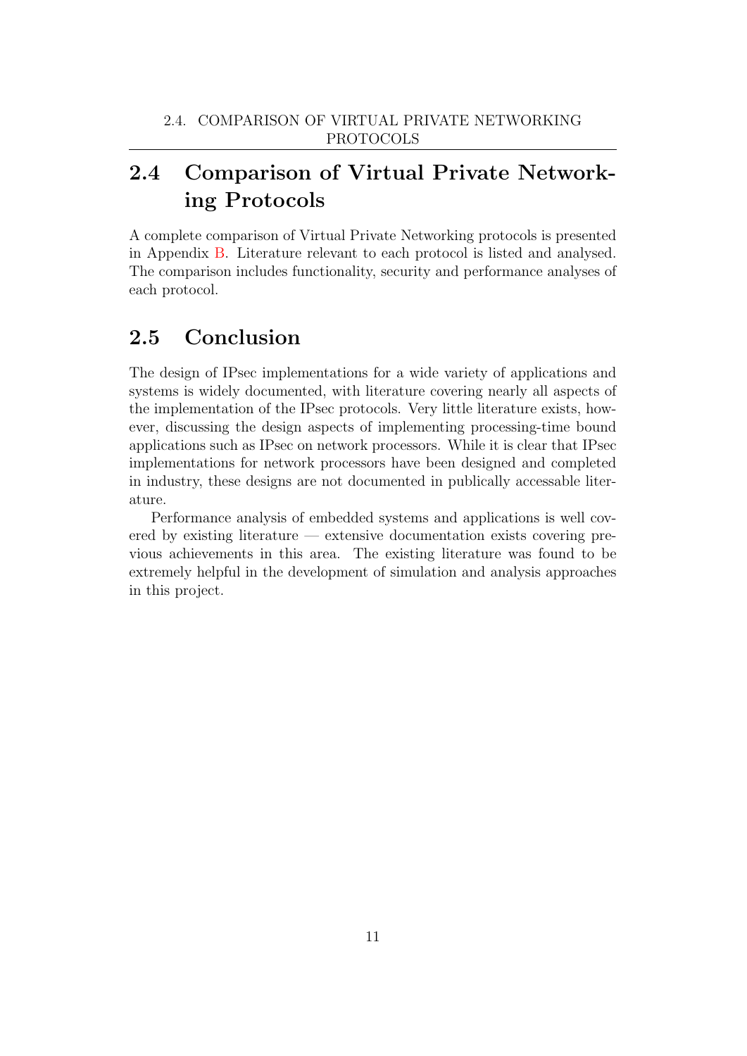## 2.4 Comparison of Virtual Private Networking Protocols

A complete comparison of Virtual Private Networking protocols is presented in Appendix B. Literature relevant to each protocol is listed and analysed. The comparison includes functionality, security and performance analyses of each protocol.

## 2.5 Conclusion

The design of IPsec implementations for a wide variety of applications and systems is widely documented, with literature covering nearly all aspects of the implementation of the IPsec protocols. Very little literature exists, however, discussing the design aspects of implementing processing-time bound applications such as IPsec on network processors. While it is clear that IPsec implementations for network processors have been designed and completed in industry, these designs are not documented in publically accessable literature.

Performance analysis of embedded systems and applications is well covered by existing literature — extensive documentation exists covering previous achievements in this area. The existing literature was found to be extremely helpful in the development of simulation and analysis approaches in this project.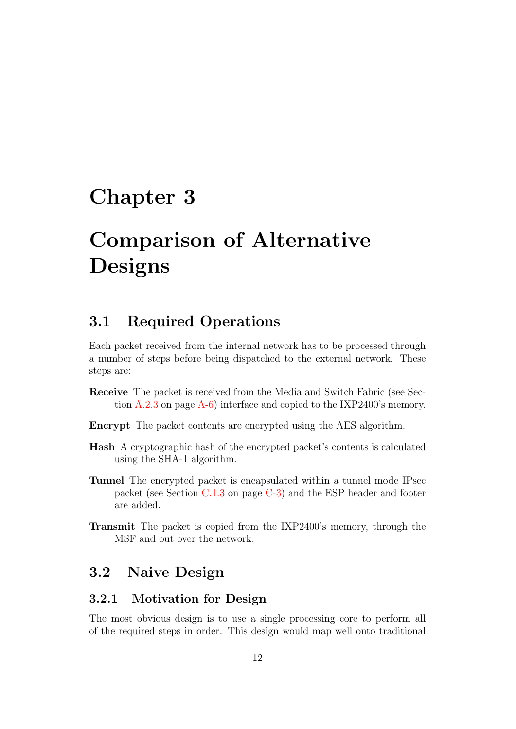# Chapter 3

# Comparison of Alternative Designs

## 3.1 Required Operations

Each packet received from the internal network has to be processed through a number of steps before being dispatched to the external network. These steps are:

**Receive** The packet is received from the Media and Switch Fabric (see Section A.2.3 on page A-6) interface and copied to the IXP2400's memory.

**Encrypt** The packet contents are encrypted using the AES algorithm.

**Hash** A cryptographic hash of the encrypted packet's contents is calculated using the SHA-1 algorithm.

**Tunnel** The encrypted packet is encapsulated within a tunnel mode IPsec packet (see Section C.1.3 on page C-3) and the ESP header and footer are added.

**Transmit** The packet is copied from the IXP2400's memory, through the MSF and out over the network.

## 3.2 Naive Design

### 3.2.1 Motivation for Design

The most obvious design is to use a single processing core to perform all of the required steps in order. This design would map well onto traditional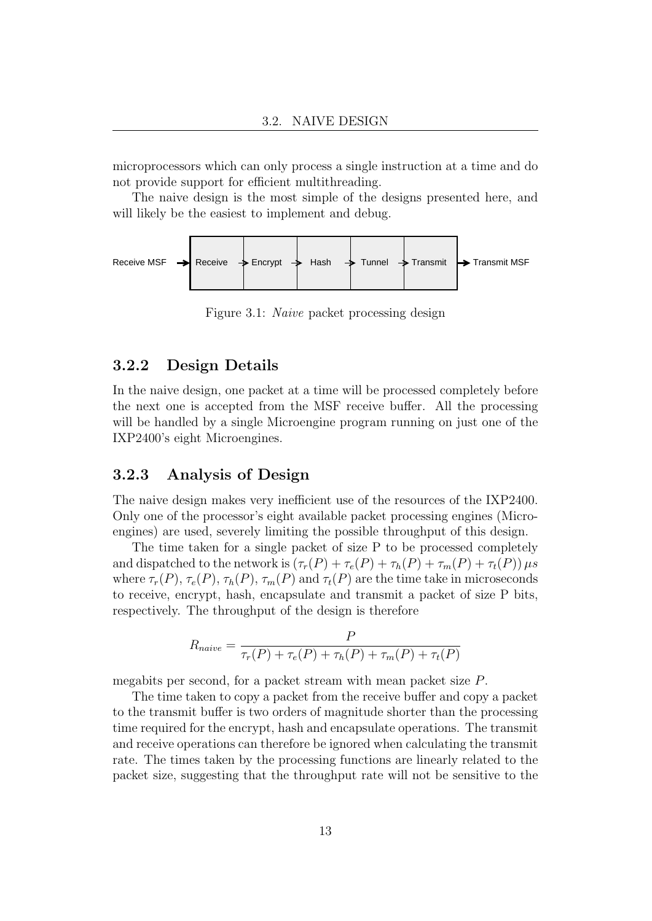microprocessors which can only process a single instruction at a time and do not provide support for efficient multithreading.

The naive design is the most simple of the designs presented here, and will likely be the easiest to implement and debug.

Receive MSF → Receive → Encrypt → Hash → Tunnel → Transmit → Transmit MSF

Figure 3.1: *Naive* packet processing design

### 3.2.2 Design Details

In the naive design, one packet at a time will be processed completely before the next one is accepted from the MSF receive buffer. All the processing will be handled by a single Microengine program running on just one of the IXP2400's eight Microengines.

### 3.2.3 Analysis of Design

The naive design makes very inefficient use of the resources of the IXP2400. Only one of the processor's eight available packet processing engines (Microengines) are used, severely limiting the possible throughput of this design.

The time taken for a single packet of size P to be processed completely and dispatched to the network is $(\tau_r(P) + \tau_e(P) + \tau_h(P) + \tau_m(P) + \tau_t(P))\,\mu s$ where $\tau_r(P)$, $\tau_e(P)$, $\tau_h(P)$, $\tau_m(P)$ and $\tau_t(P)$ are the time take in microseconds to receive, encrypt, hash, encapsulate and transmit a packet of size P bits, respectively. The throughput of the design is therefore

$$R_{naive} = \frac{P}{\tau_r(P) + \tau_e(P) + \tau_h(P) + \tau_m(P) + \tau_t(P)}$$

megabits per second, for a packet stream with mean packet size $P$.

The time taken to copy a packet from the receive buffer and copy a packet to the transmit buffer is two orders of magnitude shorter than the processing time required for the encrypt, hash and encapsulate operations. The transmit and receive operations can therefore be ignored when calculating the transmit rate. The times taken by the processing functions are linearly related to the packet size, suggesting that the throughput rate will not be sensitive to the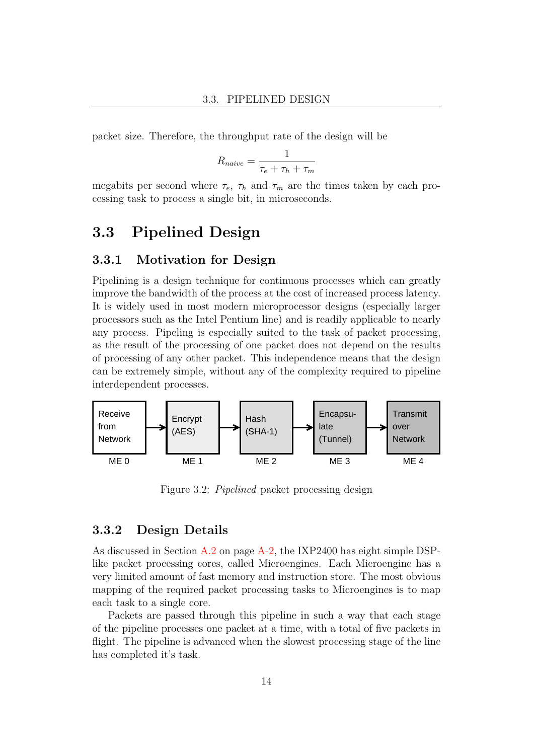packet size. Therefore, the throughput rate of the design will be

$$R_{naive} = \frac{1}{\tau_e + \tau_h + \tau_m}$$

megabits per second where $\tau_e$, $\tau_h$ and $\tau_m$ are the times taken by each processing task to process a single bit, in microseconds.

## 3.3 Pipelined Design

### 3.3.1 Motivation for Design

Pipelining is a design technique for continuous processes which can greatly improve the bandwidth of the process at the cost of increased process latency. It is widely used in most modern microprocessor designs (especially larger processors such as the Intel Pentium line) and is readily applicable to nearly any process. Pipeling is especially suited to the task of packet processing, as the result of the processing of one packet does not depend on the results of processing of any other packet. This independence means that the design can be extremely simple, without any of the complexity required to pipeline interdependent processes.

Receive from Network → Encrypt (AES) → Hash (SHA-1) → Encapsulate (Tunnel) → Transmit over Network

ME 0, ME 1, ME 2, ME 3, ME 4

Figure 3.2: *Pipelined* packet processing design

### 3.3.2 Design Details

As discussed in Section A.2 on page A-2, the IXP2400 has eight simple DSP-like packet processing cores, called Microengines. Each Microengine has a very limited amount of fast memory and instruction store. The most obvious mapping of the required packet processing tasks to Microengines is to map each task to a single core.

Packets are passed through this pipeline in such a way that each stage of the pipeline processes one packet at a time, with a total of five packets in flight. The pipeline is advanced when the slowest processing stage of the line has completed it's task.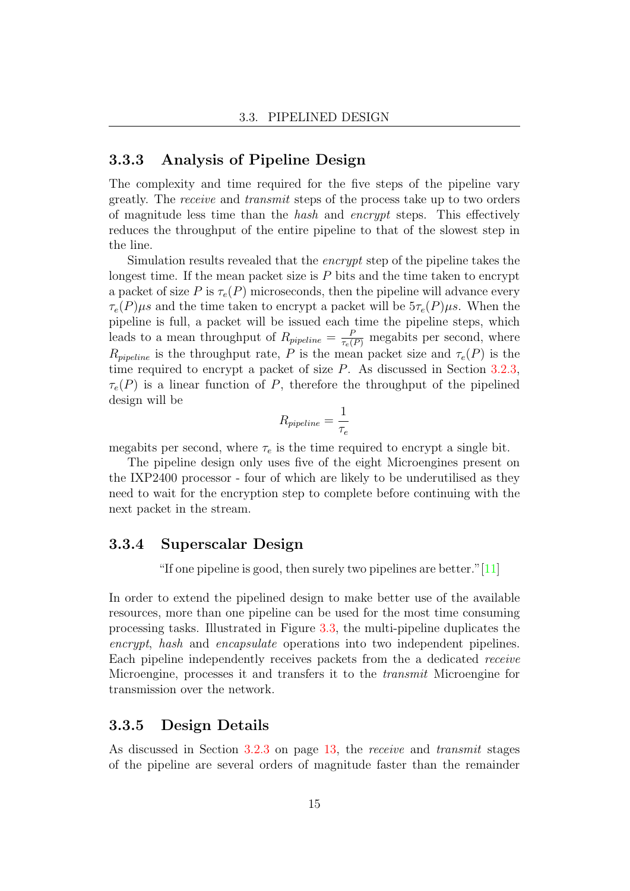### 3.3.3 Analysis of Pipeline Design

The complexity and time required for the five steps of the pipeline vary greatly. The *receive* and *transmit* steps of the process take up to two orders of magnitude less time than the *hash* and *encrypt* steps. This effectively reduces the throughput of the entire pipeline to that of the slowest step in the line.

Simulation results revealed that the *encrypt* step of the pipeline takes the longest time. If the mean packet size is $P$ bits and the time taken to encrypt a packet of size $P$ is $\tau_e(P)$ microseconds, then the pipeline will advance every $\tau_e(P)\mu s$ and the time taken to encrypt a packet will be $5\tau_e(P)\mu s$. When the pipeline is full, a packet will be issued each time the pipeline steps, which leads to a mean throughput of $R_{pipeline} = \frac{P}{\tau_e(P)}$ megabits per second, where $R_{pipeline}$ is the throughput rate, $P$ is the mean packet size and $\tau_e(P)$ is the time required to encrypt a packet of size $P$. As discussed in Section 3.2.3, $\tau_e(P)$ is a linear function of $P$, therefore the throughput of the pipelined design will be

$$R_{pipeline} = \frac{1}{\tau_e}$$

megabits per second, where $\tau_e$ is the time required to encrypt a single bit.

The pipeline design only uses five of the eight Microengines present on the IXP2400 processor - four of which are likely to be underutilised as they need to wait for the encryption step to complete before continuing with the next packet in the stream.

### 3.3.4 Superscalar Design

> "If one pipeline is good, then surely two pipelines are better." [11]

In order to extend the pipelined design to make better use of the available resources, more than one pipeline can be used for the most time consuming processing tasks. Illustrated in Figure 3.3, the multi-pipeline duplicates the *encrypt*, *hash* and *encapsulate* operations into two independent pipelines. Each pipeline independently receives packets from the a dedicated *receive* Microengine, processes it and transfers it to the *transmit* Microengine for transmission over the network.

### 3.3.5 Design Details

As discussed in Section 3.2.3 on page 13, the *receive* and *transmit* stages of the pipeline are several orders of magnitude faster than the remainder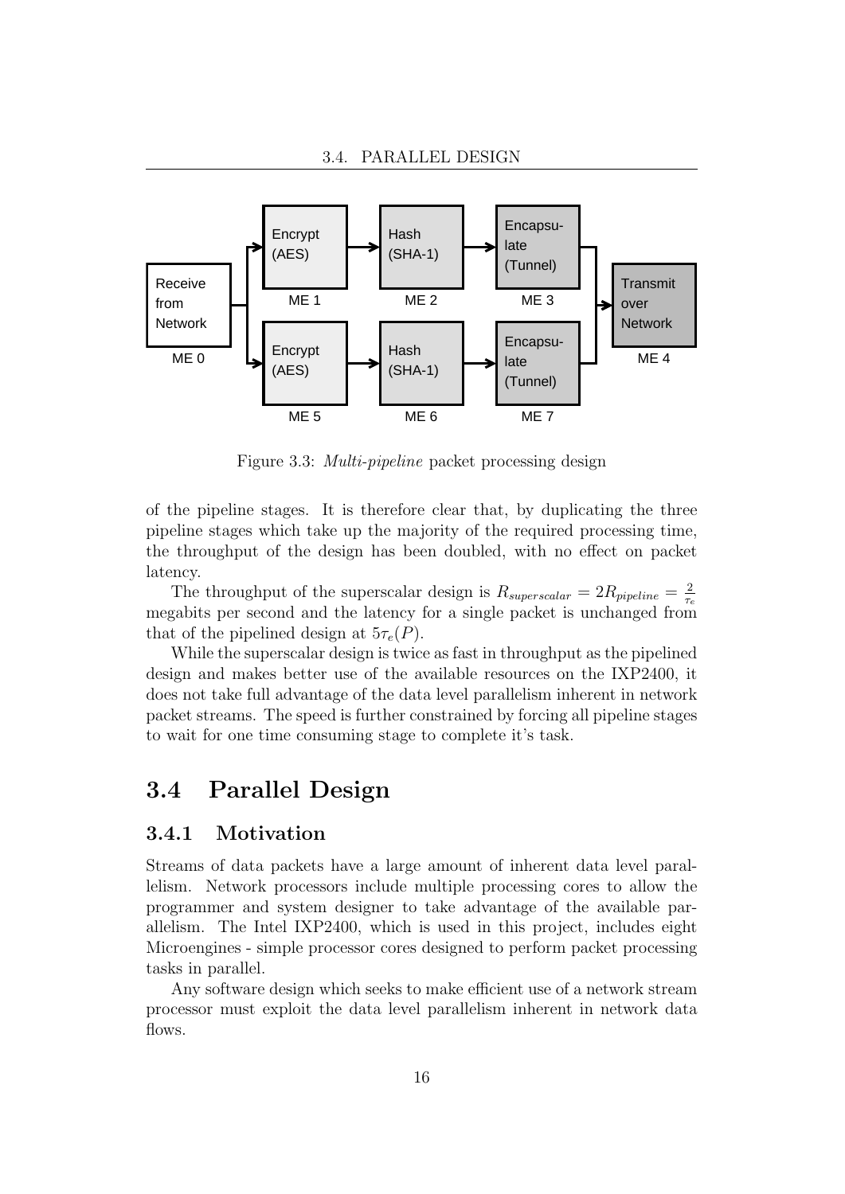Figure 3.3: *Multi-pipeline* packet processing design

of the pipeline stages. It is therefore clear that, by duplicating the three pipeline stages which take up the majority of the required processing time, the throughput of the design has been doubled, with no effect on packet latency.

The throughput of the superscalar design is $R_{superscalar} = 2R_{pipeline} = \frac{2}{\tau_e}$ megabits per second and the latency for a single packet is unchanged from that of the pipelined design at $5\tau_e(P)$.

While the superscalar design is twice as fast in throughput as the pipelined design and makes better use of the available resources on the IXP2400, it does not take full advantage of the data level parallelism inherent in network packet streams. The speed is further constrained by forcing all pipeline stages to wait for one time consuming stage to complete it's task.

## 3.4 Parallel Design

### 3.4.1 Motivation

Streams of data packets have a large amount of inherent data level parallelism. Network processors include multiple processing cores to allow the programmer and system designer to take advantage of the available parallelism. The Intel IXP2400, which is used in this project, includes eight Microengines - simple processor cores designed to perform packet processing tasks in parallel.

Any software design which seeks to make efficient use of a network stream processor must exploit the data level parallelism inherent in network data flows.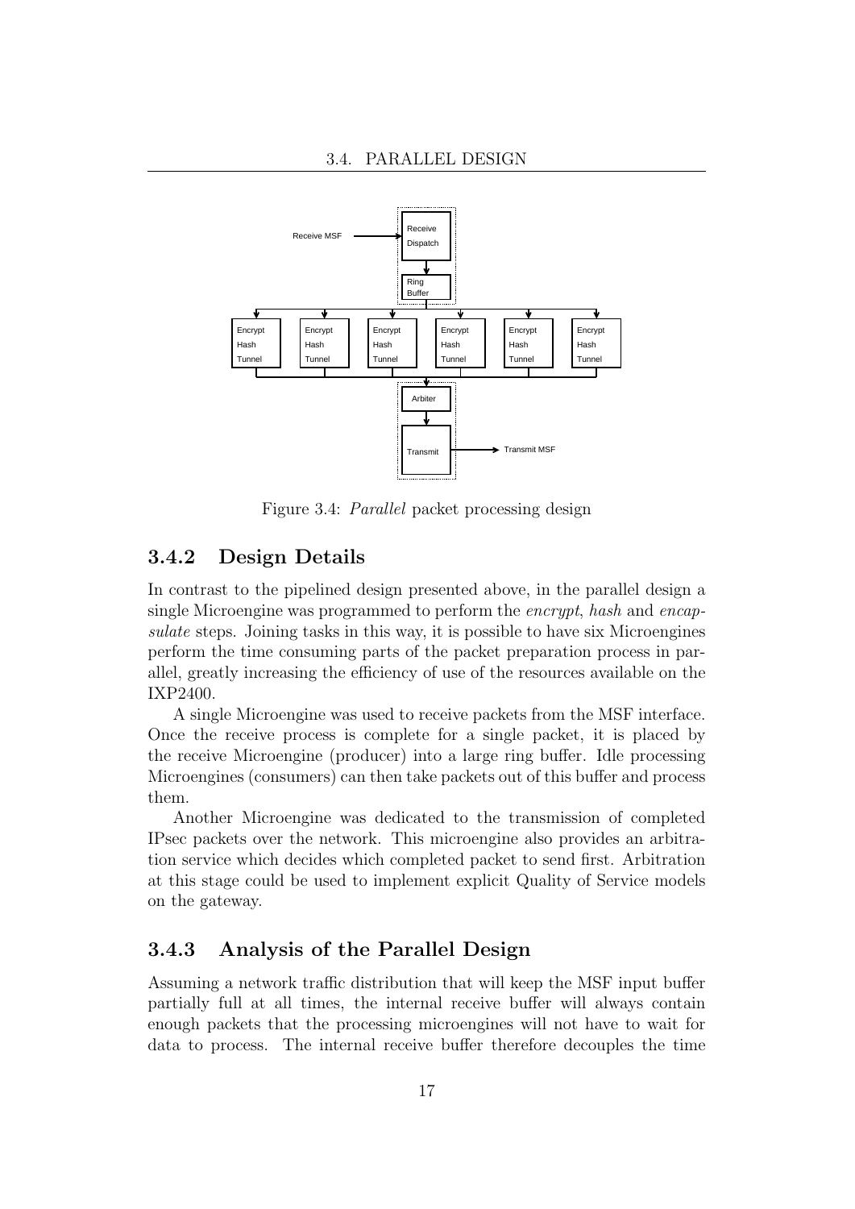Figure 3.4: *Parallel* packet processing design

### 3.4.2 Design Details

In contrast to the pipelined design presented above, in the parallel design a single Microengine was programmed to perform the *encrypt*, *hash* and *encapsulate* steps. Joining tasks in this way, it is possible to have six Microengines perform the time consuming parts of the packet preparation process in parallel, greatly increasing the efficiency of use of the resources available on the IXP2400.

A single Microengine was used to receive packets from the MSF interface. Once the receive process is complete for a single packet, it is placed by the receive Microengine (producer) into a large ring buffer. Idle processing Microengines (consumers) can then take packets out of this buffer and process them.

Another Microengine was dedicated to the transmission of completed IPsec packets over the network. This microengine also provides an arbitration service which decides which completed packet to send first. Arbitration at this stage could be used to implement explicit Quality of Service models on the gateway.

### 3.4.3 Analysis of the Parallel Design

Assuming a network traffic distribution that will keep the MSF input buffer partially full at all times, the internal receive buffer will always contain enough packets that the processing microengines will not have to wait for data to process. The internal receive buffer therefore decouples the time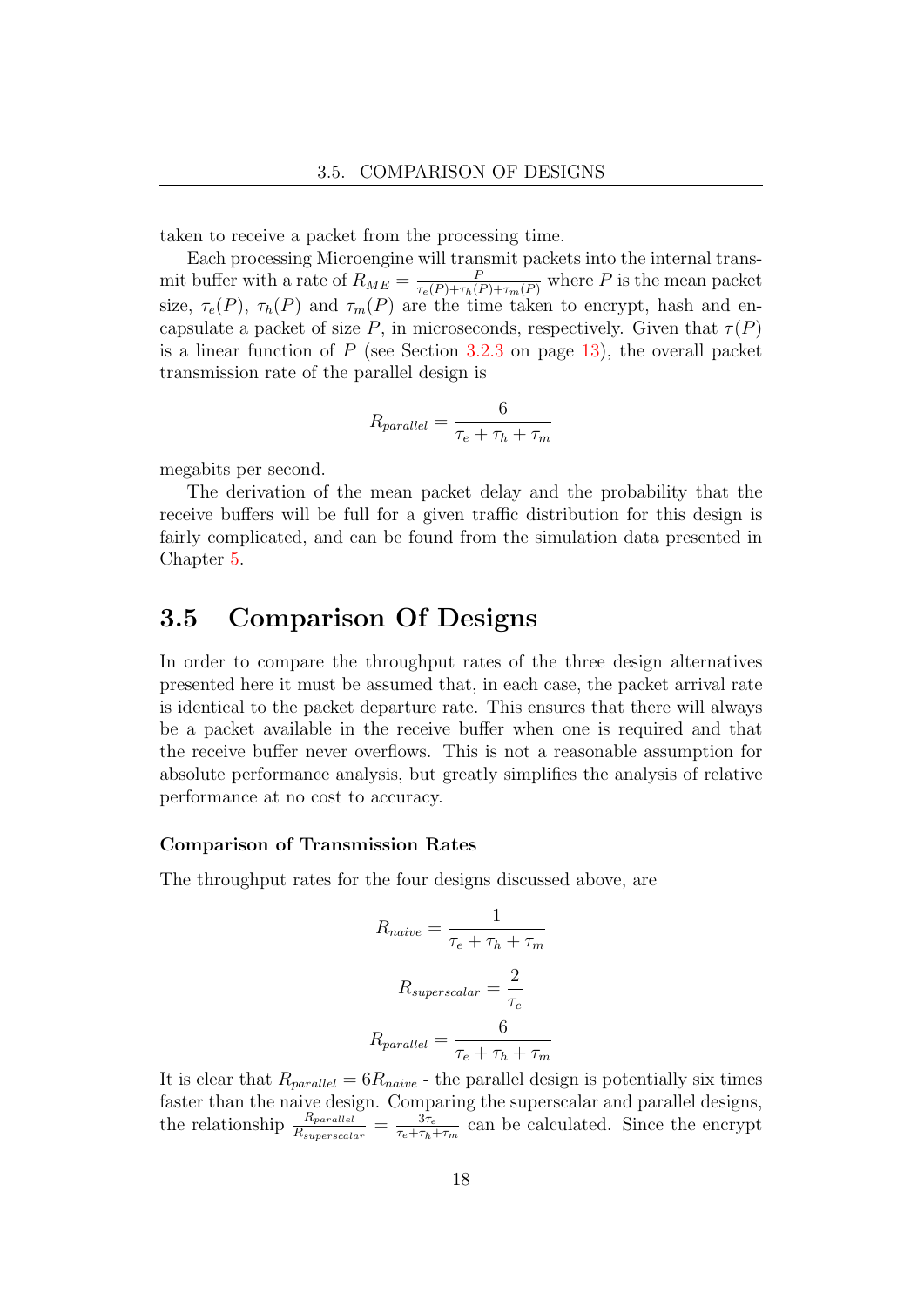taken to receive a packet from the processing time.

Each processing Microengine will transmit packets into the internal transmit buffer with a rate of $R_{ME} = \frac{P}{\tau_e(P)+\tau_h(P)+\tau_m(P)}$ where $P$ is the mean packet size, $\tau_e(P)$, $\tau_h(P)$ and $\tau_m(P)$ are the time taken to encrypt, hash and encapsulate a packet of size $P$, in microseconds, respectively. Given that $\tau(P)$ is a linear function of $P$ (see Section 3.2.3 on page 13), the overall packet transmission rate of the parallel design is

$$R_{parallel} = \frac{6}{\tau_e + \tau_h + \tau_m}$$

megabits per second.

The derivation of the mean packet delay and the probability that the receive buffers will be full for a given traffic distribution for this design is fairly complicated, and can be found from the simulation data presented in Chapter 5.

## 3.5 Comparison Of Designs

In order to compare the throughput rates of the three design alternatives presented here it must be assumed that, in each case, the packet arrival rate is identical to the packet departure rate. This ensures that there will always be a packet available in the receive buffer when one is required and that the receive buffer never overflows. This is not a reasonable assumption for absolute performance analysis, but greatly simplifies the analysis of relative performance at no cost to accuracy.

#### Comparison of Transmission Rates

The throughput rates for the four designs discussed above, are

$$R_{naive} = \frac{1}{\tau_e + \tau_h + \tau_m}$$

$$R_{superscalar} = \frac{2}{\tau_e}$$

$$R_{parallel} = \frac{6}{\tau_e + \tau_h + \tau_m}$$

It is clear that $R_{parallel} = 6R_{naive}$ - the parallel design is potentially six times faster than the naive design. Comparing the superscalar and parallel designs, the relationship $\frac{R_{parallel}}{R_{superscalar}} = \frac{3\tau_e}{\tau_e+\tau_h+\tau_m}$ can be calculated. Since the encrypt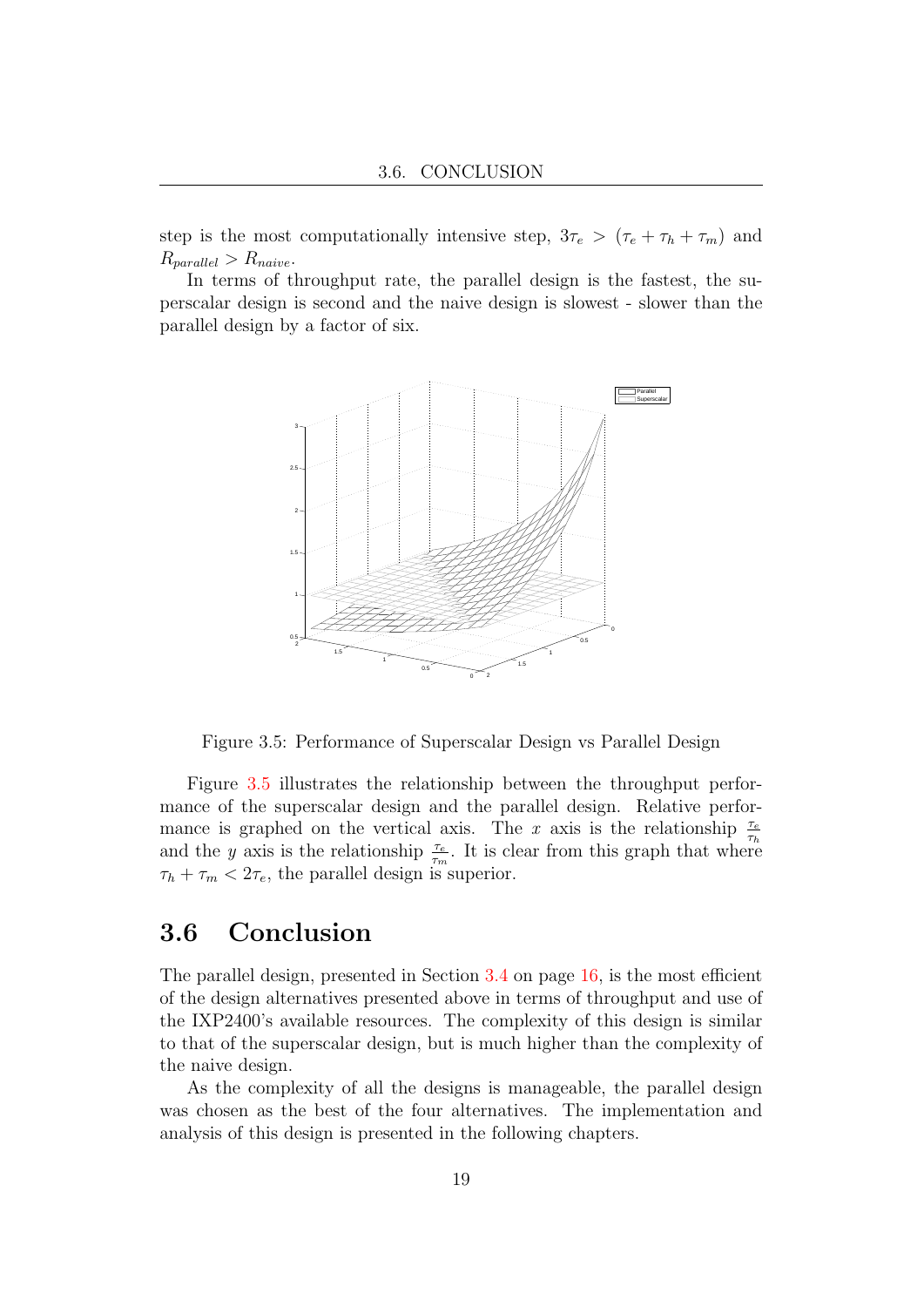step is the most computationally intensive step, $3\tau_e > (\tau_e + \tau_h + \tau_m)$ and $R_{parallel} > R_{naive}$.

In terms of throughput rate, the parallel design is the fastest, the superscalar design is second and the naive design is slowest - slower than the parallel design by a factor of six.

Figure 3.5: Performance of Superscalar Design vs Parallel Design

Figure 3.5 illustrates the relationship between the throughput performance of the superscalar design and the parallel design. Relative performance is graphed on the vertical axis. The $x$ axis is the relationship $\frac{\tau_e}{\tau_h}$ and the $y$ axis is the relationship $\frac{\tau_e}{\tau_m}$. It is clear from this graph that where $\tau_h + \tau_m < 2\tau_e$, the parallel design is superior.

## 3.6 Conclusion

The parallel design, presented in Section 3.4 on page 16, is the most efficient of the design alternatives presented above in terms of throughput and use of the IXP2400's available resources. The complexity of this design is similar to that of the superscalar design, but is much higher than the complexity of the naive design.

As the complexity of all the designs is manageable, the parallel design was chosen as the best of the four alternatives. The implementation and analysis of this design is presented in the following chapters.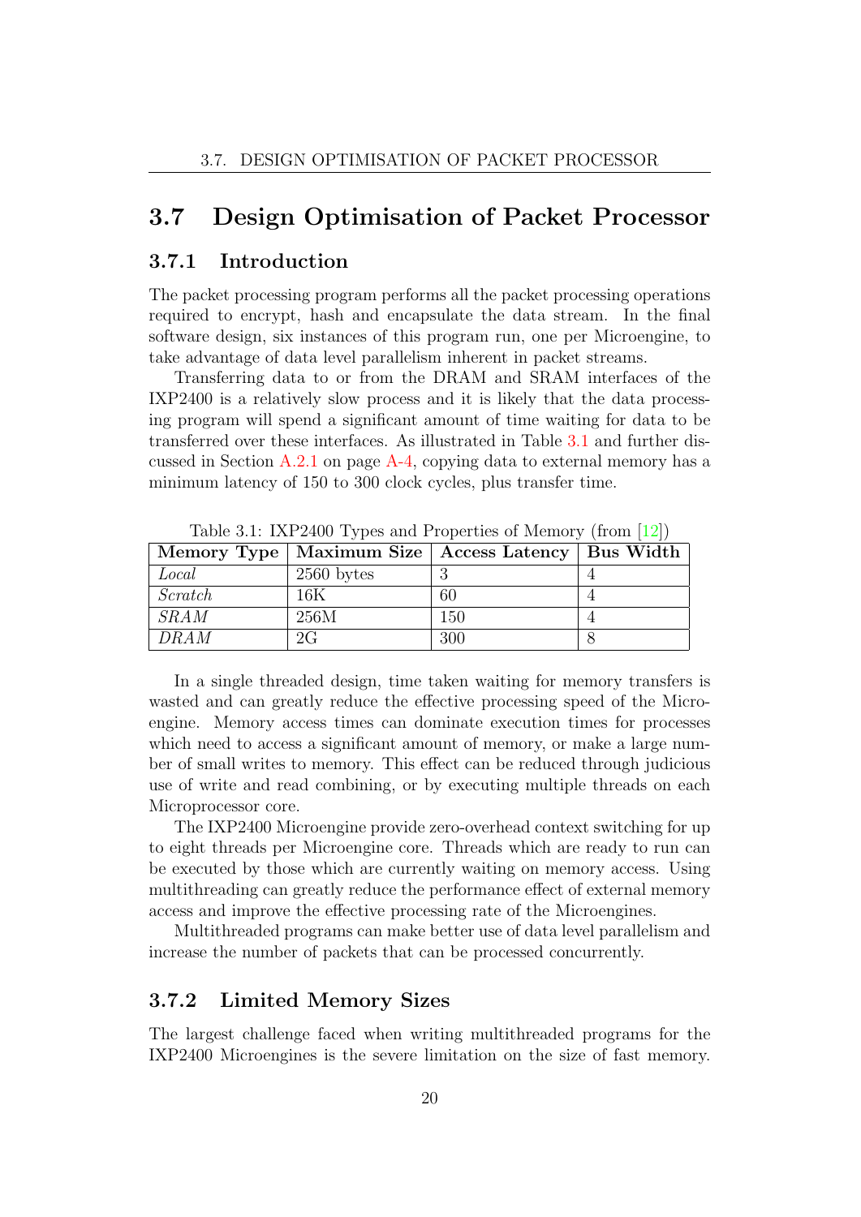## 3.7 Design Optimisation of Packet Processor

### 3.7.1 Introduction

The packet processing program performs all the packet processing operations required to encrypt, hash and encapsulate the data stream. In the final software design, six instances of this program run, one per Microengine, to take advantage of data level parallelism inherent in packet streams.

Transferring data to or from the DRAM and SRAM interfaces of the IXP2400 is a relatively slow process and it is likely that the data processing program will spend a significant amount of time waiting for data to be transferred over these interfaces. As illustrated in Table 3.1 and further discussed in Section A.2.1 on page A-4, copying data to external memory has a minimum latency of 150 to 300 clock cycles, plus transfer time.

Table 3.1: IXP2400 Types and Properties of Memory (from [12])

| Memory Type | Maximum Size | Access Latency | Bus Width |
|---|---|---|---|
| *Local* | 2560 bytes | 3 | 4 |
| *Scratch* | 16K | 60 | 4 |
| *SRAM* | 256M | 150 | 4 |
| *DRAM* | 2G | 300 | 8 |

In a single threaded design, time taken waiting for memory transfers is wasted and can greatly reduce the effective processing speed of the Microengine. Memory access times can dominate execution times for processes which need to access a significant amount of memory, or make a large number of small writes to memory. This effect can be reduced through judicious use of write and read combining, or by executing multiple threads on each Microprocessor core.

The IXP2400 Microengine provide zero-overhead context switching for up to eight threads per Microengine core. Threads which are ready to run can be executed by those which are currently waiting on memory access. Using multithreading can greatly reduce the performance effect of external memory access and improve the effective processing rate of the Microengines.

Multithreaded programs can make better use of data level parallelism and increase the number of packets that can be processed concurrently.

### 3.7.2 Limited Memory Sizes

The largest challenge faced when writing multithreaded programs for the IXP2400 Microengines is the severe limitation on the size of fast memory.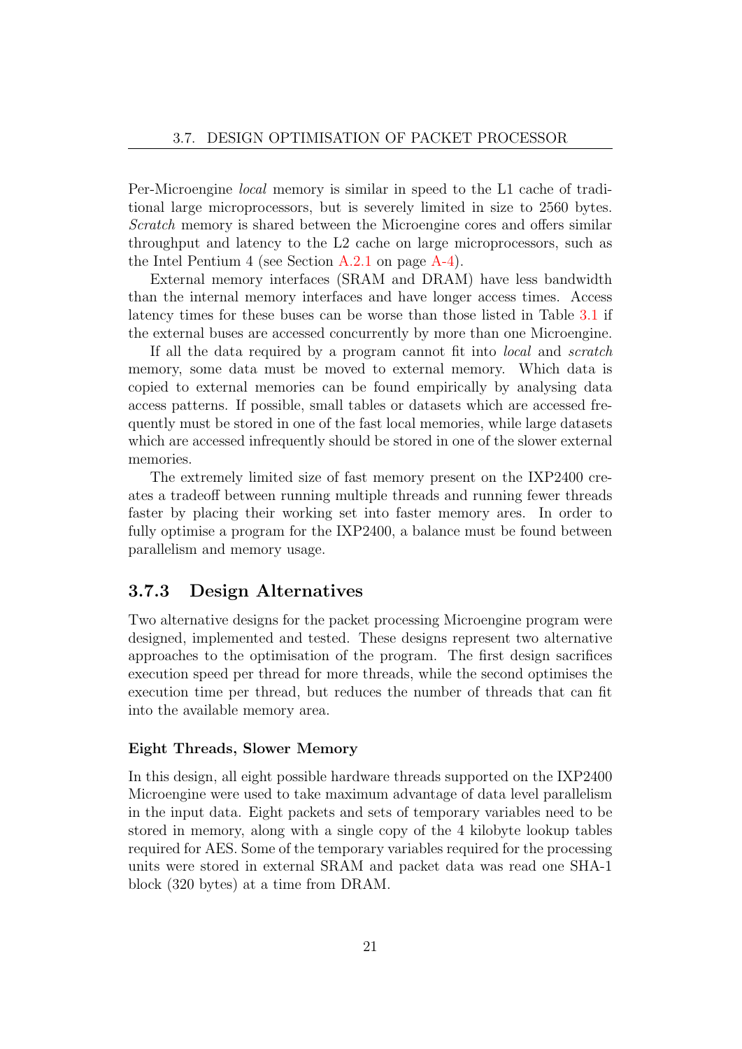Per-Microengine *local* memory is similar in speed to the L1 cache of traditional large microprocessors, but is severely limited in size to 2560 bytes. *Scratch* memory is shared between the Microengine cores and offers similar throughput and latency to the L2 cache on large microprocessors, such as the Intel Pentium 4 (see Section A.2.1 on page A-4).

External memory interfaces (SRAM and DRAM) have less bandwidth than the internal memory interfaces and have longer access times. Access latency times for these buses can be worse than those listed in Table 3.1 if the external buses are accessed concurrently by more than one Microengine.

If all the data required by a program cannot fit into *local* and *scratch* memory, some data must be moved to external memory. Which data is copied to external memories can be found empirically by analysing data access patterns. If possible, small tables or datasets which are accessed frequently must be stored in one of the fast local memories, while large datasets which are accessed infrequently should be stored in one of the slower external memories.

The extremely limited size of fast memory present on the IXP2400 creates a tradeoff between running multiple threads and running fewer threads faster by placing their working set into faster memory ares. In order to fully optimise a program for the IXP2400, a balance must be found between parallelism and memory usage.

### 3.7.3 Design Alternatives

Two alternative designs for the packet processing Microengine program were designed, implemented and tested. These designs represent two alternative approaches to the optimisation of the program. The first design sacrifices execution speed per thread for more threads, while the second optimises the execution time per thread, but reduces the number of threads that can fit into the available memory area.

#### Eight Threads, Slower Memory

In this design, all eight possible hardware threads supported on the IXP2400 Microengine were used to take maximum advantage of data level parallelism in the input data. Eight packets and sets of temporary variables need to be stored in memory, along with a single copy of the 4 kilobyte lookup tables required for AES. Some of the temporary variables required for the processing units were stored in external SRAM and packet data was read one SHA-1 block (320 bytes) at a time from DRAM.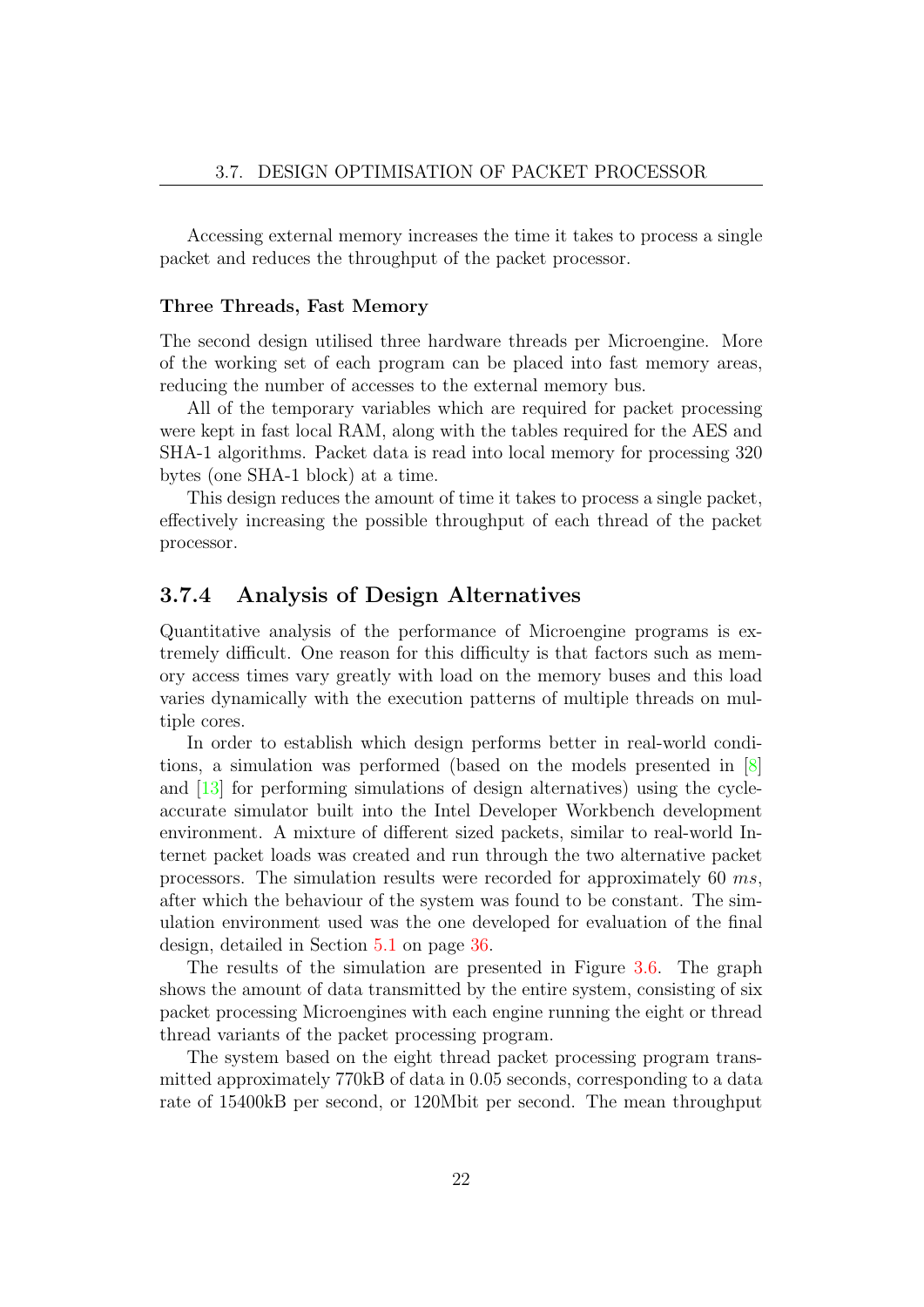Accessing external memory increases the time it takes to process a single packet and reduces the throughput of the packet processor.

#### Three Threads, Fast Memory

The second design utilised three hardware threads per Microengine. More of the working set of each program can be placed into fast memory areas, reducing the number of accesses to the external memory bus.

All of the temporary variables which are required for packet processing were kept in fast local RAM, along with the tables required for the AES and SHA-1 algorithms. Packet data is read into local memory for processing 320 bytes (one SHA-1 block) at a time.

This design reduces the amount of time it takes to process a single packet, effectively increasing the possible throughput of each thread of the packet processor.

### 3.7.4 Analysis of Design Alternatives

Quantitative analysis of the performance of Microengine programs is extremely difficult. One reason for this difficulty is that factors such as memory access times vary greatly with load on the memory buses and this load varies dynamically with the execution patterns of multiple threads on multiple cores.

In order to establish which design performs better in real-world conditions, a simulation was performed (based on the models presented in [8] and [13] for performing simulations of design alternatives) using the cycle-accurate simulator built into the Intel Developer Workbench development environment. A mixture of different sized packets, similar to real-world Internet packet loads was created and run through the two alternative packet processors. The simulation results were recorded for approximately 60 $ms$, after which the behaviour of the system was found to be constant. The simulation environment used was the one developed for evaluation of the final design, detailed in Section 5.1 on page 36.

The results of the simulation are presented in Figure 3.6. The graph shows the amount of data transmitted by the entire system, consisting of six packet processing Microengines with each engine running the eight or thread thread variants of the packet processing program.

The system based on the eight thread packet processing program transmitted approximately 770kB of data in 0.05 seconds, corresponding to a data rate of 15400kB per second, or 120Mbit per second. The mean throughput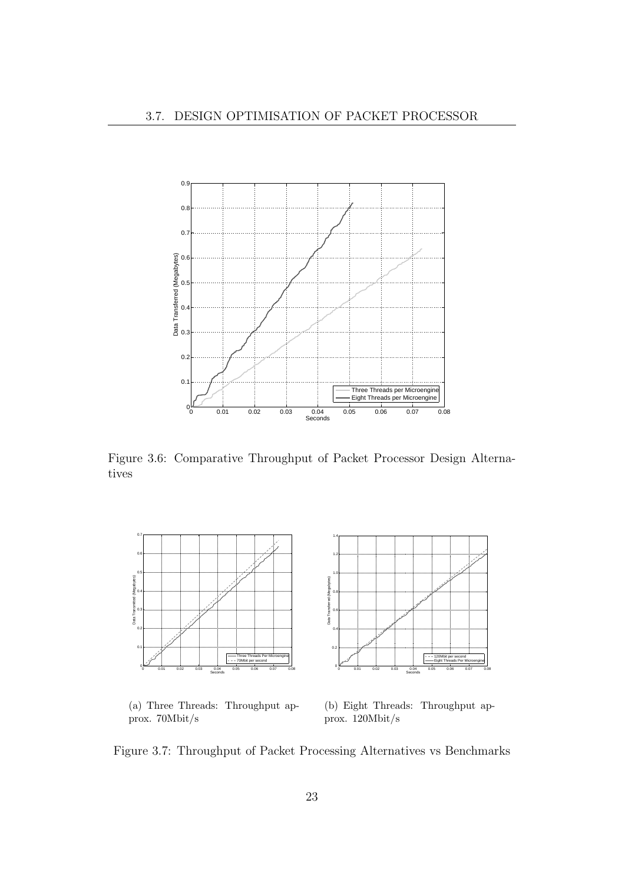Figure 3.6: Comparative Throughput of Packet Processor Design Alternatives

(a) Three Threads: Throughput approx. 70Mbit/s

(b) Eight Threads: Throughput approx. 120Mbit/s

Figure 3.7: Throughput of Packet Processing Alternatives vs Benchmarks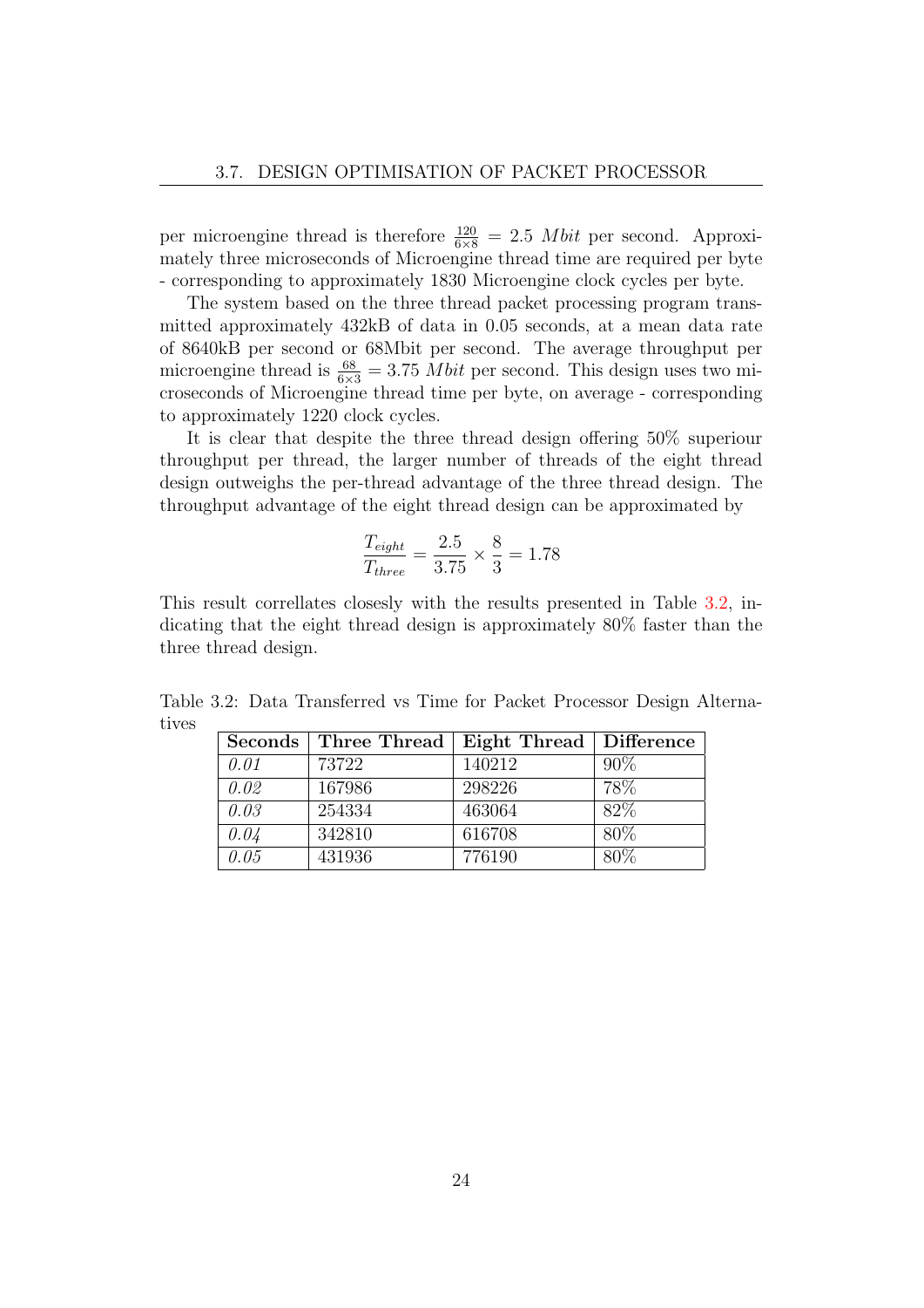per microengine thread is therefore $\frac{120}{6 \times 8} = 2.5$ $Mbit$ per second. Approximately three microseconds of Microengine thread time are required per byte - corresponding to approximately 1830 Microengine clock cycles per byte.

The system based on the three thread packet processing program transmitted approximately 432kB of data in 0.05 seconds, at a mean data rate of 8640kB per second or 68Mbit per second. The average throughput per microengine thread is $\frac{68}{6 \times 3} = 3.75$ $Mbit$ per second. This design uses two microseconds of Microengine thread time per byte, on average - corresponding to approximately 1220 clock cycles.

It is clear that despite the three thread design offering 50% superiour throughput per thread, the larger number of threads of the eight thread design outweighs the per-thread advantage of the three thread design. The throughput advantage of the eight thread design can be approximated by

$$\frac{T_{eight}}{T_{three}} = \frac{2.5}{3.75} \times \frac{8}{3} = 1.78$$

This result correllates closesly with the results presented in Table 3.2, indicating that the eight thread design is approximately 80% faster than the three thread design.

Table 3.2: Data Transferred vs Time for Packet Processor Design Alternatives

| **Seconds** | **Three Thread** | **Eight Thread** | **Difference** |
|---|---|---|---|
| *0.01* | 73722 | 140212 | 90% |
| *0.02* | 167986 | 298226 | 78% |
| *0.03* | 254334 | 463064 | 82% |
| *0.04* | 342810 | 616708 | 80% |
| *0.05* | 431936 | 776190 | 80% |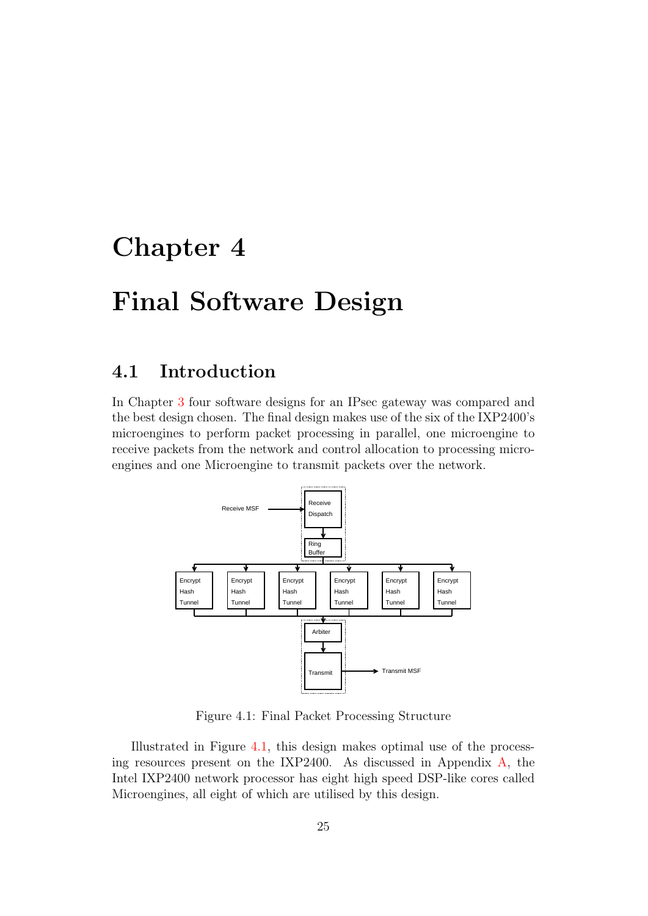# Chapter 4

# Final Software Design

## 4.1 Introduction

In Chapter 3 four software designs for an IPsec gateway was compared and the best design chosen. The final design makes use of the six of the IXP2400's microengines to perform packet processing in parallel, one microengine to receive packets from the network and control allocation to processing microengines and one Microengine to transmit packets over the network.

Figure 4.1: Final Packet Processing Structure

Illustrated in Figure 4.1, this design makes optimal use of the processing resources present on the IXP2400. As discussed in Appendix A, the Intel IXP2400 network processor has eight high speed DSP-like cores called Microengines, all eight of which are utilised by this design.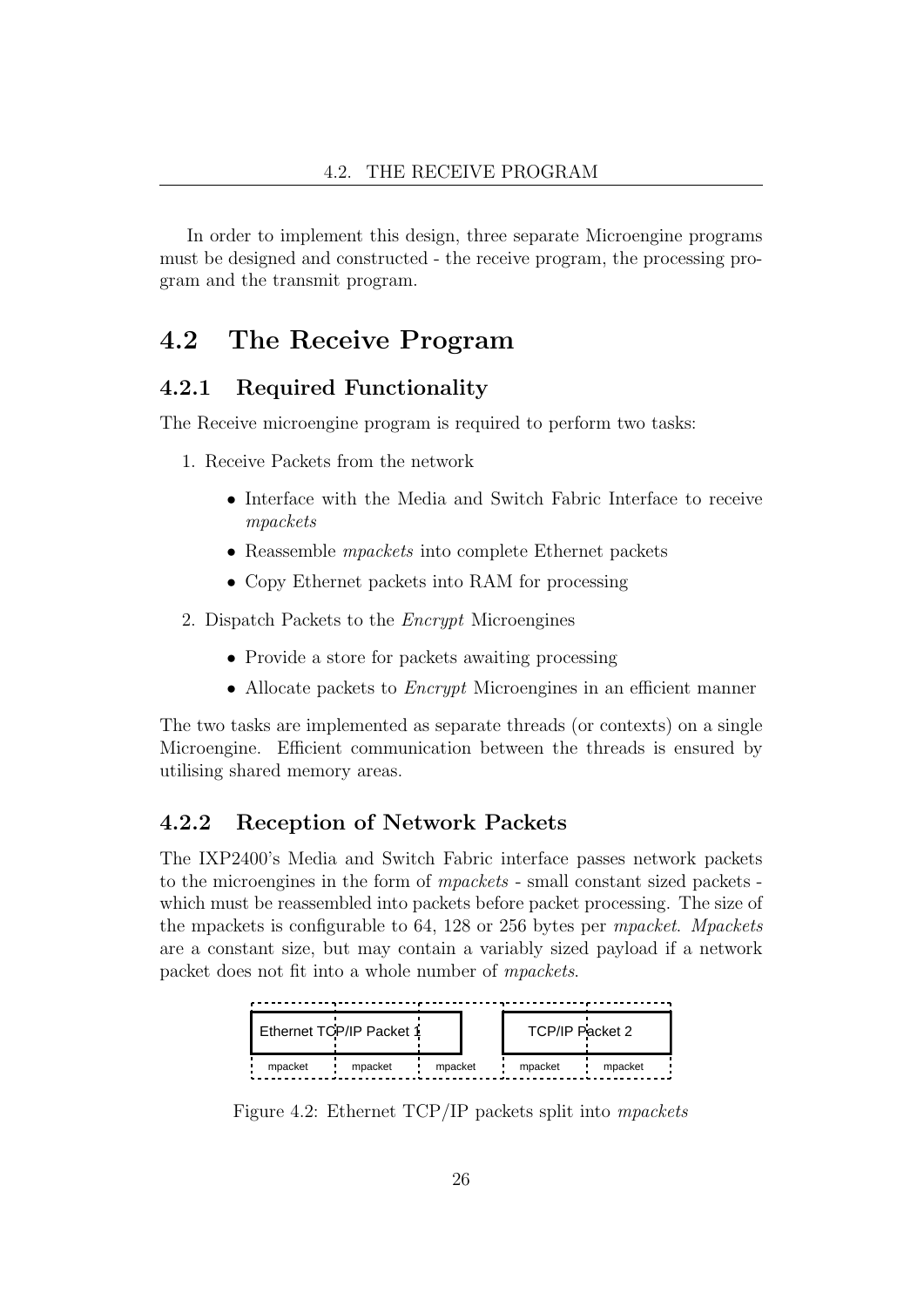In order to implement this design, three separate Microengine programs must be designed and constructed - the receive program, the processing program and the transmit program.

## 4.2 The Receive Program

### 4.2.1 Required Functionality

The Receive microengine program is required to perform two tasks:

1. Receive Packets from the network
   - Interface with the Media and Switch Fabric Interface to receive *mpackets*
   - Reassemble *mpackets* into complete Ethernet packets
   - Copy Ethernet packets into RAM for processing
2. Dispatch Packets to the *Encrypt* Microengines
   - Provide a store for packets awaiting processing
   - Allocate packets to *Encrypt* Microengines in an efficient manner

The two tasks are implemented as separate threads (or contexts) on a single Microengine. Efficient communication between the threads is ensured by utilising shared memory areas.

### 4.2.2 Reception of Network Packets

The IXP2400's Media and Switch Fabric interface passes network packets to the microengines in the form of *mpackets* - small constant sized packets - which must be reassembled into packets before packet processing. The size of the mpackets is configurable to 64, 128 or 256 bytes per *mpacket*. *Mpackets* are a constant size, but may contain a variably sized payload if a network packet does not fit into a whole number of *mpackets*.

Ethernet TCP/IP Packet 1 | TCP/IP Packet 2

mpacket | mpacket | mpacket | mpacket | mpacket

Figure 4.2: Ethernet TCP/IP packets split into *mpackets*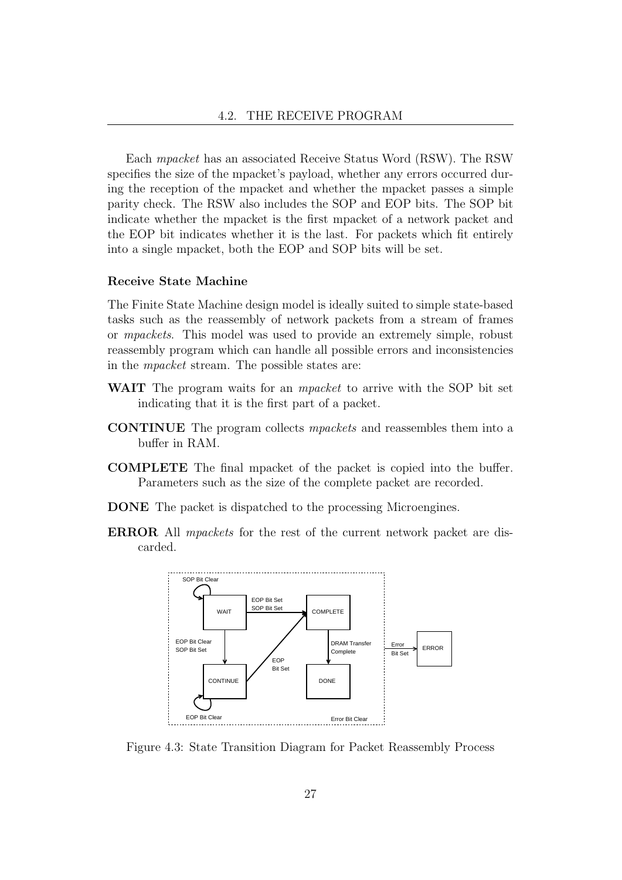Each *mpacket* has an associated Receive Status Word (RSW). The RSW specifies the size of the mpacket's payload, whether any errors occurred during the reception of the mpacket and whether the mpacket passes a simple parity check. The RSW also includes the SOP and EOP bits. The SOP bit indicate whether the mpacket is the first mpacket of a network packet and the EOP bit indicates whether it is the last. For packets which fit entirely into a single mpacket, both the EOP and SOP bits will be set.

### Receive State Machine

The Finite State Machine design model is ideally suited to simple state-based tasks such as the reassembly of network packets from a stream of frames or *mpackets*. This model was used to provide an extremely simple, robust reassembly program which can handle all possible errors and inconsistencies in the *mpacket* stream. The possible states are:

**WAIT** The program waits for an *mpacket* to arrive with the SOP bit set indicating that it is the first part of a packet.

**CONTINUE** The program collects *mpackets* and reassembles them into a buffer in RAM.

**COMPLETE** The final mpacket of the packet is copied into the buffer. Parameters such as the size of the complete packet are recorded.

**DONE** The packet is dispatched to the processing Microengines.

**ERROR** All *mpackets* for the rest of the current network packet are discarded.

Figure 4.3: State Transition Diagram for Packet Reassembly Process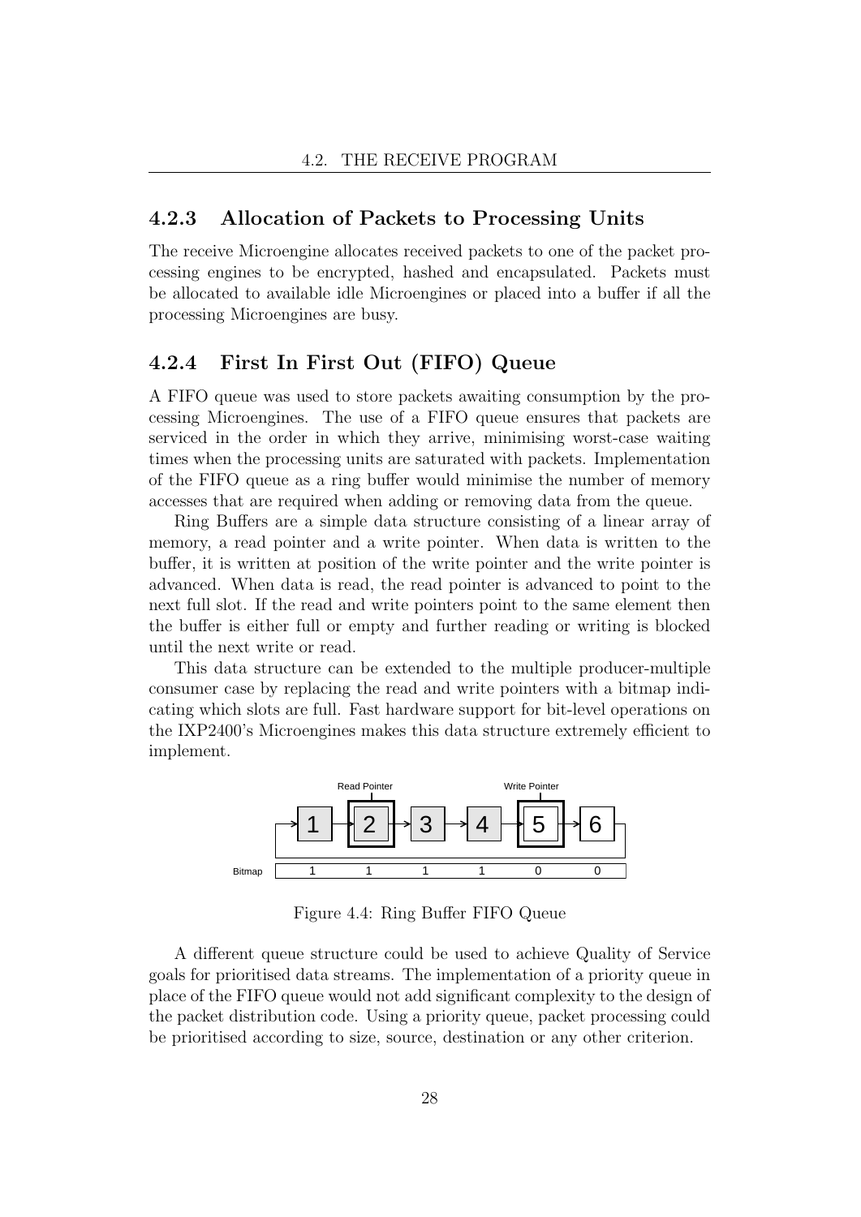### 4.2.3 Allocation of Packets to Processing Units

The receive Microengine allocates received packets to one of the packet processing engines to be encrypted, hashed and encapsulated. Packets must be allocated to available idle Microengines or placed into a buffer if all the processing Microengines are busy.

### 4.2.4 First In First Out (FIFO) Queue

A FIFO queue was used to store packets awaiting consumption by the processing Microengines. The use of a FIFO queue ensures that packets are serviced in the order in which they arrive, minimising worst-case waiting times when the processing units are saturated with packets. Implementation of the FIFO queue as a ring buffer would minimise the number of memory accesses that are required when adding or removing data from the queue.

Ring Buffers are a simple data structure consisting of a linear array of memory, a read pointer and a write pointer. When data is written to the buffer, it is written at position of the write pointer and the write pointer is advanced. When data is read, the read pointer is advanced to point to the next full slot. If the read and write pointers point to the same element then the buffer is either full or empty and further reading or writing is blocked until the next write or read.

This data structure can be extended to the multiple producer-multiple consumer case by replacing the read and write pointers with a bitmap indicating which slots are full. Fast hardware support for bit-level operations on the IXP2400's Microengines makes this data structure extremely efficient to implement.

Figure 4.4: Ring Buffer FIFO Queue

A different queue structure could be used to achieve Quality of Service goals for prioritised data streams. The implementation of a priority queue in place of the FIFO queue would not add significant complexity to the design of the packet distribution code. Using a priority queue, packet processing could be prioritised according to size, source, destination or any other criterion.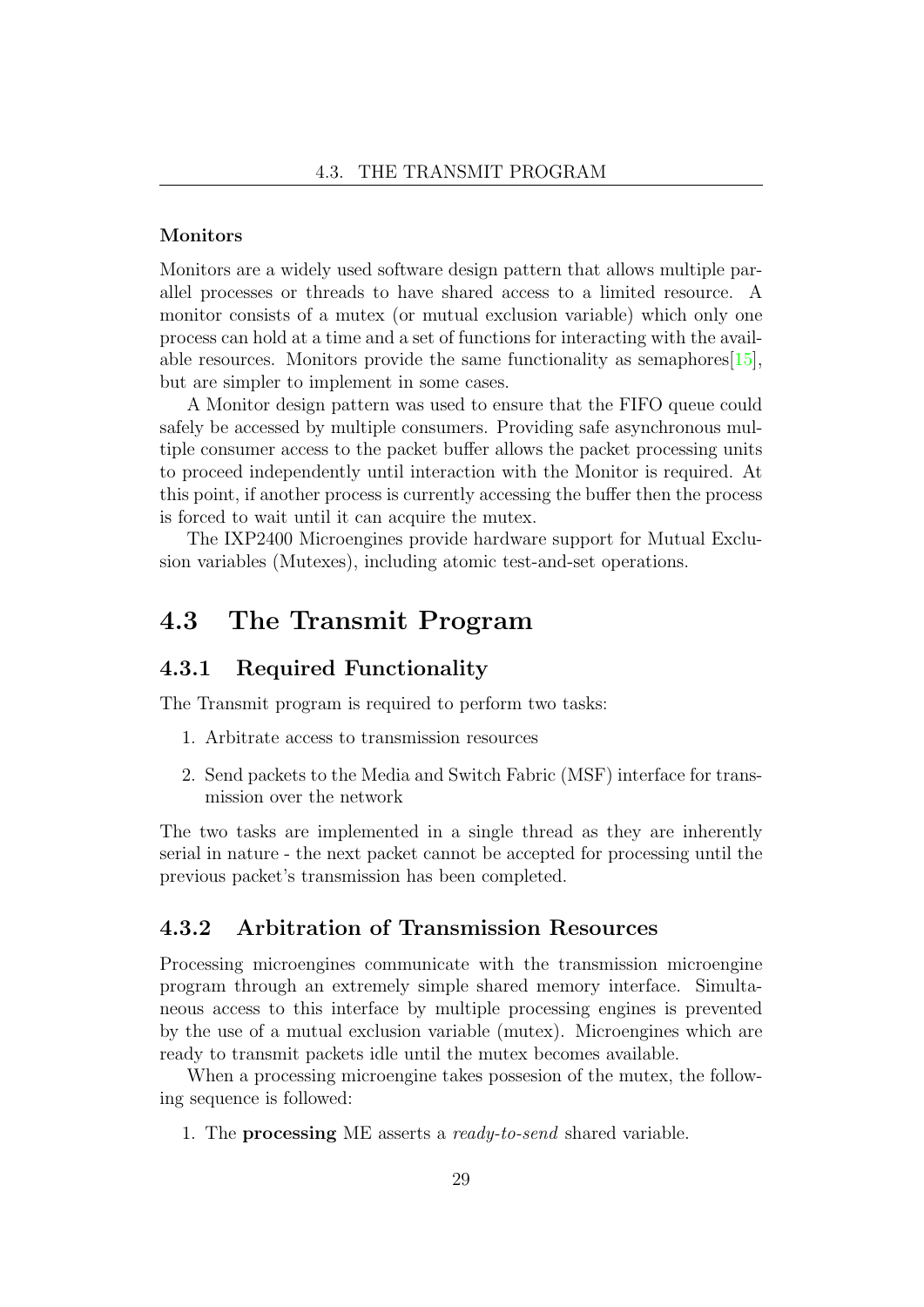#### Monitors

Monitors are a widely used software design pattern that allows multiple parallel processes or threads to have shared access to a limited resource. A monitor consists of a mutex (or mutual exclusion variable) which only one process can hold at a time and a set of functions for interacting with the available resources. Monitors provide the same functionality as semaphores[15], but are simpler to implement in some cases.

A Monitor design pattern was used to ensure that the FIFO queue could safely be accessed by multiple consumers. Providing safe asynchronous multiple consumer access to the packet buffer allows the packet processing units to proceed independently until interaction with the Monitor is required. At this point, if another process is currently accessing the buffer then the process is forced to wait until it can acquire the mutex.

The IXP2400 Microengines provide hardware support for Mutual Exclusion variables (Mutexes), including atomic test-and-set operations.

## 4.3 The Transmit Program

### 4.3.1 Required Functionality

The Transmit program is required to perform two tasks:

1. Arbitrate access to transmission resources
2. Send packets to the Media and Switch Fabric (MSF) interface for transmission over the network

The two tasks are implemented in a single thread as they are inherently serial in nature - the next packet cannot be accepted for processing until the previous packet's transmission has been completed.

### 4.3.2 Arbitration of Transmission Resources

Processing microengines communicate with the transmission microengine program through an extremely simple shared memory interface. Simultaneous access to this interface by multiple processing engines is prevented by the use of a mutual exclusion variable (mutex). Microengines which are ready to transmit packets idle until the mutex becomes available.

When a processing microengine takes possesion of the mutex, the following sequence is followed:

1. The **processing** ME asserts a *ready-to-send* shared variable.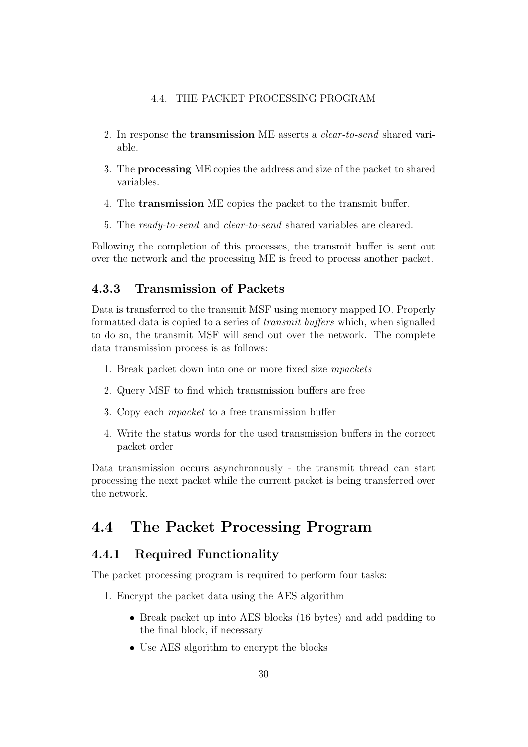2. In response the **transmission** ME asserts a *clear-to-send* shared variable.
3. The **processing** ME copies the address and size of the packet to shared variables.
4. The **transmission** ME copies the packet to the transmit buffer.
5. The *ready-to-send* and *clear-to-send* shared variables are cleared.

Following the completion of this processes, the transmit buffer is sent out over the network and the processing ME is freed to process another packet.

### 4.3.3 Transmission of Packets

Data is transferred to the transmit MSF using memory mapped IO. Properly formatted data is copied to a series of *transmit buffers* which, when signalled to do so, the transmit MSF will send out over the network. The complete data transmission process is as follows:

1. Break packet down into one or more fixed size *mpackets*
2. Query MSF to find which transmission buffers are free
3. Copy each *mpacket* to a free transmission buffer
4. Write the status words for the used transmission buffers in the correct packet order

Data transmission occurs asynchronously - the transmit thread can start processing the next packet while the current packet is being transferred over the network.

## 4.4 The Packet Processing Program

### 4.4.1 Required Functionality

The packet processing program is required to perform four tasks:

1. Encrypt the packet data using the AES algorithm
   - Break packet up into AES blocks (16 bytes) and add padding to the final block, if necessary
   - Use AES algorithm to encrypt the blocks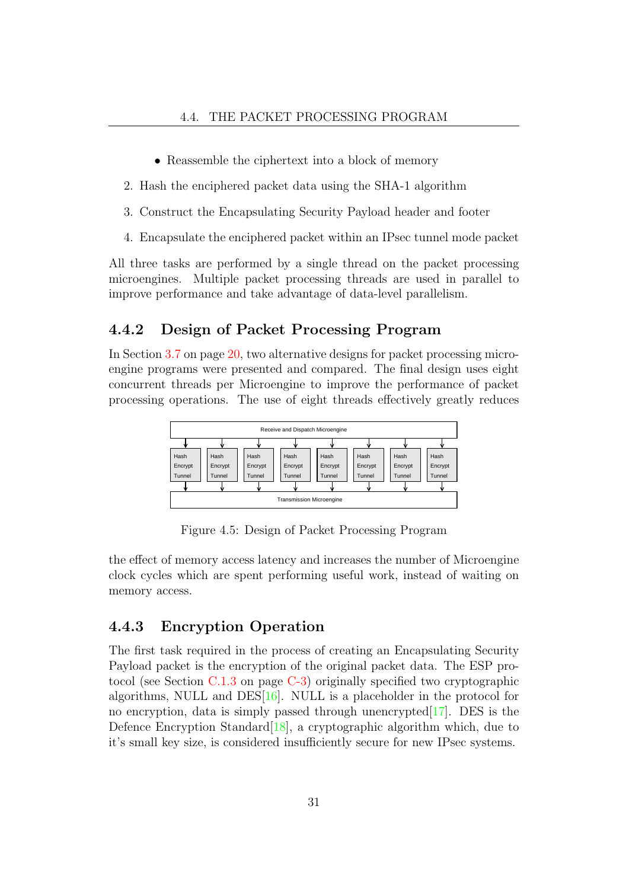- Reassemble the ciphertext into a block of memory

2. Hash the enciphered packet data using the SHA-1 algorithm
3. Construct the Encapsulating Security Payload header and footer
4. Encapsulate the enciphered packet within an IPsec tunnel mode packet

All three tasks are performed by a single thread on the packet processing microengines. Multiple packet processing threads are used in parallel to improve performance and take advantage of data-level parallelism.

### 4.4.2 Design of Packet Processing Program

In Section 3.7 on page 20, two alternative designs for packet processing microengine programs were presented and compared. The final design uses eight concurrent threads per Microengine to improve the performance of packet processing operations. The use of eight threads effectively greatly reduces the effect of memory access latency and increases the number of Microengine clock cycles which are spent performing useful work, instead of waiting on memory access.

Figure 4.5: Design of Packet Processing Program

### 4.4.3 Encryption Operation

The first task required in the process of creating an Encapsulating Security Payload packet is the encryption of the original packet data. The ESP protocol (see Section C.1.3 on page C-3) originally specified two cryptographic algorithms, NULL and DES[16]. NULL is a placeholder in the protocol for no encryption, data is simply passed through unencrypted[17]. DES is the Defence Encryption Standard[18], a cryptographic algorithm which, due to it's small key size, is considered insufficiently secure for new IPsec systems.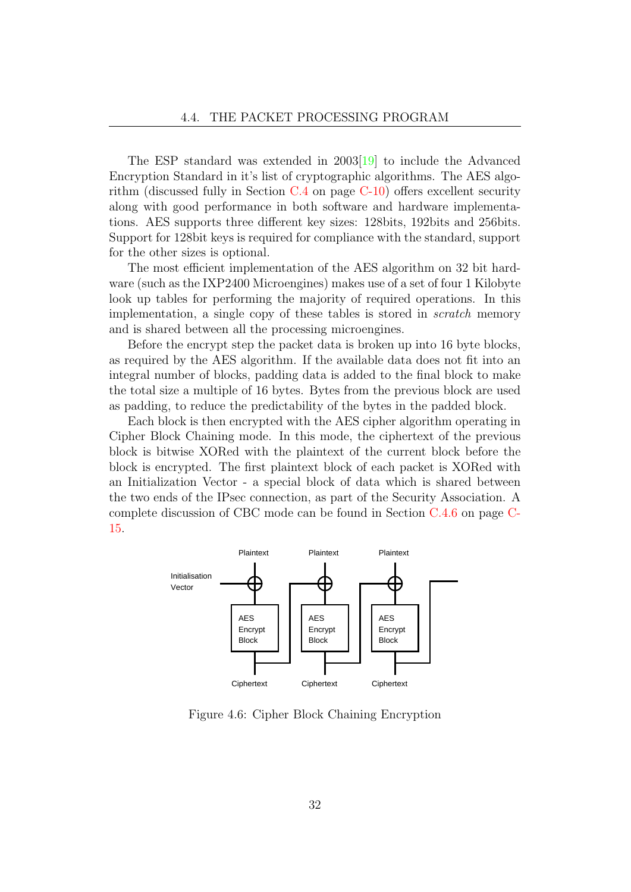The ESP standard was extended in 2003[19] to include the Advanced Encryption Standard in it's list of cryptographic algorithms. The AES algorithm (discussed fully in Section C.4 on page C-10) offers excellent security along with good performance in both software and hardware implementations. AES supports three different key sizes: 128bits, 192bits and 256bits. Support for 128bit keys is required for compliance with the standard, support for the other sizes is optional.

The most efficient implementation of the AES algorithm on 32 bit hardware (such as the IXP2400 Microengines) makes use of a set of four 1 Kilobyte look up tables for performing the majority of required operations. In this implementation, a single copy of these tables is stored in *scratch* memory and is shared between all the processing microengines.

Before the encrypt step the packet data is broken up into 16 byte blocks, as required by the AES algorithm. If the available data does not fit into an integral number of blocks, padding data is added to the final block to make the total size a multiple of 16 bytes. Bytes from the previous block are used as padding, to reduce the predictability of the bytes in the padded block.

Each block is then encrypted with the AES cipher algorithm operating in Cipher Block Chaining mode. In this mode, the ciphertext of the previous block is bitwise XORed with the plaintext of the current block before the block is encrypted. The first plaintext block of each packet is XORed with an Initialization Vector - a special block of data which is shared between the two ends of the IPsec connection, as part of the Security Association. A complete discussion of CBC mode can be found in Section C.4.6 on page C-15.

Figure 4.6: Cipher Block Chaining Encryption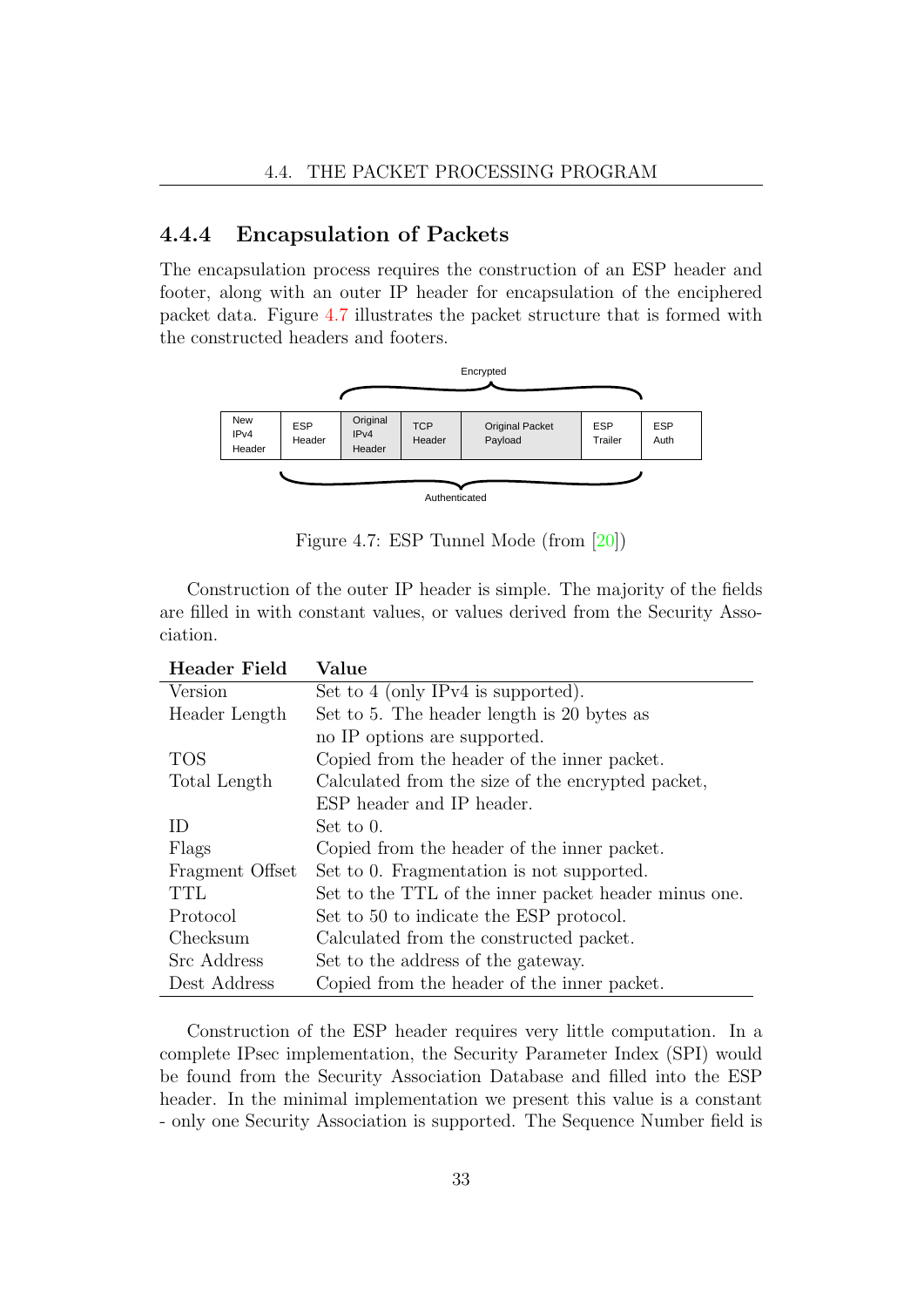### 4.4.4 Encapsulation of Packets

The encapsulation process requires the construction of an ESP header and footer, along with an outer IP header for encapsulation of the enciphered packet data. Figure 4.7 illustrates the packet structure that is formed with the constructed headers and footers.

| New IPv4 Header | ESP Header | Original IPv4 Header | TCP Header | Original Packet Payload | ESP Trailer | ESP Auth |
|---|---|---|---|---|---|---|

Encrypted: Original IPv4 Header through ESP Trailer. Authenticated: ESP Header through ESP Trailer.

Figure 4.7: ESP Tunnel Mode (from [20])

Construction of the outer IP header is simple. The majority of the fields are filled in with constant values, or values derived from the Security Association.

| Header Field | Value |
|---|---|
| Version | Set to 4 (only IPv4 is supported). |
| Header Length | Set to 5. The header length is 20 bytes as no IP options are supported. |
| TOS | Copied from the header of the inner packet. |
| Total Length | Calculated from the size of the encrypted packet, ESP header and IP header. |
| ID | Set to 0. |
| Flags | Copied from the header of the inner packet. |
| Fragment Offset | Set to 0. Fragmentation is not supported. |
| TTL | Set to the TTL of the inner packet header minus one. |
| Protocol | Set to 50 to indicate the ESP protocol. |
| Checksum | Calculated from the constructed packet. |
| Src Address | Set to the address of the gateway. |
| Dest Address | Copied from the header of the inner packet. |

Construction of the ESP header requires very little computation. In a complete IPsec implementation, the Security Parameter Index (SPI) would be found from the Security Association Database and filled into the ESP header. In the minimal implementation we present this value is a constant - only one Security Association is supported. The Sequence Number field is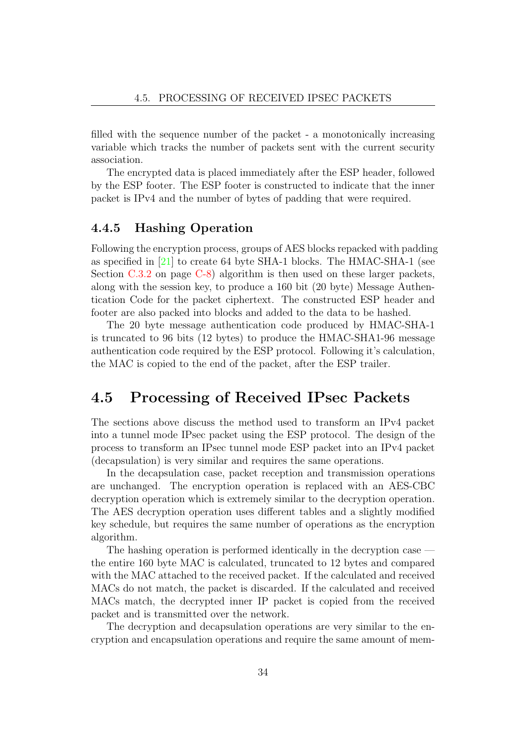filled with the sequence number of the packet - a monotonically increasing variable which tracks the number of packets sent with the current security association.

The encrypted data is placed immediately after the ESP header, followed by the ESP footer. The ESP footer is constructed to indicate that the inner packet is IPv4 and the number of bytes of padding that were required.

### 4.4.5 Hashing Operation

Following the encryption process, groups of AES blocks repacked with padding as specified in [21] to create 64 byte SHA-1 blocks. The HMAC-SHA-1 (see Section C.3.2 on page C-8) algorithm is then used on these larger packets, along with the session key, to produce a 160 bit (20 byte) Message Authentication Code for the packet ciphertext. The constructed ESP header and footer are also packed into blocks and added to the data to be hashed.

The 20 byte message authentication code produced by HMAC-SHA-1 is truncated to 96 bits (12 bytes) to produce the HMAC-SHA1-96 message authentication code required by the ESP protocol. Following it's calculation, the MAC is copied to the end of the packet, after the ESP trailer.

## 4.5 Processing of Received IPsec Packets

The sections above discuss the method used to transform an IPv4 packet into a tunnel mode IPsec packet using the ESP protocol. The design of the process to transform an IPsec tunnel mode ESP packet into an IPv4 packet (decapsulation) is very similar and requires the same operations.

In the decapsulation case, packet reception and transmission operations are unchanged. The encryption operation is replaced with an AES-CBC decryption operation which is extremely similar to the decryption operation. The AES decryption operation uses different tables and a slightly modified key schedule, but requires the same number of operations as the encryption algorithm.

The hashing operation is performed identically in the decryption case — the entire 160 byte MAC is calculated, truncated to 12 bytes and compared with the MAC attached to the received packet. If the calculated and received MACs do not match, the packet is discarded. If the calculated and received MACs match, the decrypted inner IP packet is copied from the received packet and is transmitted over the network.

The decryption and decapsulation operations are very similar to the encryption and encapsulation operations and require the same amount of mem-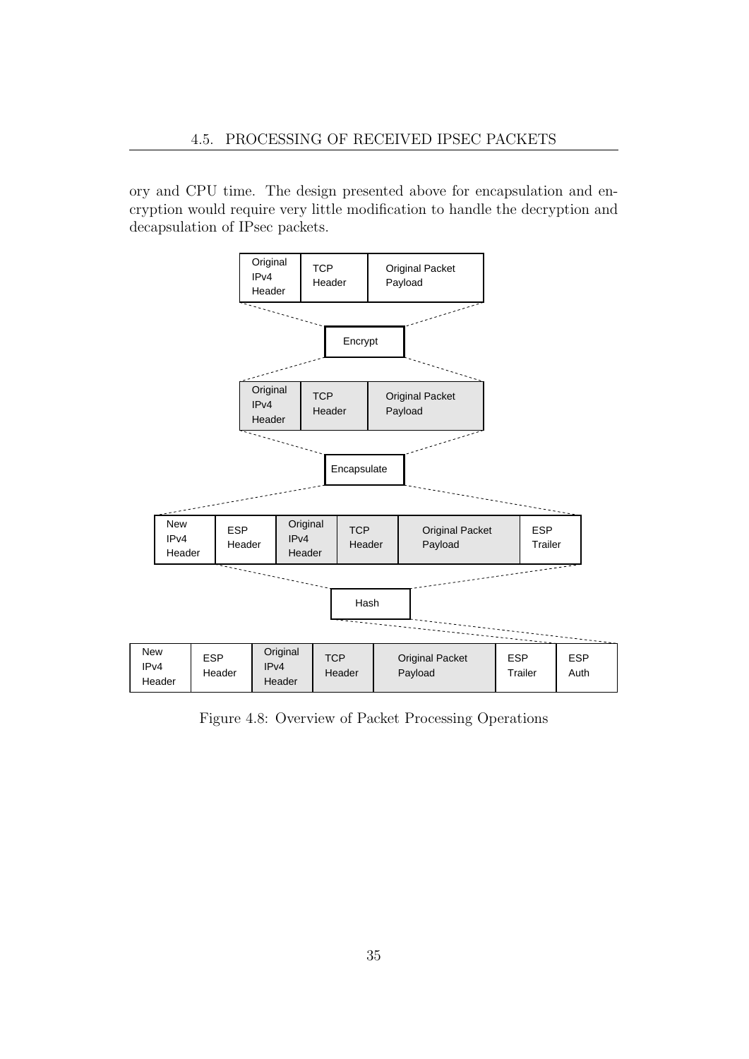ory and CPU time. The design presented above for encapsulation and encryption would require very little modification to handle the decryption and decapsulation of IPsec packets.

Figure 4.8: Overview of Packet Processing Operations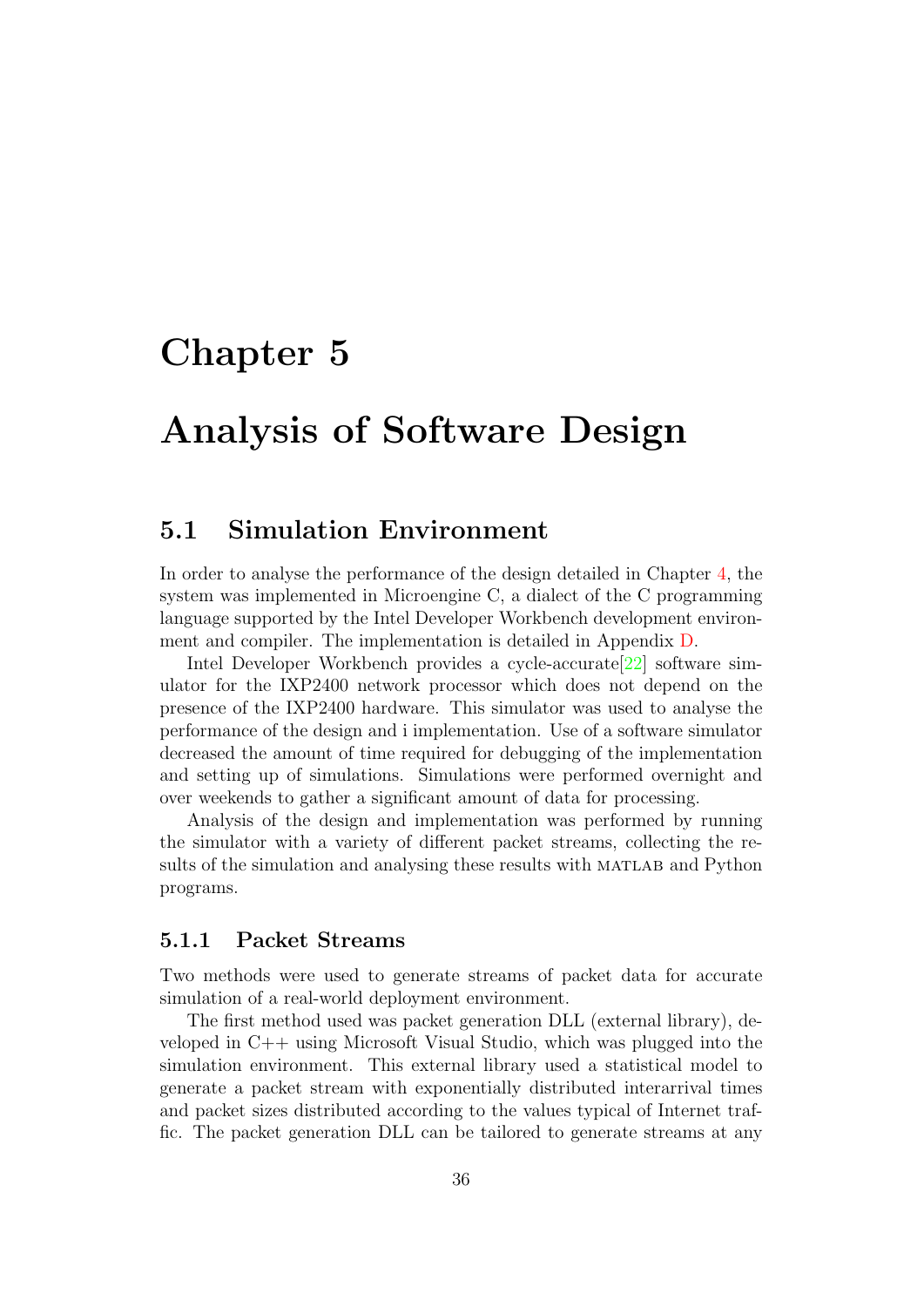# Chapter 5

# Analysis of Software Design

## 5.1 Simulation Environment

In order to analyse the performance of the design detailed in Chapter 4, the system was implemented in Microengine C, a dialect of the C programming language supported by the Intel Developer Workbench development environment and compiler. The implementation is detailed in Appendix D.

Intel Developer Workbench provides a cycle-accurate[22] software simulator for the IXP2400 network processor which does not depend on the presence of the IXP2400 hardware. This simulator was used to analyse the performance of the design and i implementation. Use of a software simulator decreased the amount of time required for debugging of the implementation and setting up of simulations. Simulations were performed overnight and over weekends to gather a significant amount of data for processing.

Analysis of the design and implementation was performed by running the simulator with a variety of different packet streams, collecting the results of the simulation and analysing these results with MATLAB and Python programs.

### 5.1.1 Packet Streams

Two methods were used to generate streams of packet data for accurate simulation of a real-world deployment environment.

The first method used was packet generation DLL (external library), developed in C++ using Microsoft Visual Studio, which was plugged into the simulation environment. This external library used a statistical model to generate a packet stream with exponentially distributed interarrival times and packet sizes distributed according to the values typical of Internet traffic. The packet generation DLL can be tailored to generate streams at any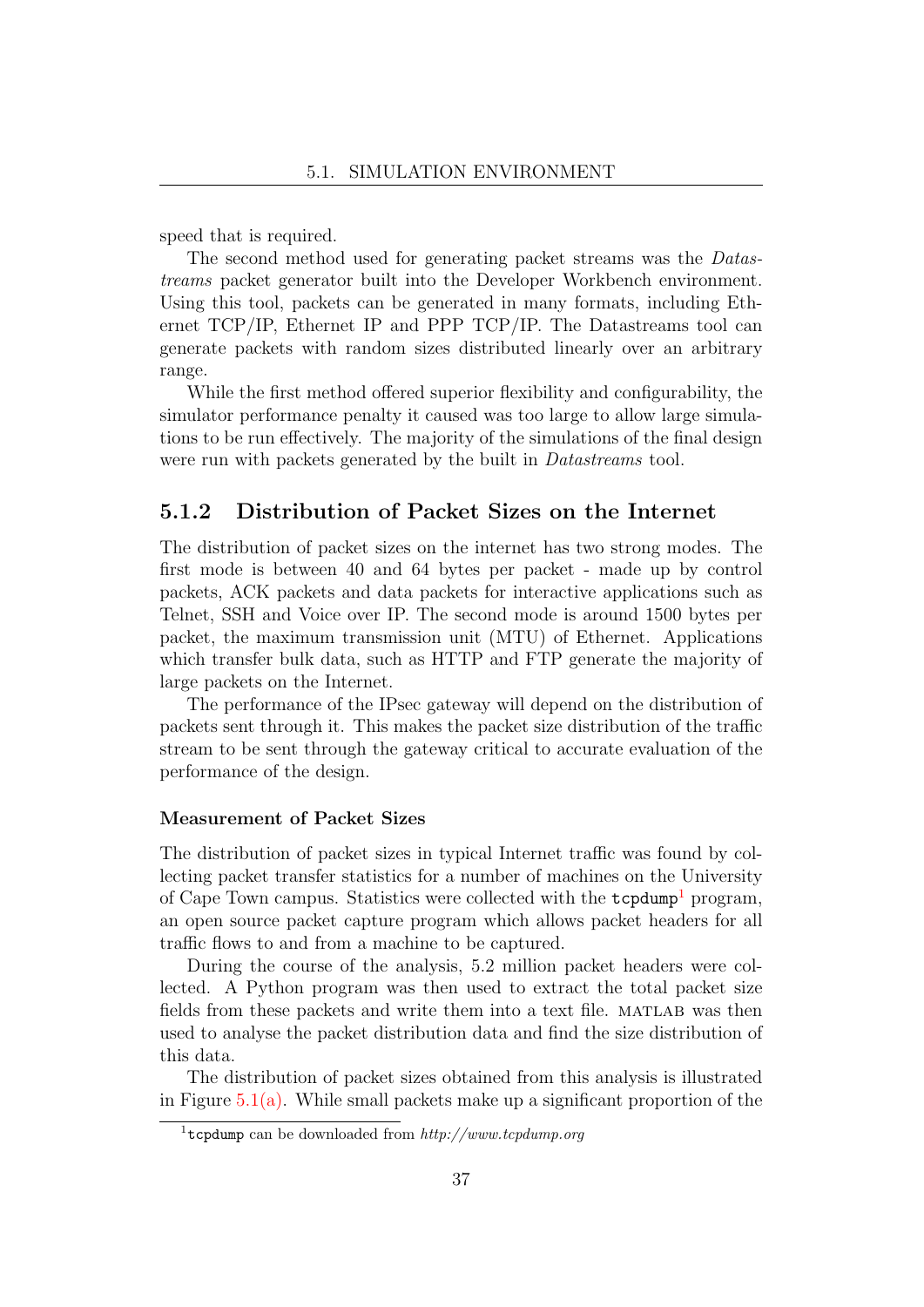speed that is required.

The second method used for generating packet streams was the *Datastreams* packet generator built into the Developer Workbench environment. Using this tool, packets can be generated in many formats, including Ethernet TCP/IP, Ethernet IP and PPP TCP/IP. The Datastreams tool can generate packets with random sizes distributed linearly over an arbitrary range.

While the first method offered superior flexibility and configurability, the simulator performance penalty it caused was too large to allow large simulations to be run effectively. The majority of the simulations of the final design were run with packets generated by the built in *Datastreams* tool.

### 5.1.2 Distribution of Packet Sizes on the Internet

The distribution of packet sizes on the internet has two strong modes. The first mode is between 40 and 64 bytes per packet - made up by control packets, ACK packets and data packets for interactive applications such as Telnet, SSH and Voice over IP. The second mode is around 1500 bytes per packet, the maximum transmission unit (MTU) of Ethernet. Applications which transfer bulk data, such as HTTP and FTP generate the majority of large packets on the Internet.

The performance of the IPsec gateway will depend on the distribution of packets sent through it. This makes the packet size distribution of the traffic stream to be sent through the gateway critical to accurate evaluation of the performance of the design.

#### Measurement of Packet Sizes

The distribution of packet sizes in typical Internet traffic was found by collecting packet transfer statistics for a number of machines on the University of Cape Town campus. Statistics were collected with the `tcpdump`[1] program, an open source packet capture program which allows packet headers for all traffic flows to and from a machine to be captured.

During the course of the analysis, 5.2 million packet headers were collected. A Python program was then used to extract the total packet size fields from these packets and write them into a text file. MATLAB was then used to analyse the packet distribution data and find the size distribution of this data.

The distribution of packet sizes obtained from this analysis is illustrated in Figure 5.1(a). While small packets make up a significant proportion of the

[1] `tcpdump` can be downloaded from *http://www.tcpdump.org*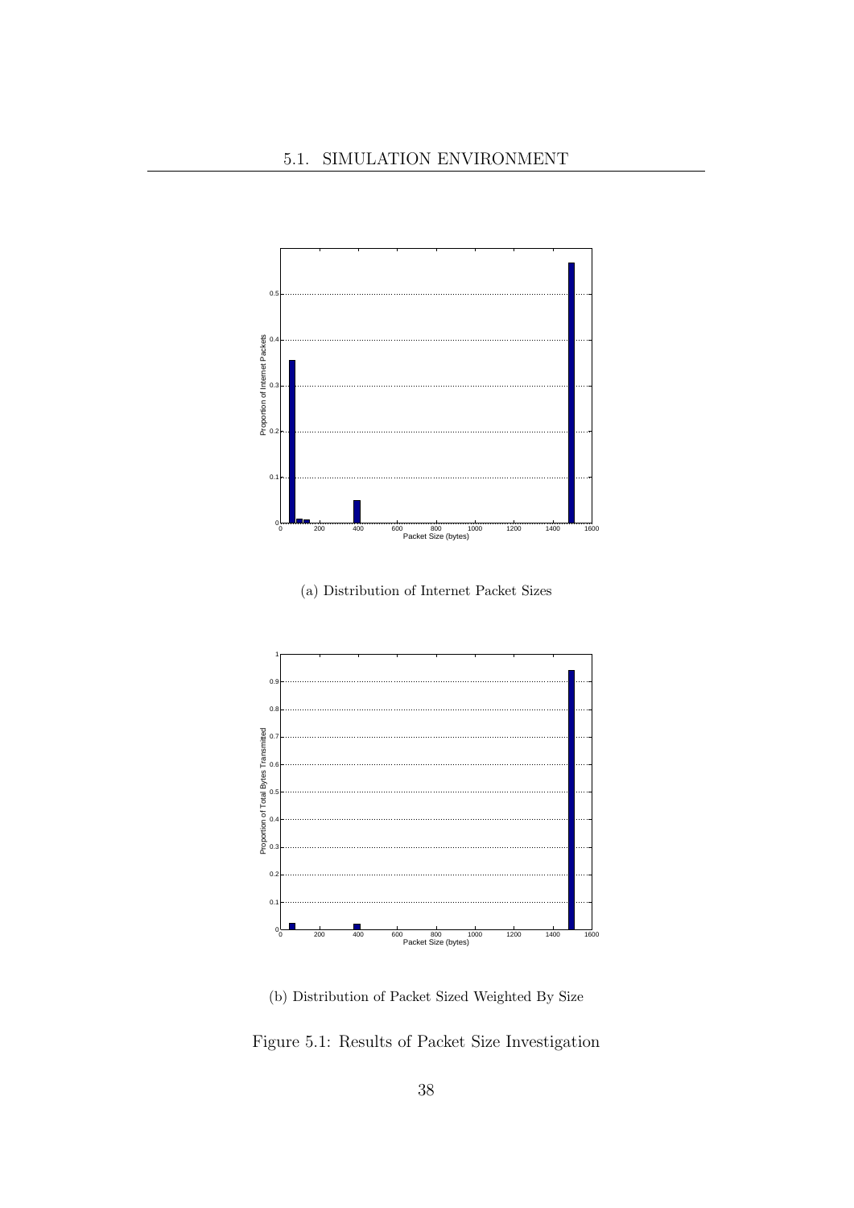(a) Distribution of Internet Packet Sizes

(b) Distribution of Packet Sized Weighted By Size

Figure 5.1: Results of Packet Size Investigation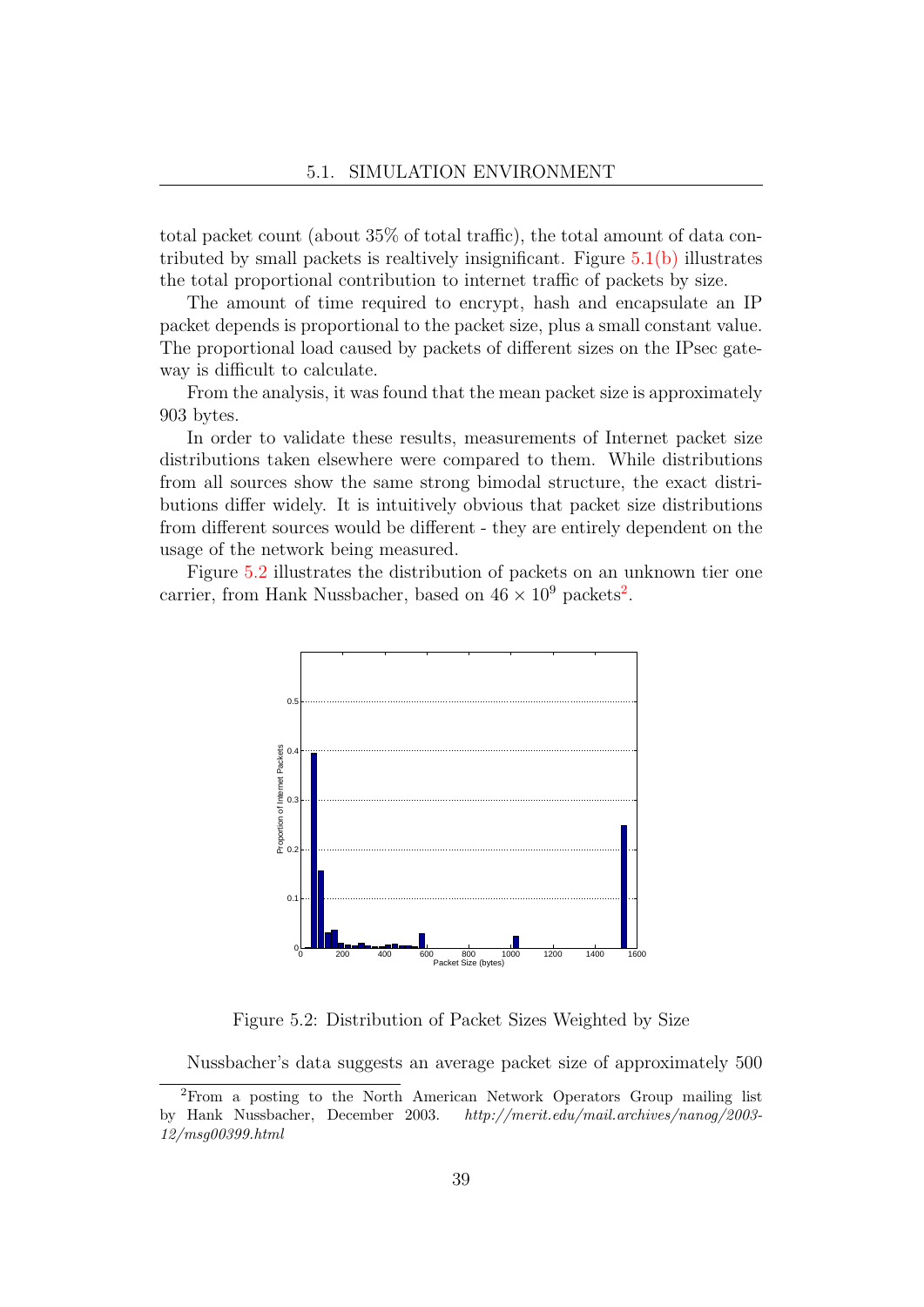total packet count (about 35% of total traffic), the total amount of data contributed by small packets is realtively insignificant. Figure 5.1(b) illustrates the total proportional contribution to internet traffic of packets by size.

The amount of time required to encrypt, hash and encapsulate an IP packet depends is proportional to the packet size, plus a small constant value. The proportional load caused by packets of different sizes on the IPsec gateway is difficult to calculate.

From the analysis, it was found that the mean packet size is approximately 903 bytes.

In order to validate these results, measurements of Internet packet size distributions taken elsewhere were compared to them. While distributions from all sources show the same strong bimodal structure, the exact distributions differ widely. It is intuitively obvious that packet size distributions from different sources would be different - they are entirely dependent on the usage of the network being measured.

Figure 5.2 illustrates the distribution of packets on an unknown tier one carrier, from Hank Nussbacher, based on $46 \times 10^9$ packets[2].

Figure 5.2: Distribution of Packet Sizes Weighted by Size

Nussbacher's data suggests an average packet size of approximately 500

[2]From a posting to the North American Network Operators Group mailing list by Hank Nussbacher, December 2003. *http://merit.edu/mail.archives/nanog/2003-12/msg00399.html*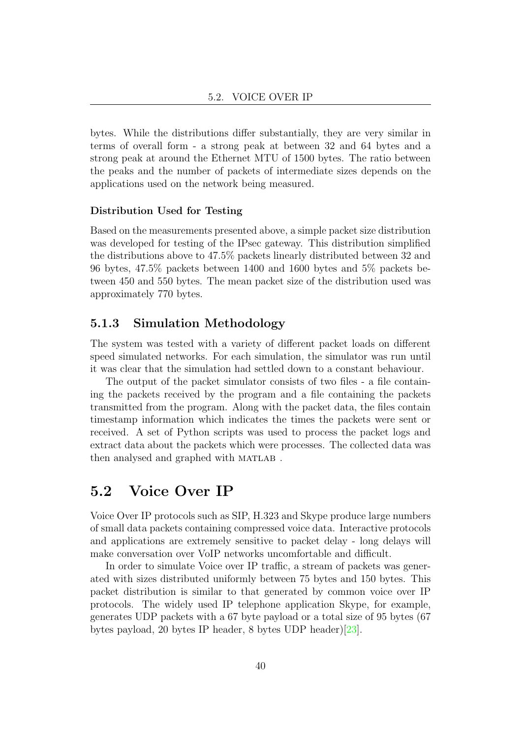bytes. While the distributions differ substantially, they are very similar in terms of overall form - a strong peak at between 32 and 64 bytes and a strong peak at around the Ethernet MTU of 1500 bytes. The ratio between the peaks and the number of packets of intermediate sizes depends on the applications used on the network being measured.

#### Distribution Used for Testing

Based on the measurements presented above, a simple packet size distribution was developed for testing of the IPsec gateway. This distribution simplified the distributions above to 47.5% packets linearly distributed between 32 and 96 bytes, 47.5% packets between 1400 and 1600 bytes and 5% packets between 450 and 550 bytes. The mean packet size of the distribution used was approximately 770 bytes.

### 5.1.3 Simulation Methodology

The system was tested with a variety of different packet loads on different speed simulated networks. For each simulation, the simulator was run until it was clear that the simulation had settled down to a constant behaviour.

The output of the packet simulator consists of two files - a file containing the packets received by the program and a file containing the packets transmitted from the program. Along with the packet data, the files contain timestamp information which indicates the times the packets were sent or received. A set of Python scripts was used to process the packet logs and extract data about the packets which were processes. The collected data was then analysed and graphed with MATLAB .

## 5.2 Voice Over IP

Voice Over IP protocols such as SIP, H.323 and Skype produce large numbers of small data packets containing compressed voice data. Interactive protocols and applications are extremely sensitive to packet delay - long delays will make conversation over VoIP networks uncomfortable and difficult.

In order to simulate Voice over IP traffic, a stream of packets was generated with sizes distributed uniformly between 75 bytes and 150 bytes. This packet distribution is similar to that generated by common voice over IP protocols. The widely used IP telephone application Skype, for example, generates UDP packets with a 67 byte payload or a total size of 95 bytes (67 bytes payload, 20 bytes IP header, 8 bytes UDP header)[23].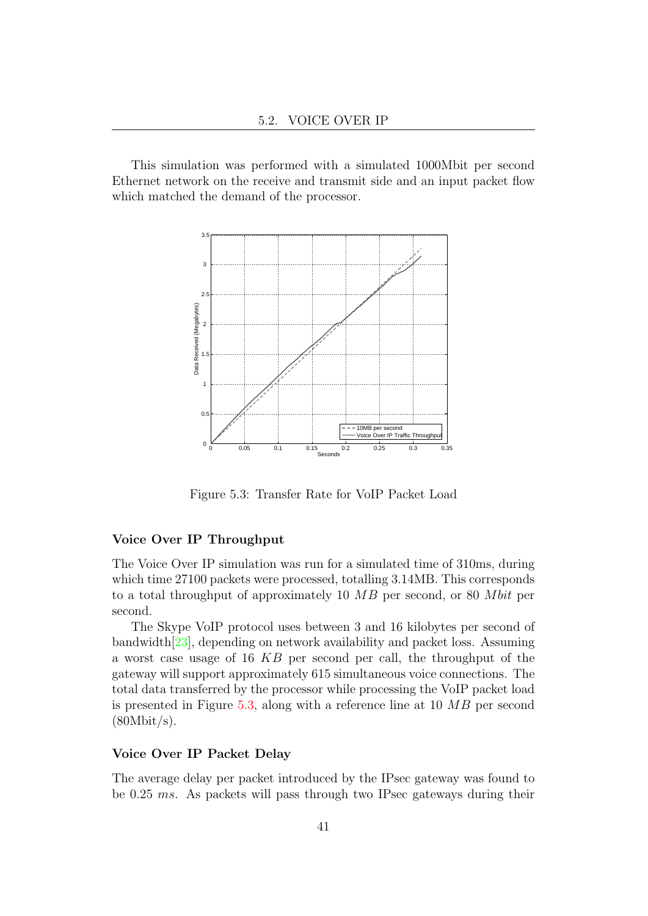This simulation was performed with a simulated 1000Mbit per second Ethernet network on the receive and transmit side and an input packet flow which matched the demand of the processor.

Figure 5.3: Transfer Rate for VoIP Packet Load

### Voice Over IP Throughput

The Voice Over IP simulation was run for a simulated time of 310ms, during which time 27100 packets were processed, totalling 3.14MB. This corresponds to a total throughput of approximately 10 $MB$ per second, or 80 $Mbit$ per second.

The Skype VoIP protocol uses between 3 and 16 kilobytes per second of bandwidth[23], depending on network availability and packet loss. Assuming a worst case usage of 16 $KB$ per second per call, the throughput of the gateway will support approximately 615 simultaneous voice connections. The total data transferred by the processor while processing the VoIP packet load is presented in Figure 5.3, along with a reference line at 10 $MB$ per second (80Mbit/s).

### Voice Over IP Packet Delay

The average delay per packet introduced by the IPsec gateway was found to be 0.25 $ms$. As packets will pass through two IPsec gateways during their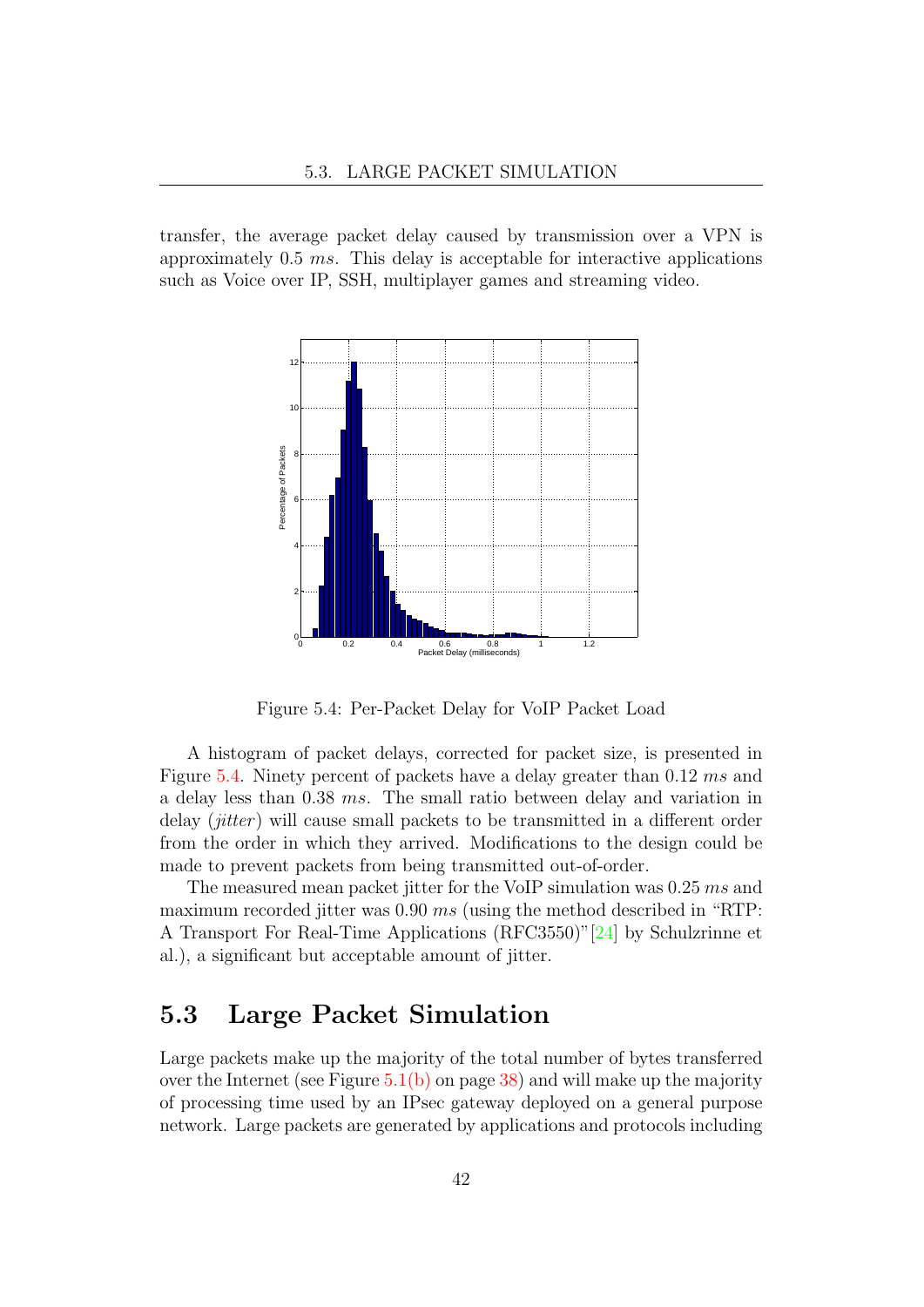transfer, the average packet delay caused by transmission over a VPN is approximately 0.5 *ms*. This delay is acceptable for interactive applications such as Voice over IP, SSH, multiplayer games and streaming video.

Figure 5.4: Per-Packet Delay for VoIP Packet Load

A histogram of packet delays, corrected for packet size, is presented in Figure 5.4. Ninety percent of packets have a delay greater than 0.12 *ms* and a delay less than 0.38 *ms*. The small ratio between delay and variation in delay (*jitter*) will cause small packets to be transmitted in a different order from the order in which they arrived. Modifications to the design could be made to prevent packets from being transmitted out-of-order.

The measured mean packet jitter for the VoIP simulation was 0.25 *ms* and maximum recorded jitter was 0.90 *ms* (using the method described in "RTP: A Transport For Real-Time Applications (RFC3550)"[24] by Schulzrinne et al.), a significant but acceptable amount of jitter.

## 5.3 Large Packet Simulation

Large packets make up the majority of the total number of bytes transferred over the Internet (see Figure 5.1(b) on page 38) and will make up the majority of processing time used by an IPsec gateway deployed on a general purpose network. Large packets are generated by applications and protocols including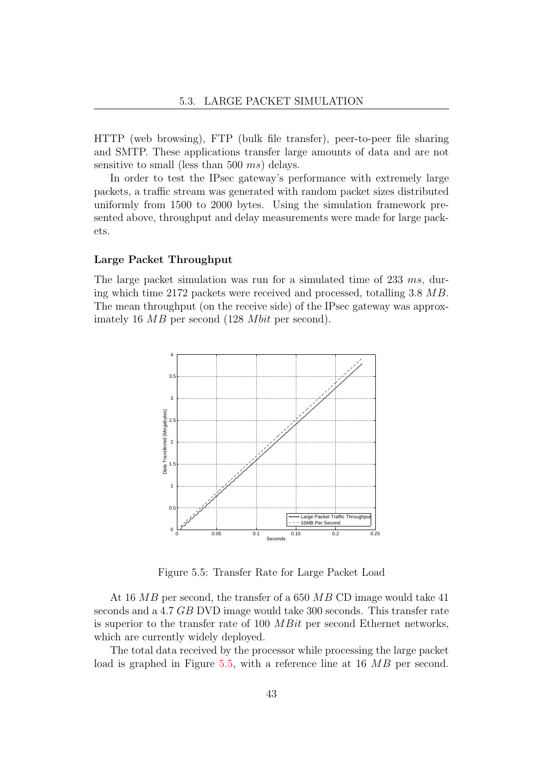HTTP (web browsing), FTP (bulk file transfer), peer-to-peer file sharing and SMTP. These applications transfer large amounts of data and are not sensitive to small (less than 500 $ms$) delays.

In order to test the IPsec gateway's performance with extremely large packets, a traffic stream was generated with random packet sizes distributed uniformly from 1500 to 2000 bytes. Using the simulation framework presented above, throughput and delay measurements were made for large packets.

**Large Packet Throughput**

The large packet simulation was run for a simulated time of 233 $ms$, during which time 2172 packets were received and processed, totalling 3.8 $MB$. The mean throughput (on the receive side) of the IPsec gateway was approximately 16 $MB$ per second (128 $Mbit$ per second).

Figure 5.5: Transfer Rate for Large Packet Load

At 16 $MB$ per second, the transfer of a 650 $MB$ CD image would take 41 seconds and a 4.7 $GB$ DVD image would take 300 seconds. This transfer rate is superior to the transfer rate of 100 $MBit$ per second Ethernet networks, which are currently widely deployed.

The total data received by the processor while processing the large packet load is graphed in Figure 5.5, with a reference line at 16 $MB$ per second.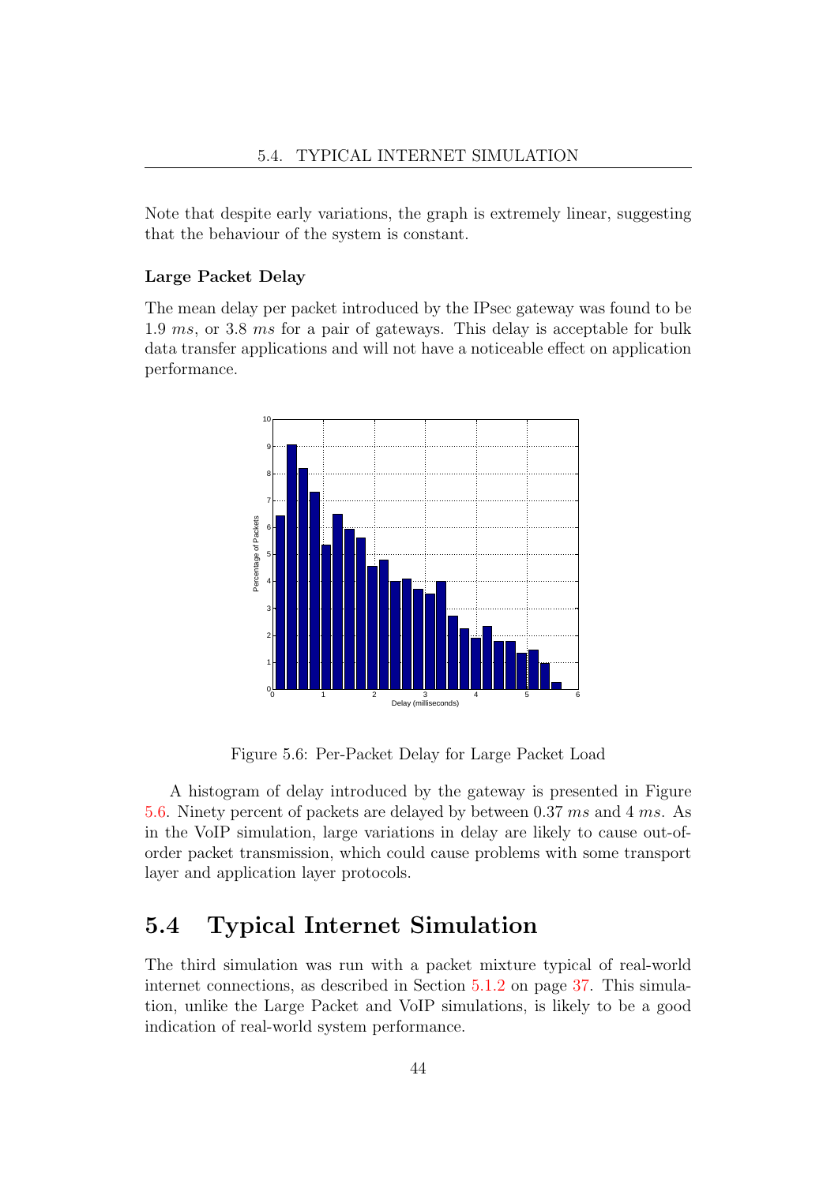Note that despite early variations, the graph is extremely linear, suggesting that the behaviour of the system is constant.

### Large Packet Delay

The mean delay per packet introduced by the IPsec gateway was found to be 1.9 *ms*, or 3.8 *ms* for a pair of gateways. This delay is acceptable for bulk data transfer applications and will not have a noticeable effect on application performance.

Figure 5.6: Per-Packet Delay for Large Packet Load

A histogram of delay introduced by the gateway is presented in Figure 5.6. Ninety percent of packets are delayed by between 0.37 *ms* and 4 *ms*. As in the VoIP simulation, large variations in delay are likely to cause out-of-order packet transmission, which could cause problems with some transport layer and application layer protocols.

## 5.4 Typical Internet Simulation

The third simulation was run with a packet mixture typical of real-world internet connections, as described in Section 5.1.2 on page 37. This simulation, unlike the Large Packet and VoIP simulations, is likely to be a good indication of real-world system performance.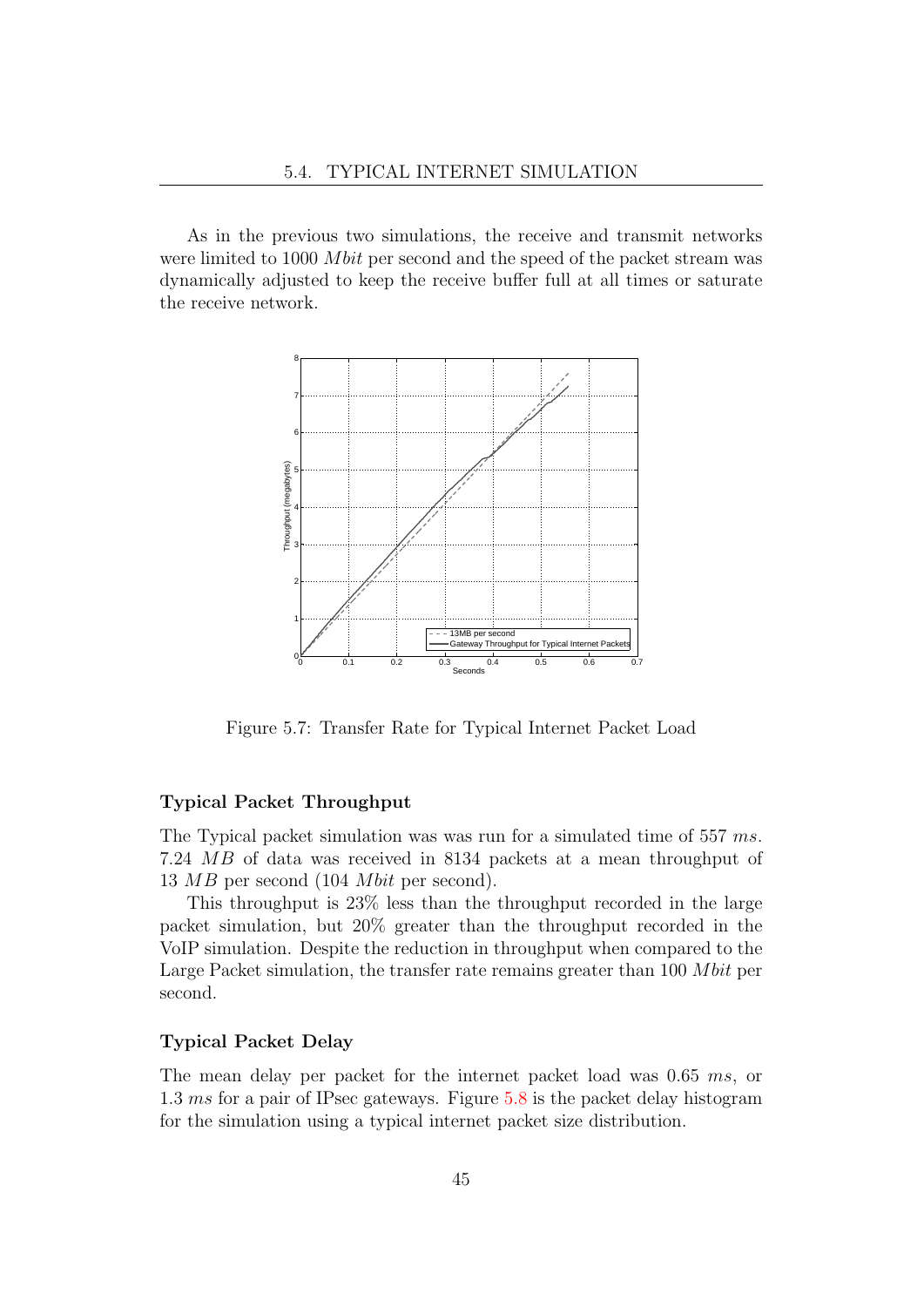As in the previous two simulations, the receive and transmit networks were limited to 1000 *Mbit* per second and the speed of the packet stream was dynamically adjusted to keep the receive buffer full at all times or saturate the receive network.

Figure 5.7: Transfer Rate for Typical Internet Packet Load

### Typical Packet Throughput

The Typical packet simulation was was run for a simulated time of 557 *ms*. 7.24 *MB* of data was received in 8134 packets at a mean throughput of 13 *MB* per second (104 *Mbit* per second).

This throughput is 23% less than the throughput recorded in the large packet simulation, but 20% greater than the throughput recorded in the VoIP simulation. Despite the reduction in throughput when compared to the Large Packet simulation, the transfer rate remains greater than 100 *Mbit* per second.

### Typical Packet Delay

The mean delay per packet for the internet packet load was 0.65 *ms*, or 1.3 *ms* for a pair of IPsec gateways. Figure 5.8 is the packet delay histogram for the simulation using a typical internet packet size distribution.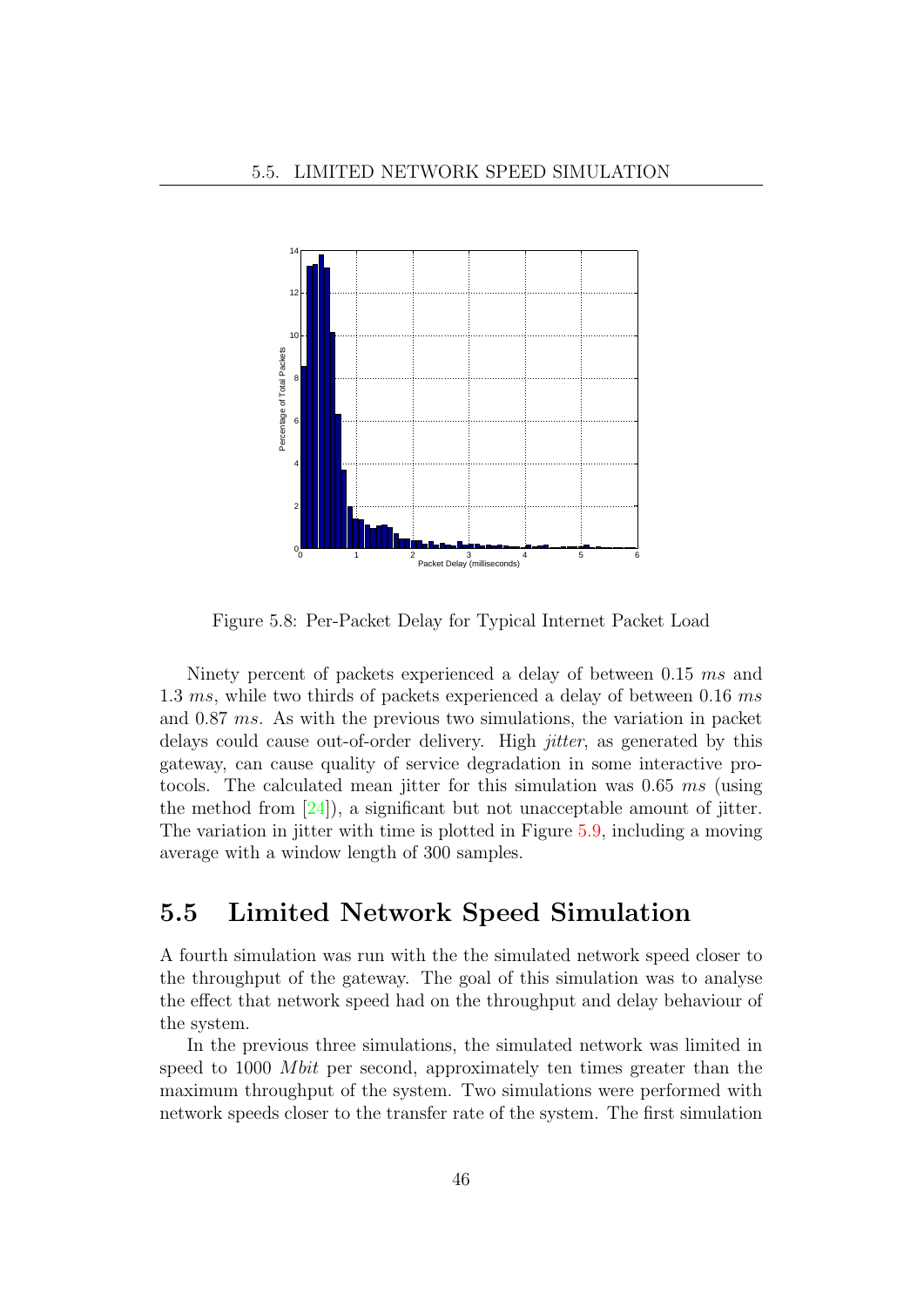Figure 5.8: Per-Packet Delay for Typical Internet Packet Load

Ninety percent of packets experienced a delay of between 0.15 *ms* and 1.3 *ms*, while two thirds of packets experienced a delay of between 0.16 *ms* and 0.87 *ms*. As with the previous two simulations, the variation in packet delays could cause out-of-order delivery. High *jitter*, as generated by this gateway, can cause quality of service degradation in some interactive protocols. The calculated mean jitter for this simulation was 0.65 *ms* (using the method from [24]), a significant but not unacceptable amount of jitter. The variation in jitter with time is plotted in Figure 5.9, including a moving average with a window length of 300 samples.

## 5.5 Limited Network Speed Simulation

A fourth simulation was run with the the simulated network speed closer to the throughput of the gateway. The goal of this simulation was to analyse the effect that network speed had on the throughput and delay behaviour of the system.

In the previous three simulations, the simulated network was limited in speed to 1000 *Mbit* per second, approximately ten times greater than the maximum throughput of the system. Two simulations were performed with network speeds closer to the transfer rate of the system. The first simulation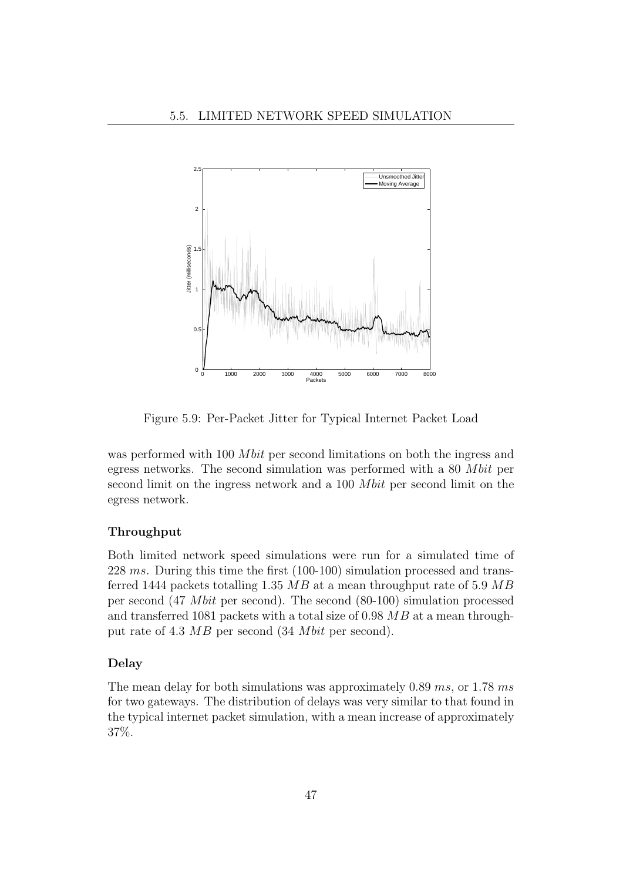Figure 5.9: Per-Packet Jitter for Typical Internet Packet Load

was performed with 100 *Mbit* per second limitations on both the ingress and egress networks. The second simulation was performed with a 80 *Mbit* per second limit on the ingress network and a 100 *Mbit* per second limit on the egress network.

### Throughput

Both limited network speed simulations were run for a simulated time of 228 *ms*. During this time the first (100-100) simulation processed and transferred 1444 packets totalling 1.35 *MB* at a mean throughput rate of 5.9 *MB* per second (47 *Mbit* per second). The second (80-100) simulation processed and transferred 1081 packets with a total size of 0.98 *MB* at a mean throughput rate of 4.3 *MB* per second (34 *Mbit* per second).

### Delay

The mean delay for both simulations was approximately 0.89 *ms*, or 1.78 *ms* for two gateways. The distribution of delays was very similar to that found in the typical internet packet simulation, with a mean increase of approximately 37%.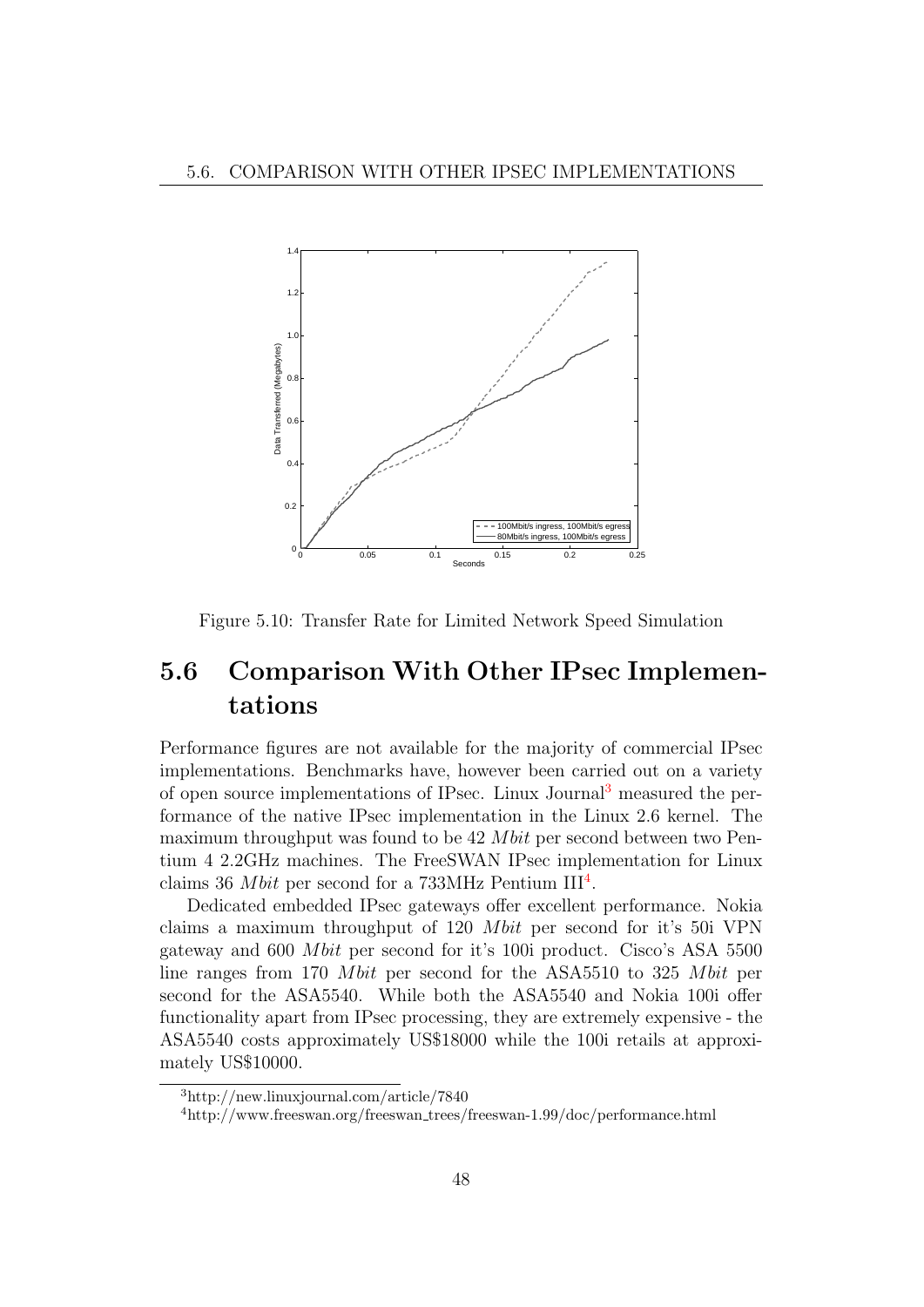Figure 5.10: Transfer Rate for Limited Network Speed Simulation

## 5.6 Comparison With Other IPsec Implementations

Performance figures are not available for the majority of commercial IPsec implementations. Benchmarks have, however been carried out on a variety of open source implementations of IPsec. Linux Journal[3] measured the performance of the native IPsec implementation in the Linux 2.6 kernel. The maximum throughput was found to be 42 *Mbit* per second between two Pentium 4 2.2GHz machines. The FreeSWAN IPsec implementation for Linux claims 36 *Mbit* per second for a 733MHz Pentium III[4].

Dedicated embedded IPsec gateways offer excellent performance. Nokia claims a maximum throughput of 120 *Mbit* per second for it's 50i VPN gateway and 600 *Mbit* per second for it's 100i product. Cisco's ASA 5500 line ranges from 170 *Mbit* per second for the ASA5510 to 325 *Mbit* per second for the ASA5540. While both the ASA5540 and Nokia 100i offer functionality apart from IPsec processing, they are extremely expensive - the ASA5540 costs approximately US$18000 while the 100i retails at approximately US$10000.

[3] http://new.linuxjournal.com/article/7840

[4] http://www.freeswan.org/freeswan_trees/freeswan-1.99/doc/performance.html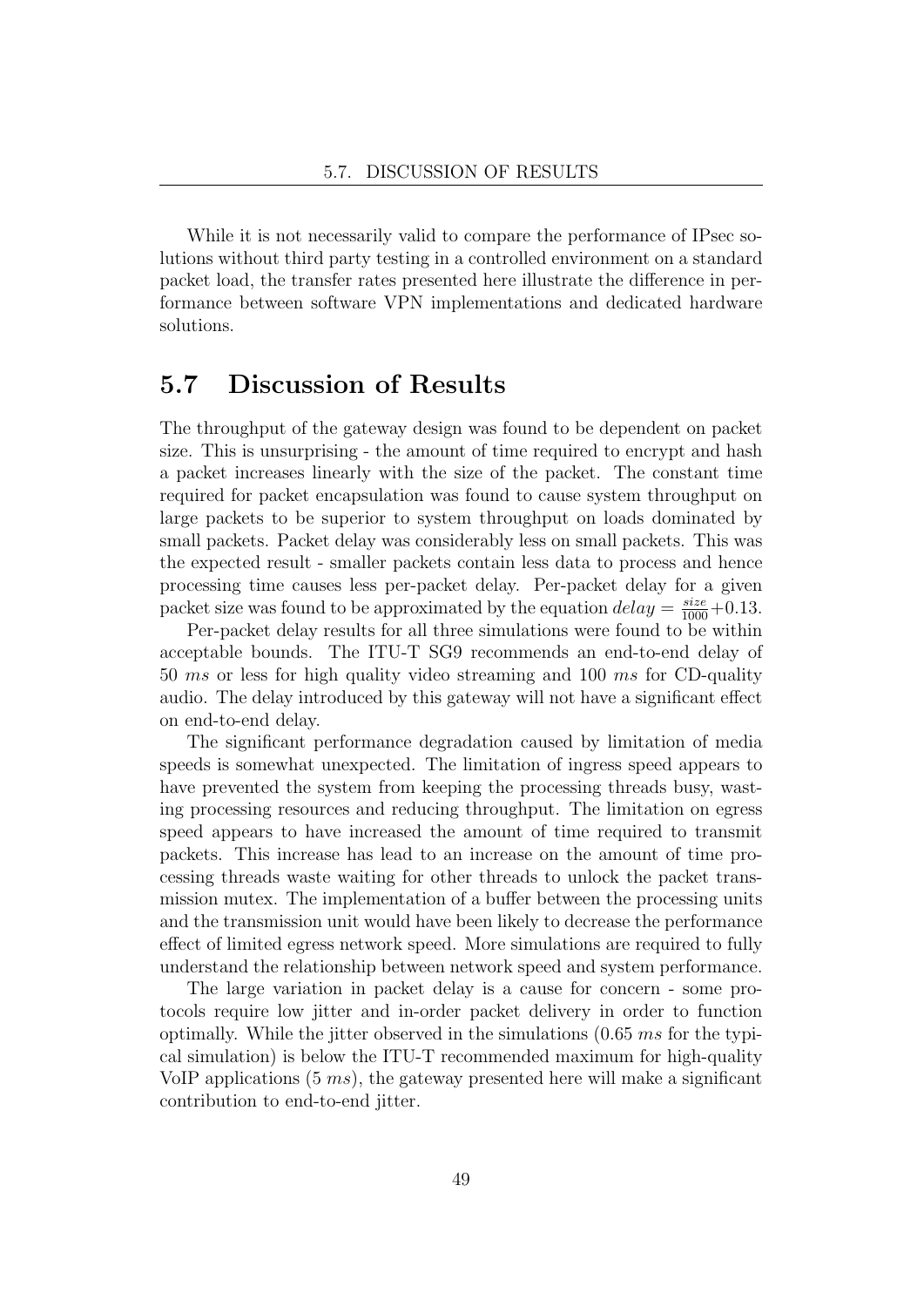While it is not necessarily valid to compare the performance of IPsec solutions without third party testing in a controlled environment on a standard packet load, the transfer rates presented here illustrate the difference in performance between software VPN implementations and dedicated hardware solutions.

## 5.7 Discussion of Results

The throughput of the gateway design was found to be dependent on packet size. This is unsurprising - the amount of time required to encrypt and hash a packet increases linearly with the size of the packet. The constant time required for packet encapsulation was found to cause system throughput on large packets to be superior to system throughput on loads dominated by small packets. Packet delay was considerably less on small packets. This was the expected result - smaller packets contain less data to process and hence processing time causes less per-packet delay. Per-packet delay for a given packet size was found to be approximated by the equation $delay = \frac{size}{1000} + 0.13$.

Per-packet delay results for all three simulations were found to be within acceptable bounds. The ITU-T SG9 recommends an end-to-end delay of 50 *ms* or less for high quality video streaming and 100 *ms* for CD-quality audio. The delay introduced by this gateway will not have a significant effect on end-to-end delay.

The significant performance degradation caused by limitation of media speeds is somewhat unexpected. The limitation of ingress speed appears to have prevented the system from keeping the processing threads busy, wasting processing resources and reducing throughput. The limitation on egress speed appears to have increased the amount of time required to transmit packets. This increase has lead to an increase on the amount of time processing threads waste waiting for other threads to unlock the packet transmission mutex. The implementation of a buffer between the processing units and the transmission unit would have been likely to decrease the performance effect of limited egress network speed. More simulations are required to fully understand the relationship between network speed and system performance.

The large variation in packet delay is a cause for concern - some protocols require low jitter and in-order packet delivery in order to function optimally. While the jitter observed in the simulations (0.65 *ms* for the typical simulation) is below the ITU-T recommended maximum for high-quality VoIP applications (5 *ms*), the gateway presented here will make a significant contribution to end-to-end jitter.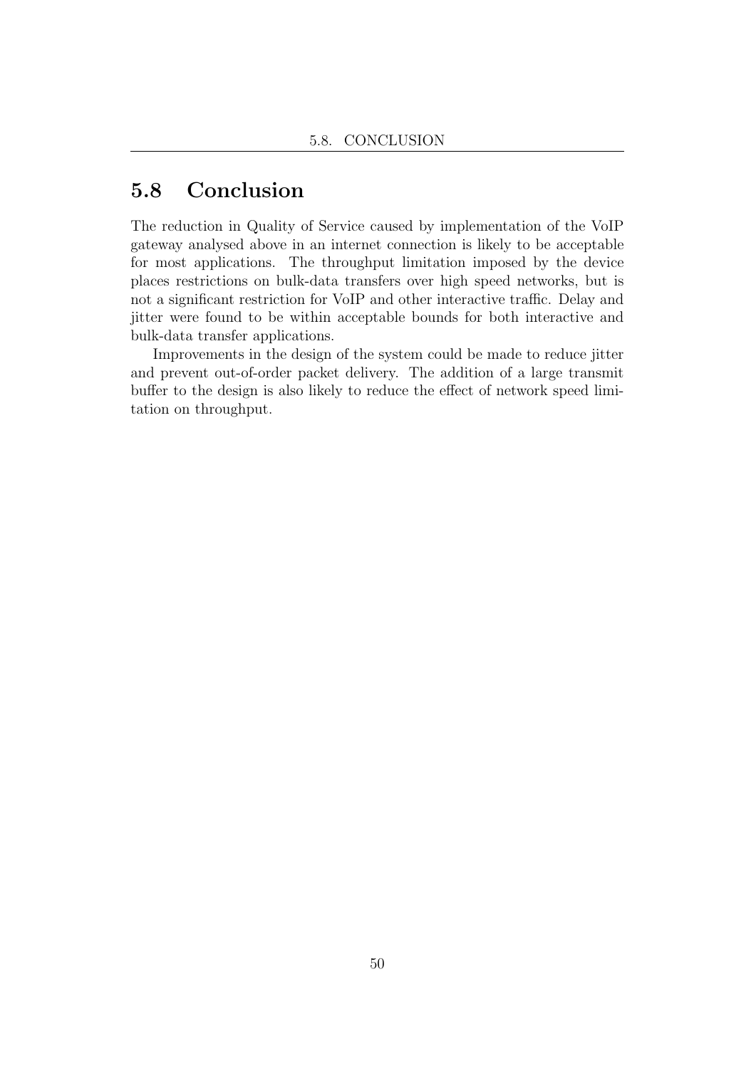## 5.8 Conclusion

The reduction in Quality of Service caused by implementation of the VoIP gateway analysed above in an internet connection is likely to be acceptable for most applications. The throughput limitation imposed by the device places restrictions on bulk-data transfers over high speed networks, but is not a significant restriction for VoIP and other interactive traffic. Delay and jitter were found to be within acceptable bounds for both interactive and bulk-data transfer applications.

Improvements in the design of the system could be made to reduce jitter and prevent out-of-order packet delivery. The addition of a large transmit buffer to the design is also likely to reduce the effect of network speed limitation on throughput.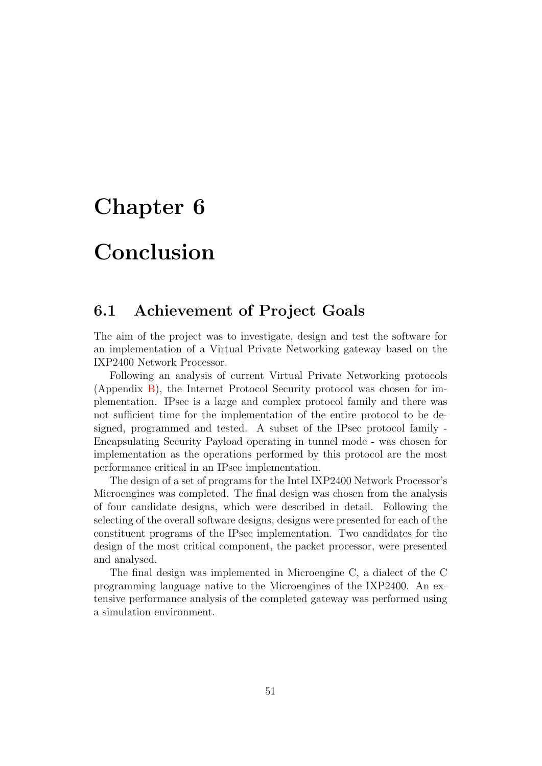# Chapter 6

# Conclusion

## 6.1 Achievement of Project Goals

The aim of the project was to investigate, design and test the software for an implementation of a Virtual Private Networking gateway based on the IXP2400 Network Processor.

Following an analysis of current Virtual Private Networking protocols (Appendix B), the Internet Protocol Security protocol was chosen for implementation. IPsec is a large and complex protocol family and there was not sufficient time for the implementation of the entire protocol to be designed, programmed and tested. A subset of the IPsec protocol family - Encapsulating Security Payload operating in tunnel mode - was chosen for implementation as the operations performed by this protocol are the most performance critical in an IPsec implementation.

The design of a set of programs for the Intel IXP2400 Network Processor's Microengines was completed. The final design was chosen from the analysis of four candidate designs, which were described in detail. Following the selecting of the overall software designs, designs were presented for each of the constituent programs of the IPsec implementation. Two candidates for the design of the most critical component, the packet processor, were presented and analysed.

The final design was implemented in Microengine C, a dialect of the C programming language native to the Microengines of the IXP2400. An extensive performance analysis of the completed gateway was performed using a simulation environment.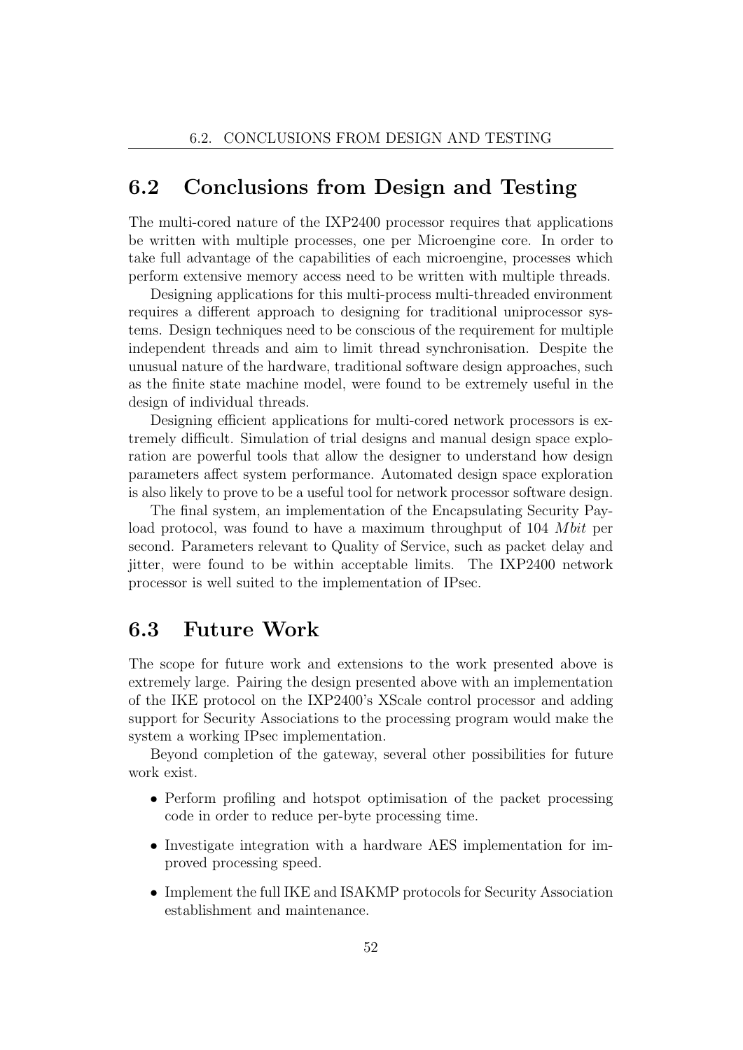## 6.2 Conclusions from Design and Testing

The multi-cored nature of the IXP2400 processor requires that applications be written with multiple processes, one per Microengine core. In order to take full advantage of the capabilities of each microengine, processes which perform extensive memory access need to be written with multiple threads.

Designing applications for this multi-process multi-threaded environment requires a different approach to designing for traditional uniprocessor systems. Design techniques need to be conscious of the requirement for multiple independent threads and aim to limit thread synchronisation. Despite the unusual nature of the hardware, traditional software design approaches, such as the finite state machine model, were found to be extremely useful in the design of individual threads.

Designing efficient applications for multi-cored network processors is extremely difficult. Simulation of trial designs and manual design space exploration are powerful tools that allow the designer to understand how design parameters affect system performance. Automated design space exploration is also likely to prove to be a useful tool for network processor software design.

The final system, an implementation of the Encapsulating Security Payload protocol, was found to have a maximum throughput of 104 *Mbit* per second. Parameters relevant to Quality of Service, such as packet delay and jitter, were found to be within acceptable limits. The IXP2400 network processor is well suited to the implementation of IPsec.

## 6.3 Future Work

The scope for future work and extensions to the work presented above is extremely large. Pairing the design presented above with an implementation of the IKE protocol on the IXP2400's XScale control processor and adding support for Security Associations to the processing program would make the system a working IPsec implementation.

Beyond completion of the gateway, several other possibilities for future work exist.

- Perform profiling and hotspot optimisation of the packet processing code in order to reduce per-byte processing time.
- Investigate integration with a hardware AES implementation for improved processing speed.
- Implement the full IKE and ISAKMP protocols for Security Association establishment and maintenance.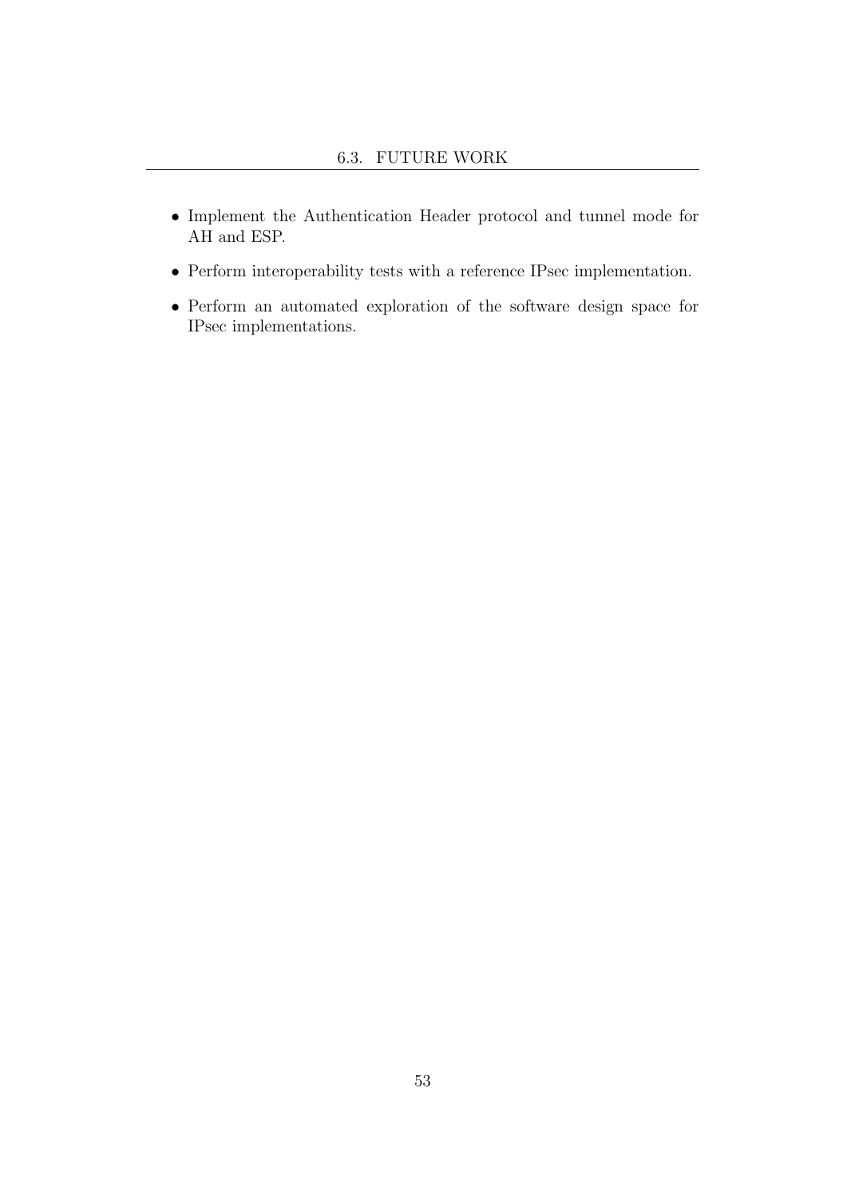- Implement the Authentication Header protocol and tunnel mode for AH and ESP.
- Perform interoperability tests with a reference IPsec implementation.
- Perform an automated exploration of the software design space for IPsec implementations.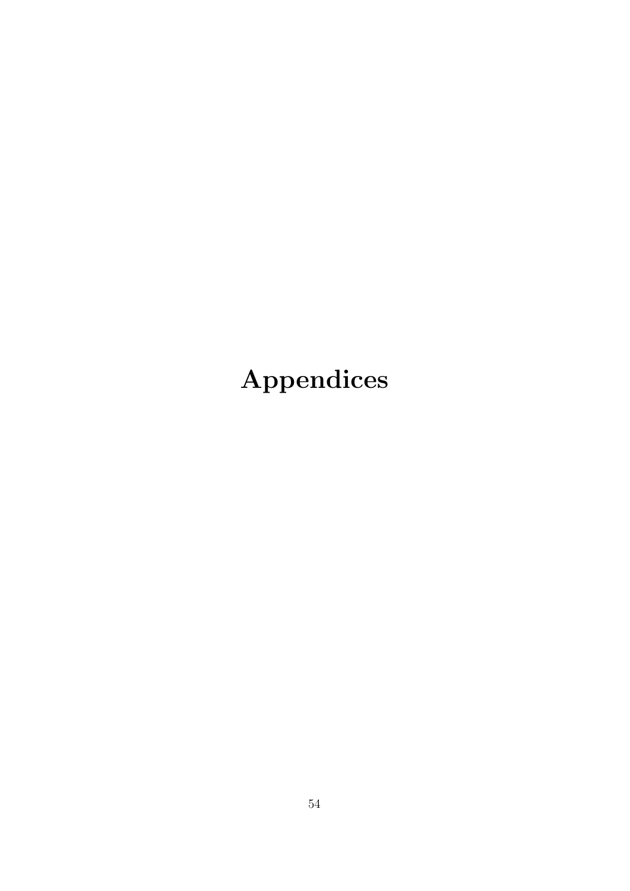# Appendices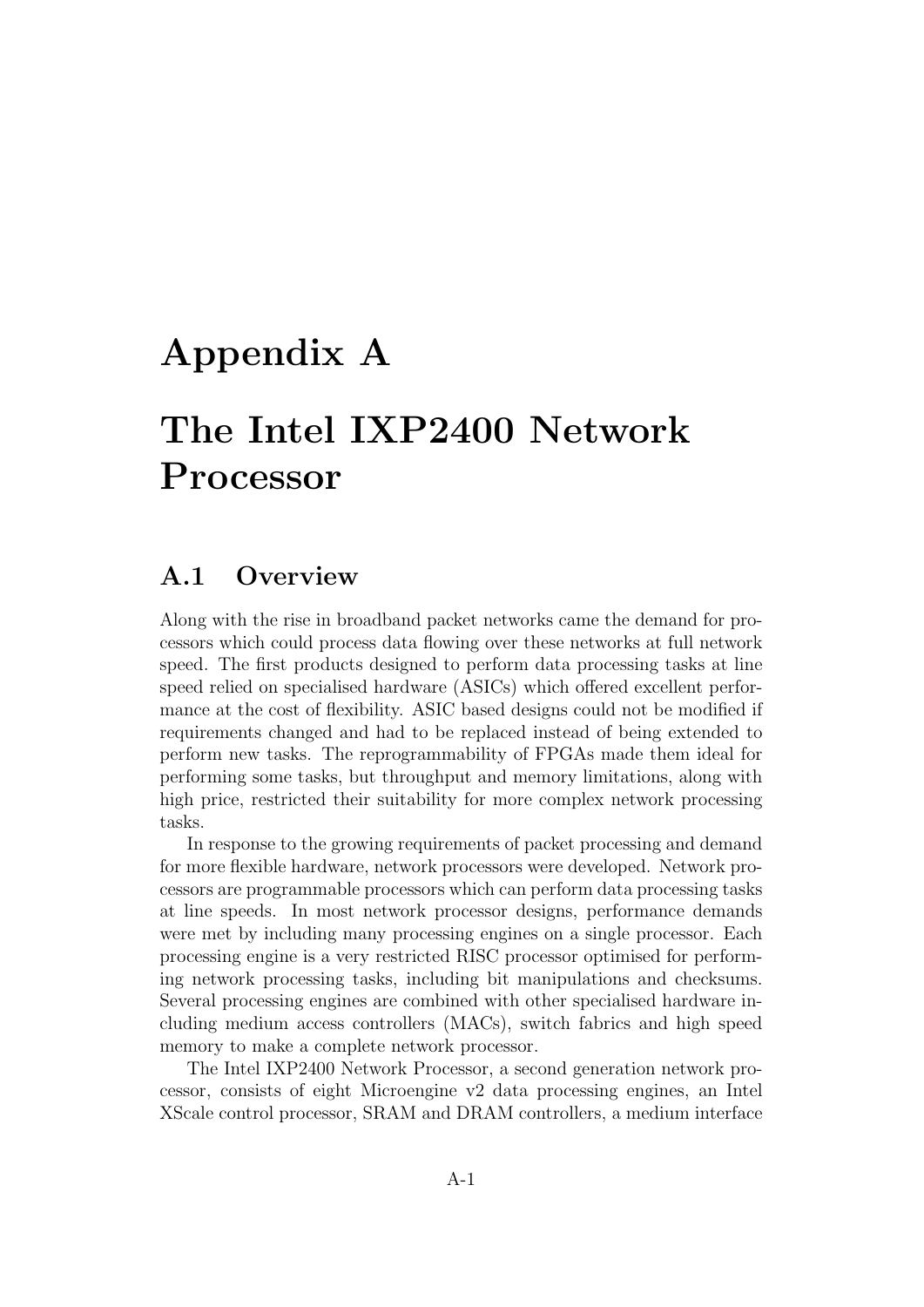# Appendix A

# The Intel IXP2400 Network Processor

## A.1 Overview

Along with the rise in broadband packet networks came the demand for processors which could process data flowing over these networks at full network speed. The first products designed to perform data processing tasks at line speed relied on specialised hardware (ASICs) which offered excellent performance at the cost of flexibility. ASIC based designs could not be modified if requirements changed and had to be replaced instead of being extended to perform new tasks. The reprogrammability of FPGAs made them ideal for performing some tasks, but throughput and memory limitations, along with high price, restricted their suitability for more complex network processing tasks.

In response to the growing requirements of packet processing and demand for more flexible hardware, network processors were developed. Network processors are programmable processors which can perform data processing tasks at line speeds. In most network processor designs, performance demands were met by including many processing engines on a single processor. Each processing engine is a very restricted RISC processor optimised for performing network processing tasks, including bit manipulations and checksums. Several processing engines are combined with other specialised hardware including medium access controllers (MACs), switch fabrics and high speed memory to make a complete network processor.

The Intel IXP2400 Network Processor, a second generation network processor, consists of eight Microengine v2 data processing engines, an Intel XScale control processor, SRAM and DRAM controllers, a medium interface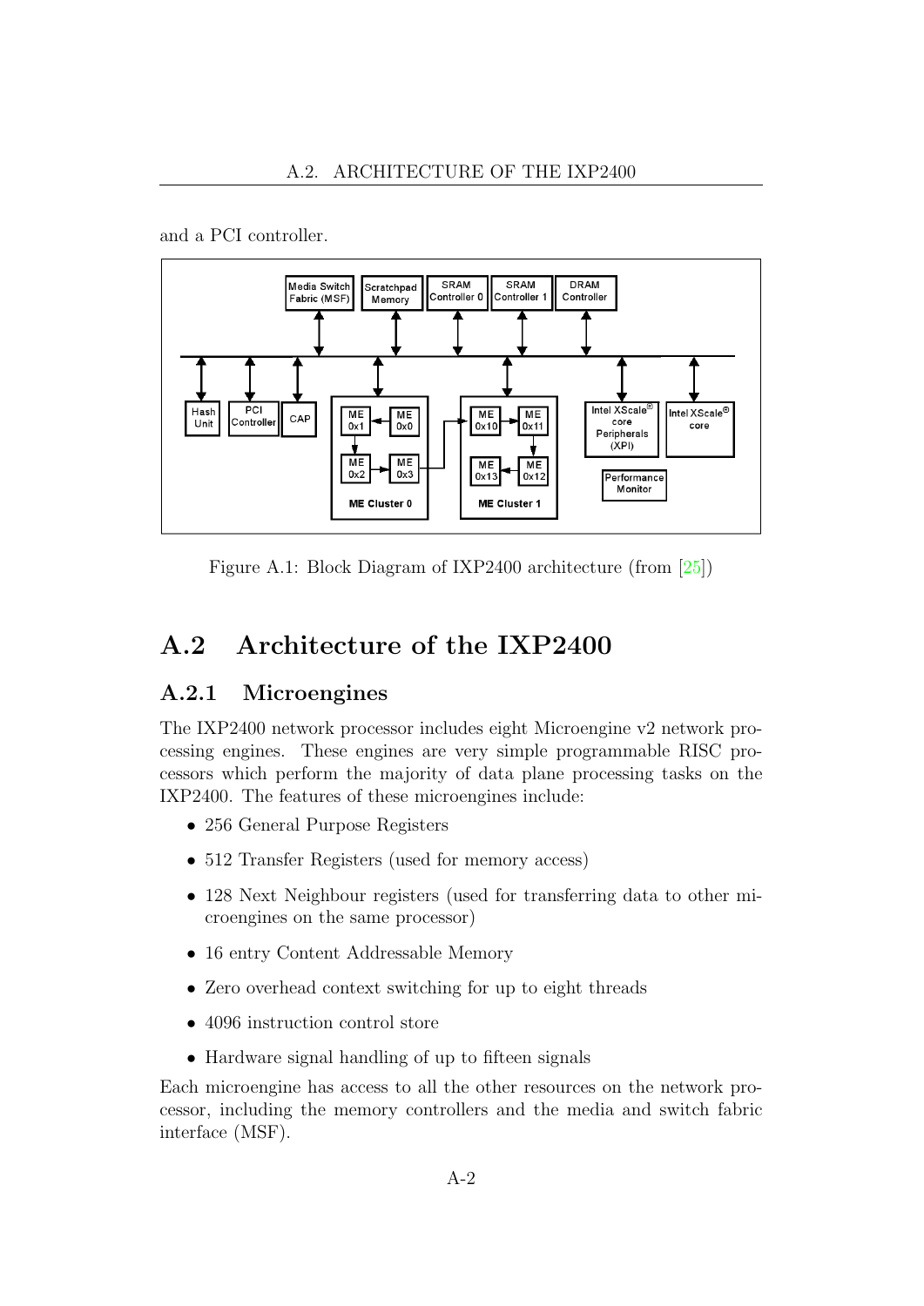and a PCI controller.

Figure A.1: Block Diagram of IXP2400 architecture (from [25])

## A.2 Architecture of the IXP2400

### A.2.1 Microengines

The IXP2400 network processor includes eight Microengine v2 network processing engines. These engines are very simple programmable RISC processors which perform the majority of data plane processing tasks on the IXP2400. The features of these microengines include:

- 256 General Purpose Registers
- 512 Transfer Registers (used for memory access)
- 128 Next Neighbour registers (used for transferring data to other microengines on the same processor)
- 16 entry Content Addressable Memory
- Zero overhead context switching for up to eight threads
- 4096 instruction control store
- Hardware signal handling of up to fifteen signals

Each microengine has access to all the other resources on the network processor, including the memory controllers and the media and switch fabric interface (MSF).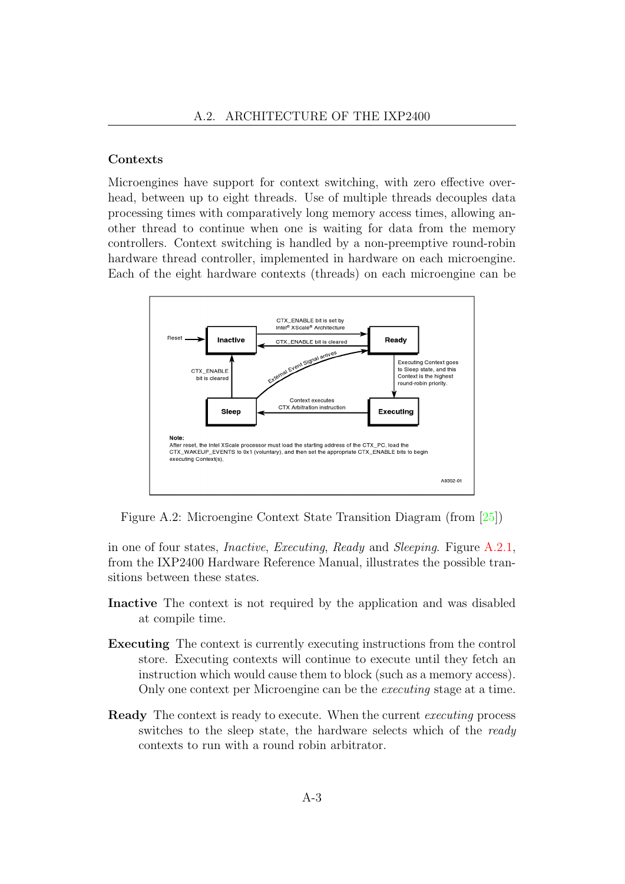### Contexts

Microengines have support for context switching, with zero effective overhead, between up to eight threads. Use of multiple threads decouples data processing times with comparatively long memory access times, allowing another thread to continue when one is waiting for data from the memory controllers. Context switching is handled by a non-preemptive round-robin hardware thread controller, implemented in hardware on each microengine. Each of the eight hardware contexts (threads) on each microengine can be in one of four states, *Inactive*, *Executing*, *Ready* and *Sleeping*. Figure A.2.1, from the IXP2400 Hardware Reference Manual, illustrates the possible transitions between these states.

Figure A.2: Microengine Context State Transition Diagram (from [25])

**Inactive** The context is not required by the application and was disabled at compile time.

**Executing** The context is currently executing instructions from the control store. Executing contexts will continue to execute until they fetch an instruction which would cause them to block (such as a memory access). Only one context per Microengine can be the *executing* stage at a time.

**Ready** The context is ready to execute. When the current *executing* process switches to the sleep state, the hardware selects which of the *ready* contexts to run with a round robin arbitrator.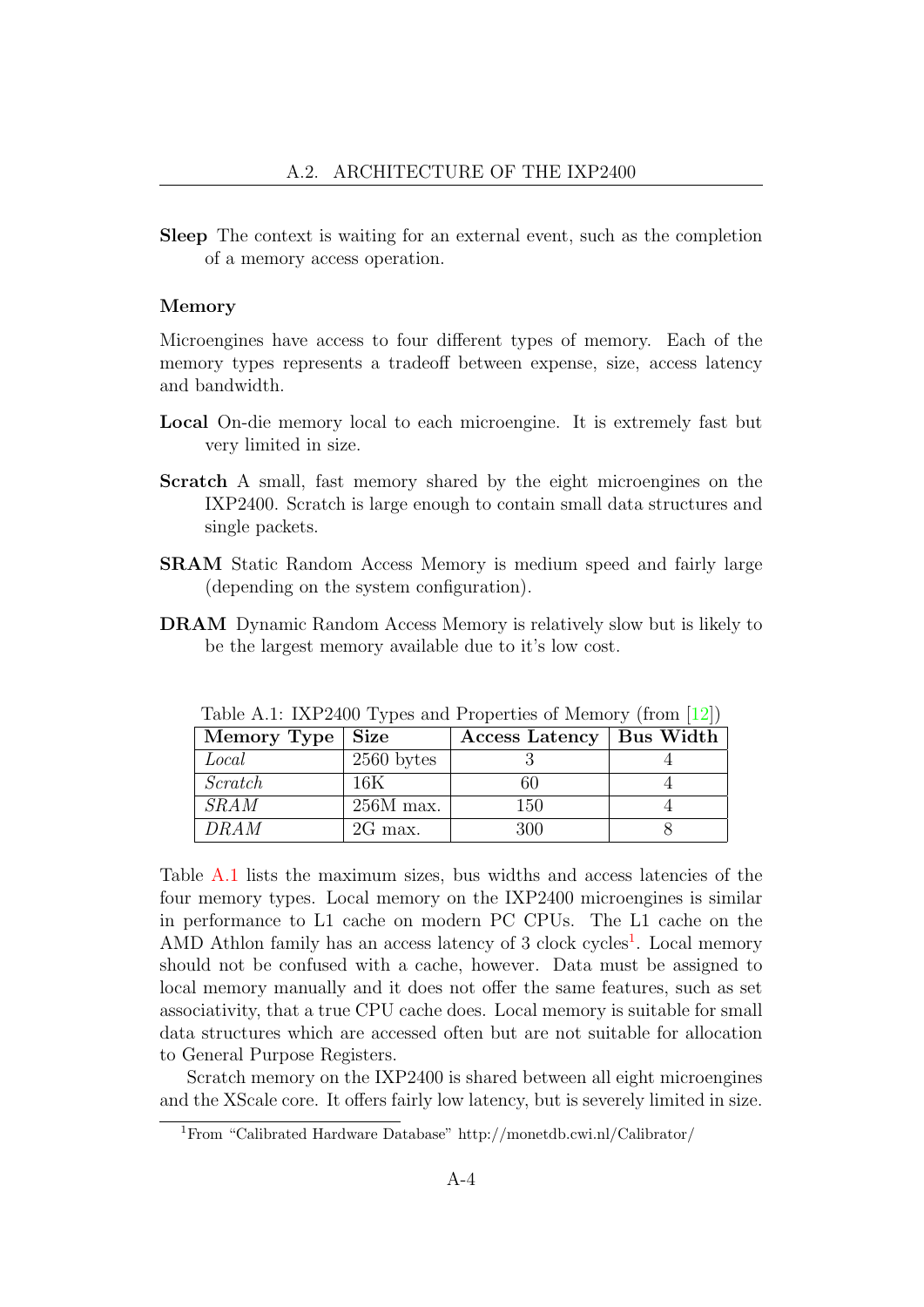**Sleep** The context is waiting for an external event, such as the completion of a memory access operation.

### Memory

Microengines have access to four different types of memory. Each of the memory types represents a tradeoff between expense, size, access latency and bandwidth.

**Local** On-die memory local to each microengine. It is extremely fast but very limited in size.

**Scratch** A small, fast memory shared by the eight microengines on the IXP2400. Scratch is large enough to contain small data structures and single packets.

**SRAM** Static Random Access Memory is medium speed and fairly large (depending on the system configuration).

**DRAM** Dynamic Random Access Memory is relatively slow but is likely to be the largest memory available due to it's low cost.

Table A.1: IXP2400 Types and Properties of Memory (from [12])

| Memory Type | Size | Access Latency | Bus Width |
|---|---|---|---|
| *Local* | 2560 bytes | 3 | 4 |
| *Scratch* | 16K | 60 | 4 |
| *SRAM* | 256M max. | 150 | 4 |
| *DRAM* | 2G max. | 300 | 8 |

Table A.1 lists the maximum sizes, bus widths and access latencies of the four memory types. Local memory on the IXP2400 microengines is similar in performance to L1 cache on modern PC CPUs. The L1 cache on the AMD Athlon family has an access latency of 3 clock cycles[1]. Local memory should not be confused with a cache, however. Data must be assigned to local memory manually and it does not offer the same features, such as set associativity, that a true CPU cache does. Local memory is suitable for small data structures which are accessed often but are not suitable for allocation to General Purpose Registers.

Scratch memory on the IXP2400 is shared between all eight microengines and the XScale core. It offers fairly low latency, but is severely limited in size.

[1] From "Calibrated Hardware Database" http://monetdb.cwi.nl/Calibrator/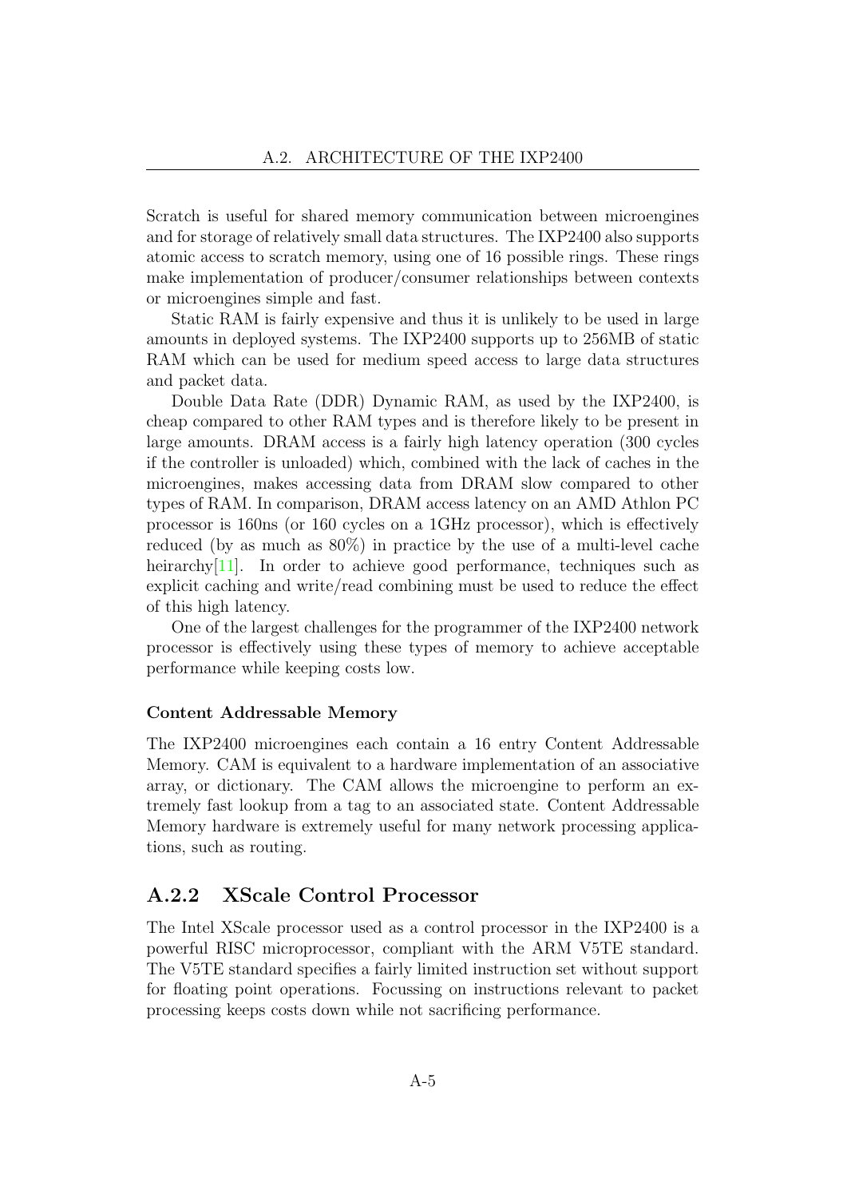Scratch is useful for shared memory communication between microengines and for storage of relatively small data structures. The IXP2400 also supports atomic access to scratch memory, using one of 16 possible rings. These rings make implementation of producer/consumer relationships between contexts or microengines simple and fast.

Static RAM is fairly expensive and thus it is unlikely to be used in large amounts in deployed systems. The IXP2400 supports up to 256MB of static RAM which can be used for medium speed access to large data structures and packet data.

Double Data Rate (DDR) Dynamic RAM, as used by the IXP2400, is cheap compared to other RAM types and is therefore likely to be present in large amounts. DRAM access is a fairly high latency operation (300 cycles if the controller is unloaded) which, combined with the lack of caches in the microengines, makes accessing data from DRAM slow compared to other types of RAM. In comparison, DRAM access latency on an AMD Athlon PC processor is 160ns (or 160 cycles on a 1GHz processor), which is effectively reduced (by as much as 80%) in practice by the use of a multi-level cache heirarchy[11]. In order to achieve good performance, techniques such as explicit caching and write/read combining must be used to reduce the effect of this high latency.

One of the largest challenges for the programmer of the IXP2400 network processor is effectively using these types of memory to achieve acceptable performance while keeping costs low.

#### Content Addressable Memory

The IXP2400 microengines each contain a 16 entry Content Addressable Memory. CAM is equivalent to a hardware implementation of an associative array, or dictionary. The CAM allows the microengine to perform an extremely fast lookup from a tag to an associated state. Content Addressable Memory hardware is extremely useful for many network processing applications, such as routing.

### A.2.2 XScale Control Processor

The Intel XScale processor used as a control processor in the IXP2400 is a powerful RISC microprocessor, compliant with the ARM V5TE standard. The V5TE standard specifies a fairly limited instruction set without support for floating point operations. Focussing on instructions relevant to packet processing keeps costs down while not sacrificing performance.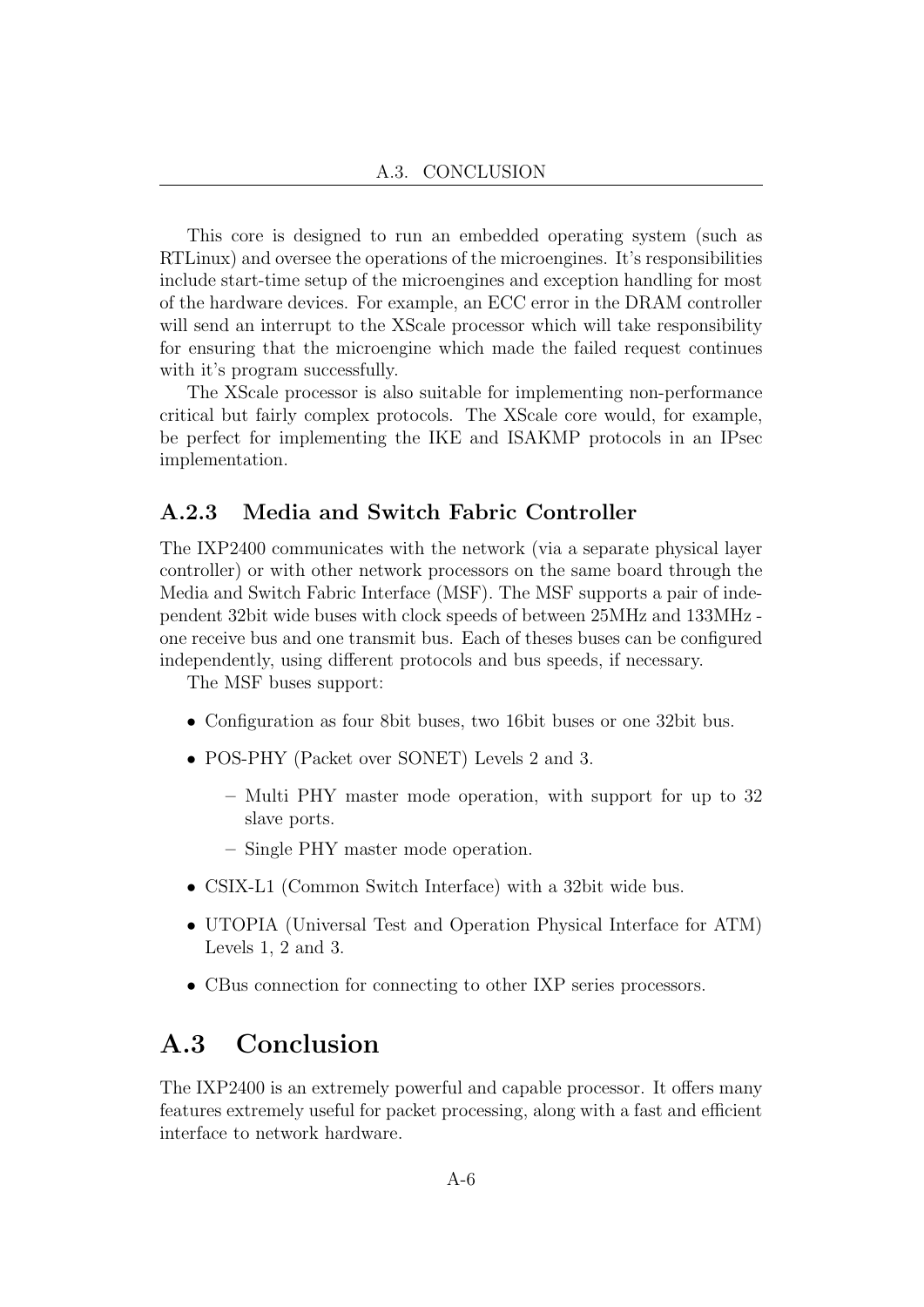This core is designed to run an embedded operating system (such as RTLinux) and oversee the operations of the microengines. It's responsibilities include start-time setup of the microengines and exception handling for most of the hardware devices. For example, an ECC error in the DRAM controller will send an interrupt to the XScale processor which will take responsibility for ensuring that the microengine which made the failed request continues with it's program successfully.

The XScale processor is also suitable for implementing non-performance critical but fairly complex protocols. The XScale core would, for example, be perfect for implementing the IKE and ISAKMP protocols in an IPsec implementation.

### A.2.3 Media and Switch Fabric Controller

The IXP2400 communicates with the network (via a separate physical layer controller) or with other network processors on the same board through the Media and Switch Fabric Interface (MSF). The MSF supports a pair of independent 32bit wide buses with clock speeds of between 25MHz and 133MHz - one receive bus and one transmit bus. Each of theses buses can be configured independently, using different protocols and bus speeds, if necessary.

The MSF buses support:

- Configuration as four 8bit buses, two 16bit buses or one 32bit bus.
- POS-PHY (Packet over SONET) Levels 2 and 3.
  - Multi PHY master mode operation, with support for up to 32 slave ports.
  - Single PHY master mode operation.
- CSIX-L1 (Common Switch Interface) with a 32bit wide bus.
- UTOPIA (Universal Test and Operation Physical Interface for ATM) Levels 1, 2 and 3.
- CBus connection for connecting to other IXP series processors.

## A.3 Conclusion

The IXP2400 is an extremely powerful and capable processor. It offers many features extremely useful for packet processing, along with a fast and efficient interface to network hardware.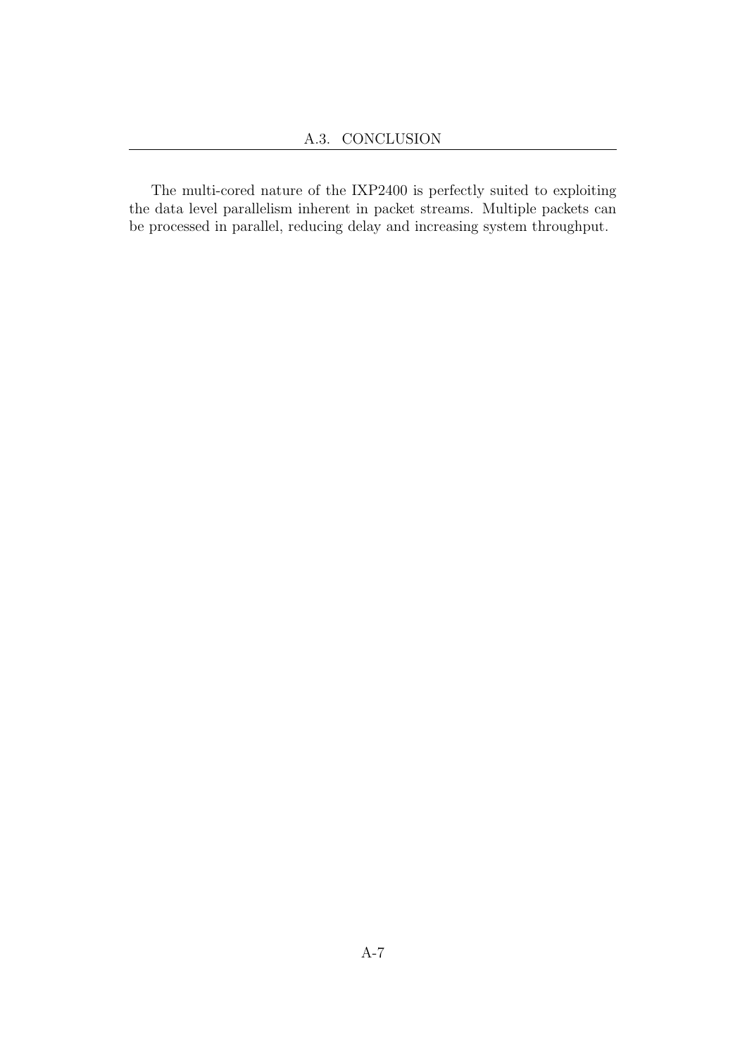The multi-cored nature of the IXP2400 is perfectly suited to exploiting the data level parallelism inherent in packet streams. Multiple packets can be processed in parallel, reducing delay and increasing system throughput.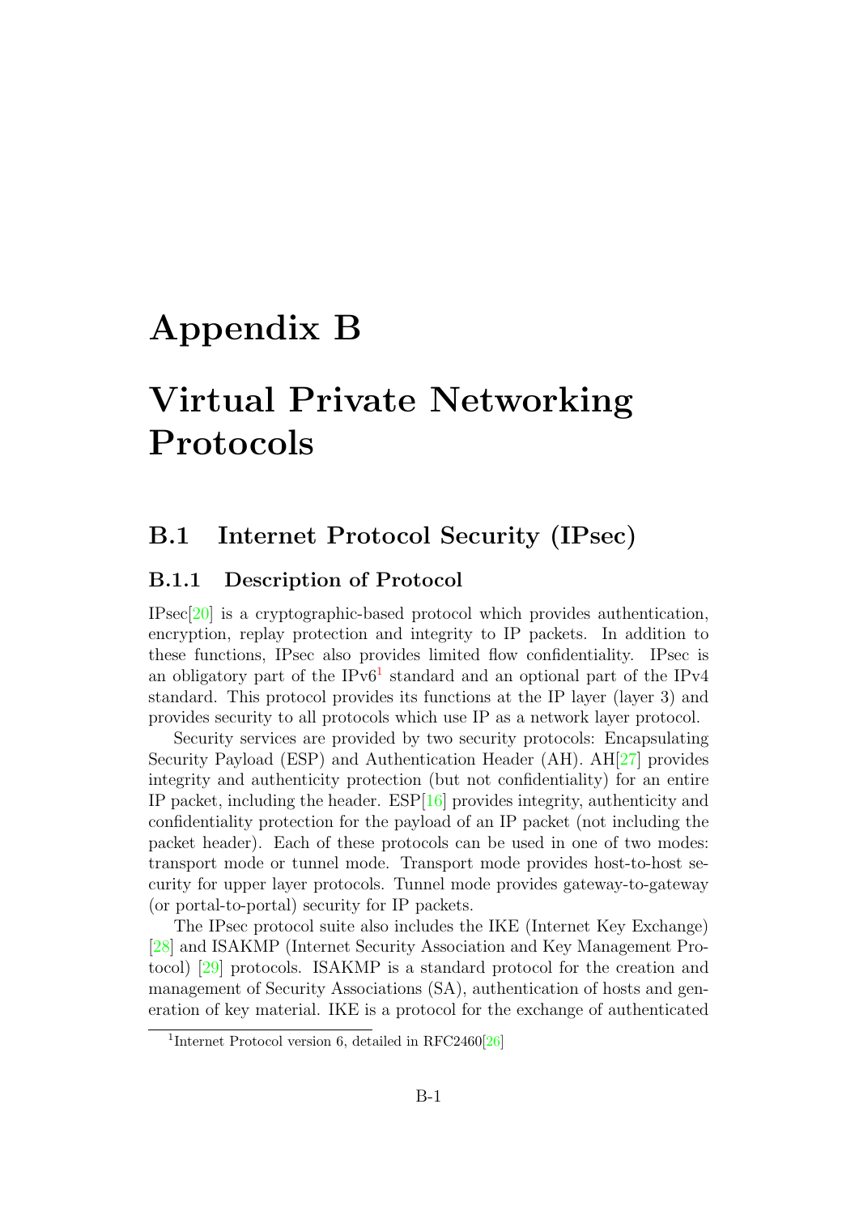# Appendix B

# Virtual Private Networking Protocols

## B.1 Internet Protocol Security (IPsec)

### B.1.1 Description of Protocol

IPsec[20] is a cryptographic-based protocol which provides authentication, encryption, replay protection and integrity to IP packets. In addition to these functions, IPsec also provides limited flow confidentiality. IPsec is an obligatory part of the IPv6[1] standard and an optional part of the IPv4 standard. This protocol provides its functions at the IP layer (layer 3) and provides security to all protocols which use IP as a network layer protocol.

Security services are provided by two security protocols: Encapsulating Security Payload (ESP) and Authentication Header (AH). AH[27] provides integrity and authenticity protection (but not confidentiality) for an entire IP packet, including the header. ESP[16] provides integrity, authenticity and confidentiality protection for the payload of an IP packet (not including the packet header). Each of these protocols can be used in one of two modes: transport mode or tunnel mode. Transport mode provides host-to-host security for upper layer protocols. Tunnel mode provides gateway-to-gateway (or portal-to-portal) security for IP packets.

The IPsec protocol suite also includes the IKE (Internet Key Exchange) [28] and ISAKMP (Internet Security Association and Key Management Protocol) [29] protocols. ISAKMP is a standard protocol for the creation and management of Security Associations (SA), authentication of hosts and generation of key material. IKE is a protocol for the exchange of authenticated

[1] Internet Protocol version 6, detailed in RFC2460[26]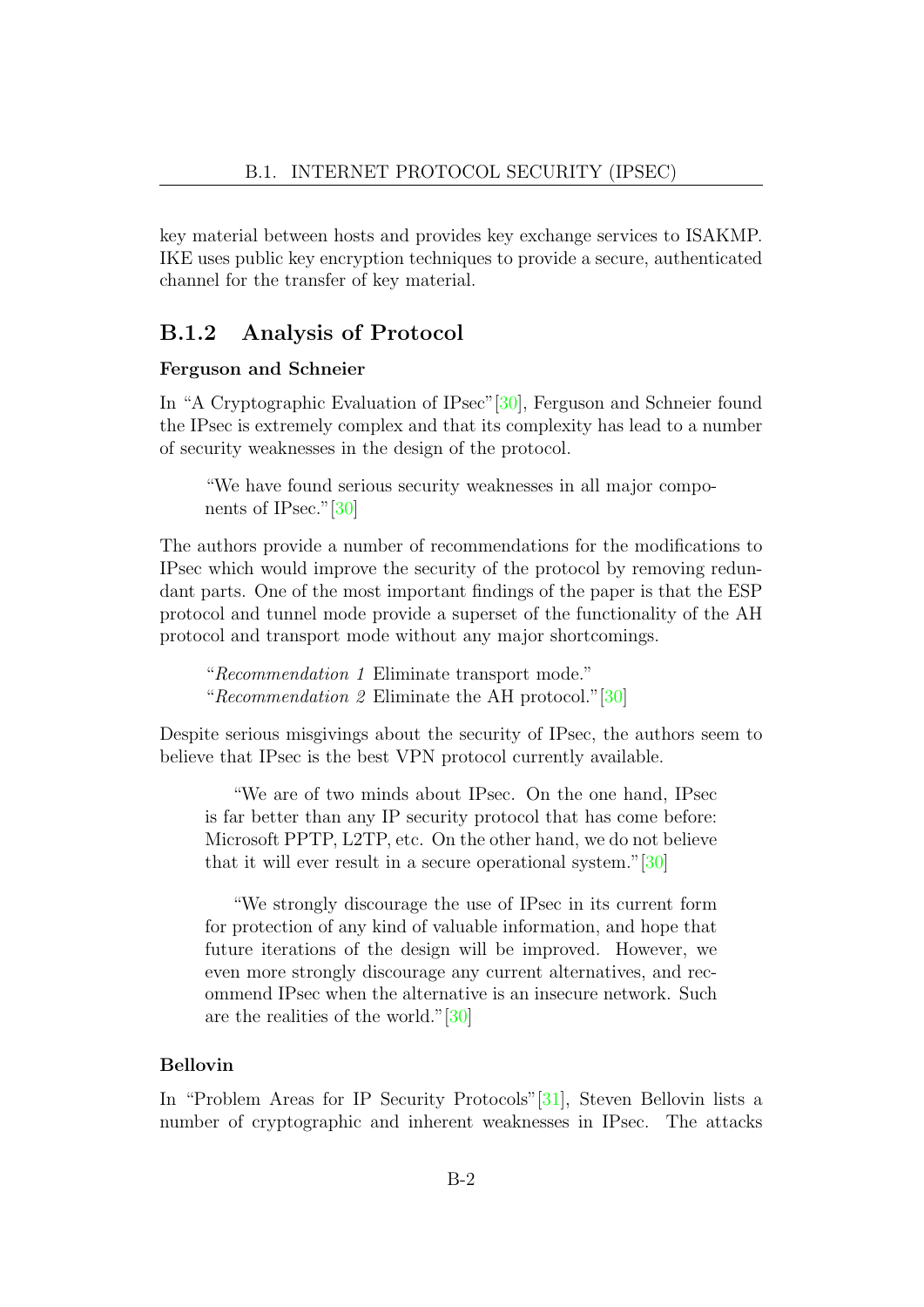key material between hosts and provides key exchange services to ISAKMP. IKE uses public key encryption techniques to provide a secure, authenticated channel for the transfer of key material.

### B.1.2 Analysis of Protocol

**Ferguson and Schneier**

In "A Cryptographic Evaluation of IPsec"[30], Ferguson and Schneier found the IPsec is extremely complex and that its complexity has lead to a number of security weaknesses in the design of the protocol.

> "We have found serious security weaknesses in all major components of IPsec."[30]

The authors provide a number of recommendations for the modifications to IPsec which would improve the security of the protocol by removing redundant parts. One of the most important findings of the paper is that the ESP protocol and tunnel mode provide a superset of the functionality of the AH protocol and transport mode without any major shortcomings.

> "*Recommendation 1* Eliminate transport mode."
> "*Recommendation 2* Eliminate the AH protocol."[30]

Despite serious misgivings about the security of IPsec, the authors seem to believe that IPsec is the best VPN protocol currently available.

> "We are of two minds about IPsec. On the one hand, IPsec is far better than any IP security protocol that has come before: Microsoft PPTP, L2TP, etc. On the other hand, we do not believe that it will ever result in a secure operational system."[30]
>
> "We strongly discourage the use of IPsec in its current form for protection of any kind of valuable information, and hope that future iterations of the design will be improved. However, we even more strongly discourage any current alternatives, and recommend IPsec when the alternative is an insecure network. Such are the realities of the world."[30]

**Bellovin**

In "Problem Areas for IP Security Protocols"[31], Steven Bellovin lists a number of cryptographic and inherent weaknesses in IPsec. The attacks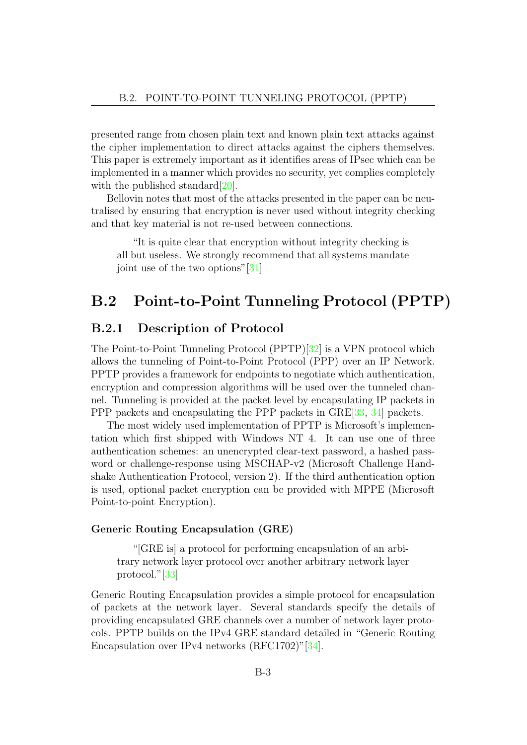presented range from chosen plain text and known plain text attacks against the cipher implementation to direct attacks against the ciphers themselves. This paper is extremely important as it identifies areas of IPsec which can be implemented in a manner which provides no security, yet complies completely with the published standard[20].

Bellovin notes that most of the attacks presented in the paper can be neutralised by ensuring that encryption is never used without integrity checking and that key material is not re-used between connections.

> "It is quite clear that encryption without integrity checking is all but useless. We strongly recommend that all systems mandate joint use of the two options"[31]

## B.2 Point-to-Point Tunneling Protocol (PPTP)

### B.2.1 Description of Protocol

The Point-to-Point Tunneling Protocol (PPTP)[32] is a VPN protocol which allows the tunneling of Point-to-Point Protocol (PPP) over an IP Network. PPTP provides a framework for endpoints to negotiate which authentication, encryption and compression algorithms will be used over the tunneled channel. Tunneling is provided at the packet level by encapsulating IP packets in PPP packets and encapsulating the PPP packets in GRE[33, 34] packets.

The most widely used implementation of PPTP is Microsoft's implementation which first shipped with Windows NT 4. It can use one of three authentication schemes: an unencrypted clear-text password, a hashed password or challenge-response using MSCHAP-v2 (Microsoft Challenge Handshake Authentication Protocol, version 2). If the third authentication option is used, optional packet encryption can be provided with MPPE (Microsoft Point-to-point Encryption).

#### Generic Routing Encapsulation (GRE)

> "[GRE is] a protocol for performing encapsulation of an arbitrary network layer protocol over another arbitrary network layer protocol."[33]

Generic Routing Encapsulation provides a simple protocol for encapsulation of packets at the network layer. Several standards specify the details of providing encapsulated GRE channels over a number of network layer protocols. PPTP builds on the IPv4 GRE standard detailed in "Generic Routing Encapsulation over IPv4 networks (RFC1702)"[34].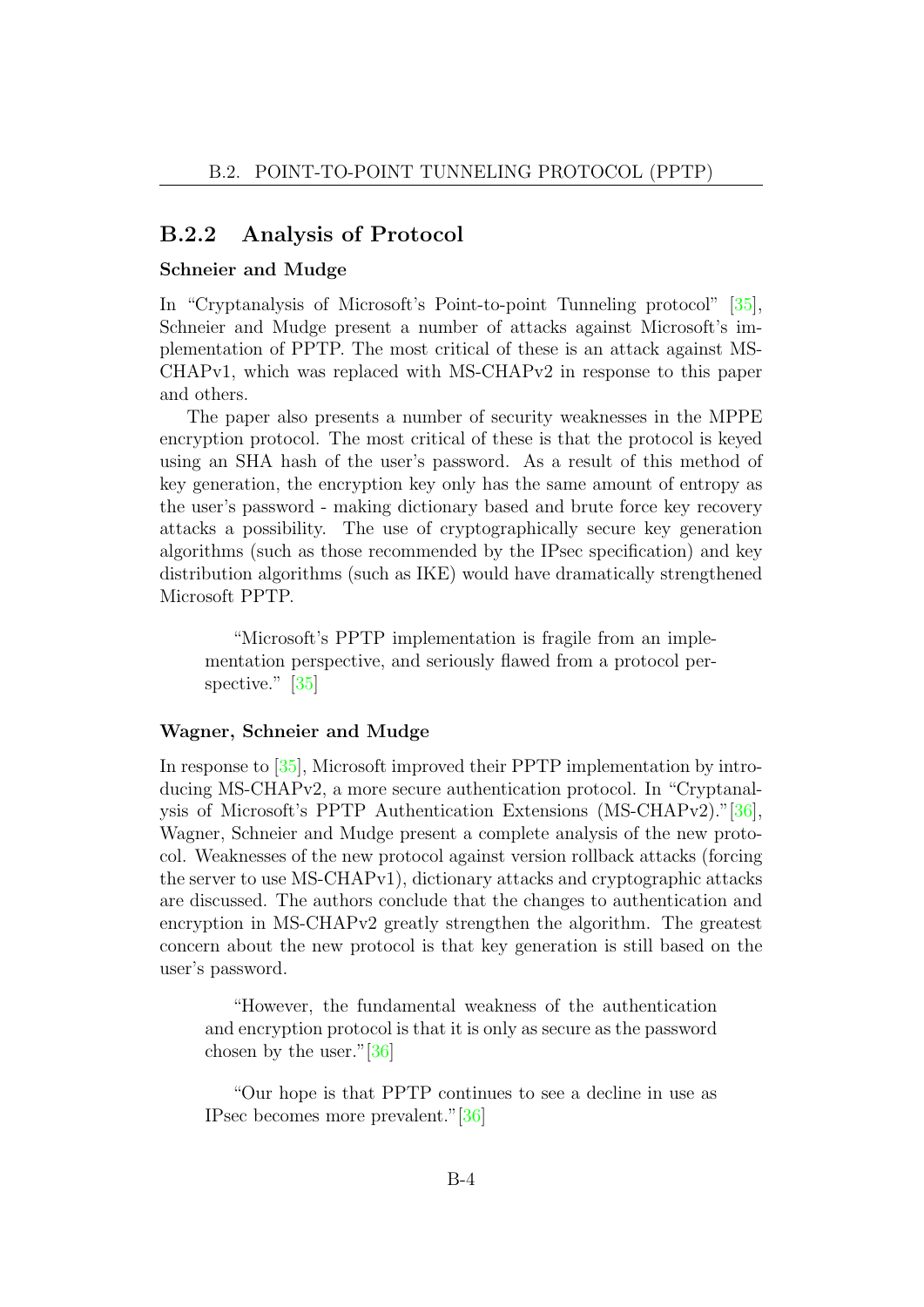### B.2.2 Analysis of Protocol

**Schneier and Mudge**

In "Cryptanalysis of Microsoft's Point-to-point Tunneling protocol" [35], Schneier and Mudge present a number of attacks against Microsoft's implementation of PPTP. The most critical of these is an attack against MS-CHAPv1, which was replaced with MS-CHAPv2 in response to this paper and others.

The paper also presents a number of security weaknesses in the MPPE encryption protocol. The most critical of these is that the protocol is keyed using an SHA hash of the user's password. As a result of this method of key generation, the encryption key only has the same amount of entropy as the user's password - making dictionary based and brute force key recovery attacks a possibility. The use of cryptographically secure key generation algorithms (such as those recommended by the IPsec specification) and key distribution algorithms (such as IKE) would have dramatically strengthened Microsoft PPTP.

> "Microsoft's PPTP implementation is fragile from an implementation perspective, and seriously flawed from a protocol perspective." [35]

**Wagner, Schneier and Mudge**

In response to [35], Microsoft improved their PPTP implementation by introducing MS-CHAPv2, a more secure authentication protocol. In "Cryptanalysis of Microsoft's PPTP Authentication Extensions (MS-CHAPv2)."[36], Wagner, Schneier and Mudge present a complete analysis of the new protocol. Weaknesses of the new protocol against version rollback attacks (forcing the server to use MS-CHAPv1), dictionary attacks and cryptographic attacks are discussed. The authors conclude that the changes to authentication and encryption in MS-CHAPv2 greatly strengthen the algorithm. The greatest concern about the new protocol is that key generation is still based on the user's password.

> "However, the fundamental weakness of the authentication and encryption protocol is that it is only as secure as the password chosen by the user."[36]

> "Our hope is that PPTP continues to see a decline in use as IPsec becomes more prevalent."[36]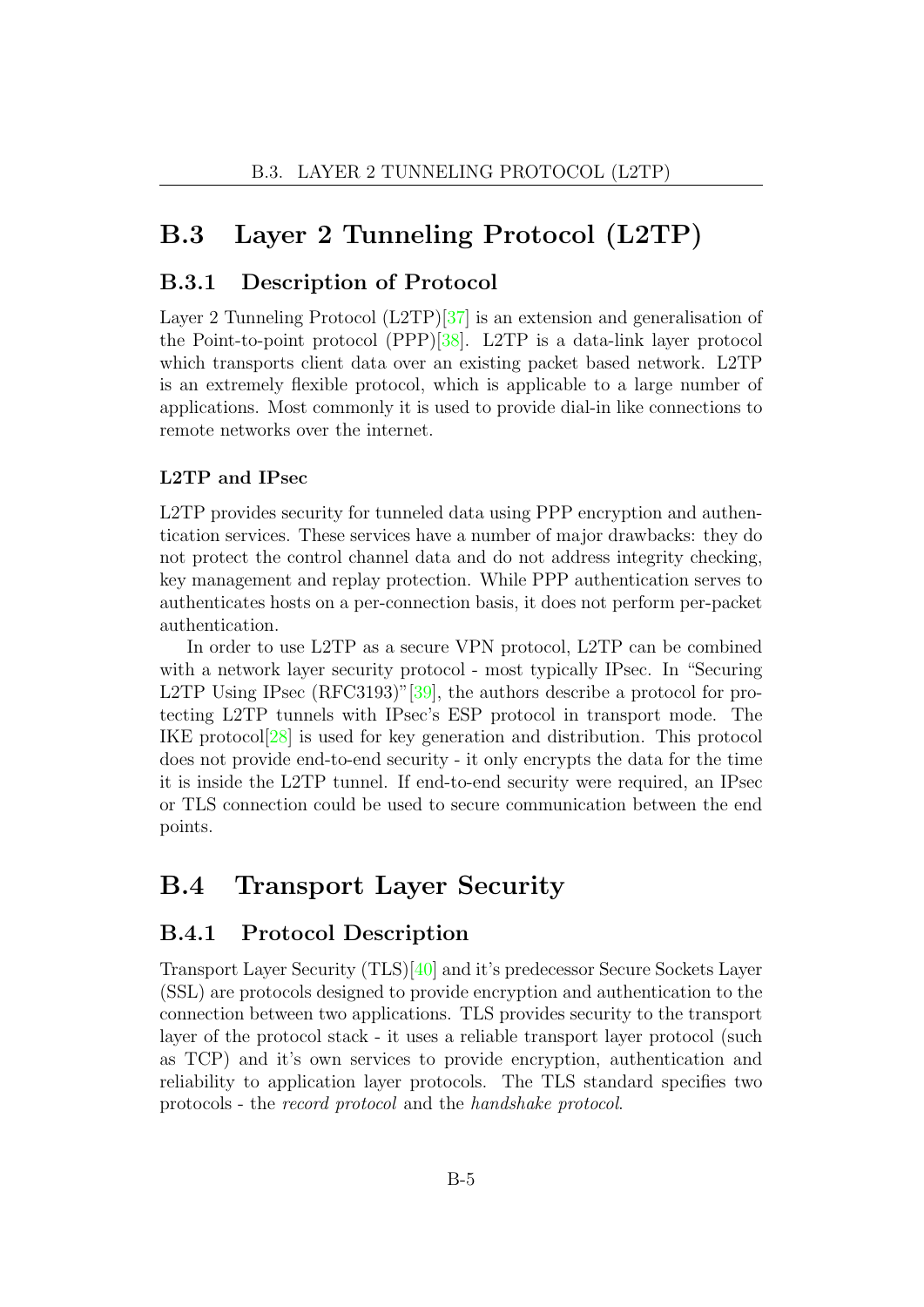## B.3 Layer 2 Tunneling Protocol (L2TP)

### B.3.1 Description of Protocol

Layer 2 Tunneling Protocol (L2TP)[37] is an extension and generalisation of the Point-to-point protocol (PPP)[38]. L2TP is a data-link layer protocol which transports client data over an existing packet based network. L2TP is an extremely flexible protocol, which is applicable to a large number of applications. Most commonly it is used to provide dial-in like connections to remote networks over the internet.

#### L2TP and IPsec

L2TP provides security for tunneled data using PPP encryption and authentication services. These services have a number of major drawbacks: they do not protect the control channel data and do not address integrity checking, key management and replay protection. While PPP authentication serves to authenticates hosts on a per-connection basis, it does not perform per-packet authentication.

In order to use L2TP as a secure VPN protocol, L2TP can be combined with a network layer security protocol - most typically IPsec. In "Securing L2TP Using IPsec (RFC3193)"[39], the authors describe a protocol for protecting L2TP tunnels with IPsec's ESP protocol in transport mode. The IKE protocol[28] is used for key generation and distribution. This protocol does not provide end-to-end security - it only encrypts the data for the time it is inside the L2TP tunnel. If end-to-end security were required, an IPsec or TLS connection could be used to secure communication between the end points.

## B.4 Transport Layer Security

### B.4.1 Protocol Description

Transport Layer Security (TLS)[40] and it's predecessor Secure Sockets Layer (SSL) are protocols designed to provide encryption and authentication to the connection between two applications. TLS provides security to the transport layer of the protocol stack - it uses a reliable transport layer protocol (such as TCP) and it's own services to provide encryption, authentication and reliability to application layer protocols. The TLS standard specifies two protocols - the *record protocol* and the *handshake protocol*.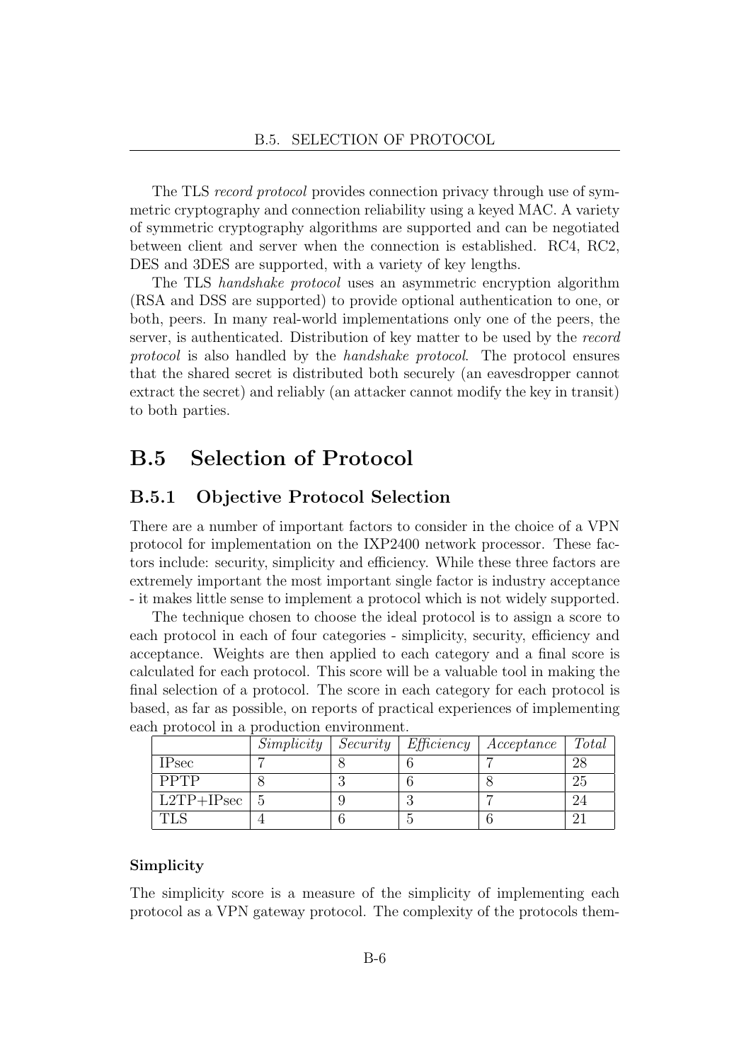The TLS *record protocol* provides connection privacy through use of symmetric cryptography and connection reliability using a keyed MAC. A variety of symmetric cryptography algorithms are supported and can be negotiated between client and server when the connection is established. RC4, RC2, DES and 3DES are supported, with a variety of key lengths.

The TLS *handshake protocol* uses an asymmetric encryption algorithm (RSA and DSS are supported) to provide optional authentication to one, or both, peers. In many real-world implementations only one of the peers, the server, is authenticated. Distribution of key matter to be used by the *record protocol* is also handled by the *handshake protocol*. The protocol ensures that the shared secret is distributed both securely (an eavesdropper cannot extract the secret) and reliably (an attacker cannot modify the key in transit) to both parties.

## B.5 Selection of Protocol

### B.5.1 Objective Protocol Selection

There are a number of important factors to consider in the choice of a VPN protocol for implementation on the IXP2400 network processor. These factors include: security, simplicity and efficiency. While these three factors are extremely important the most important single factor is industry acceptance - it makes little sense to implement a protocol which is not widely supported.

The technique chosen to choose the ideal protocol is to assign a score to each protocol in each of four categories - simplicity, security, efficiency and acceptance. Weights are then applied to each category and a final score is calculated for each protocol. This score will be a valuable tool in making the final selection of a protocol. The score in each category for each protocol is based, as far as possible, on reports of practical experiences of implementing each protocol in a production environment.

| | *Simplicity* | *Security* | *Efficiency* | *Acceptance* | *Total* |
|---|---|---|---|---|---|
| IPsec | 7 | 8 | 6 | 7 | 28 |
| PPTP | 8 | 3 | 6 | 8 | 25 |
| L2TP+IPsec | 5 | 9 | 3 | 7 | 24 |
| TLS | 4 | 6 | 5 | 6 | 21 |

#### Simplicity

The simplicity score is a measure of the simplicity of implementing each protocol as a VPN gateway protocol. The complexity of the protocols them-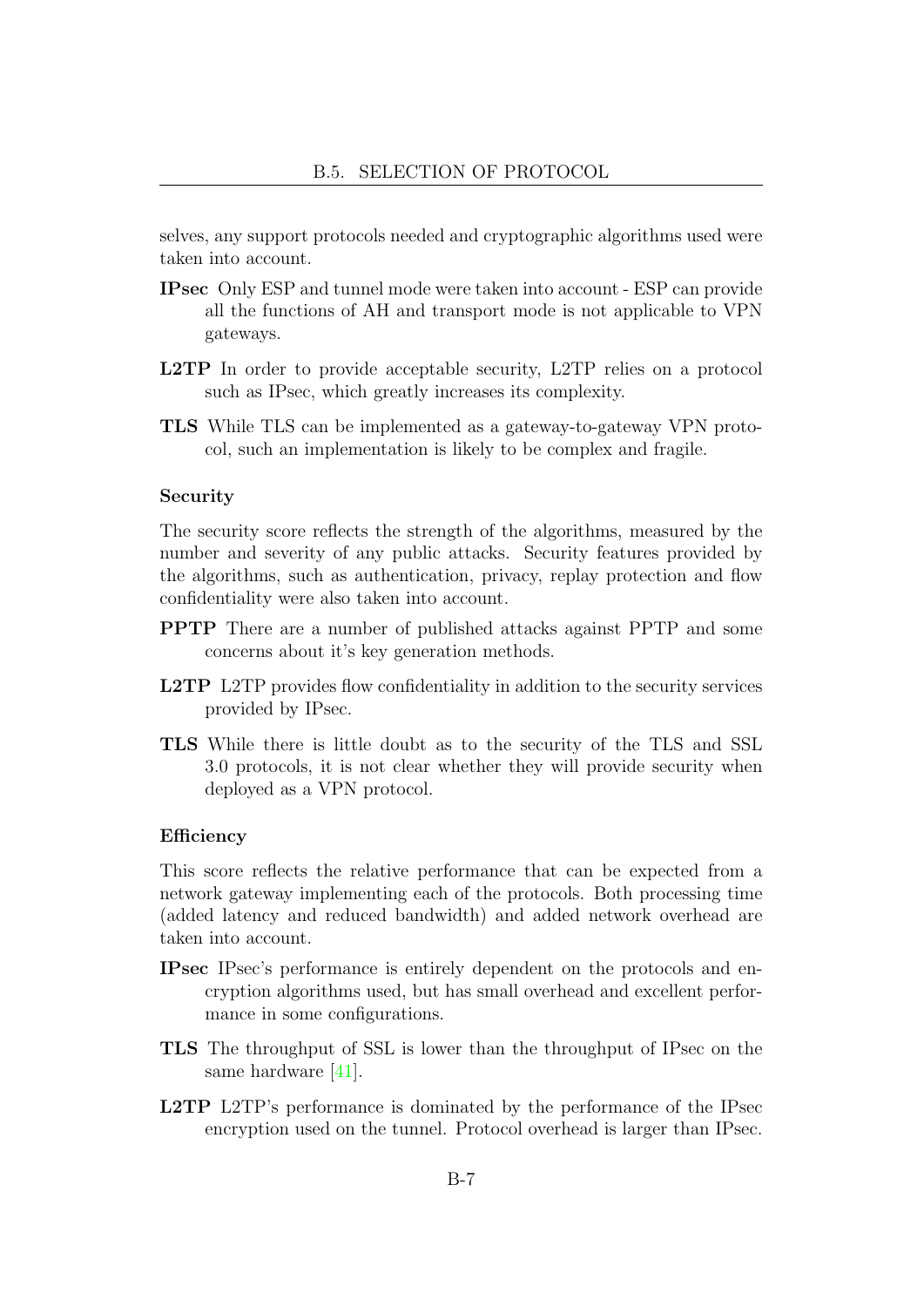selves, any support protocols needed and cryptographic algorithms used were taken into account.

**IPsec** Only ESP and tunnel mode were taken into account - ESP can provide all the functions of AH and transport mode is not applicable to VPN gateways.

**L2TP** In order to provide acceptable security, L2TP relies on a protocol such as IPsec, which greatly increases its complexity.

**TLS** While TLS can be implemented as a gateway-to-gateway VPN protocol, such an implementation is likely to be complex and fragile.

#### Security

The security score reflects the strength of the algorithms, measured by the number and severity of any public attacks. Security features provided by the algorithms, such as authentication, privacy, replay protection and flow confidentiality were also taken into account.

**PPTP** There are a number of published attacks against PPTP and some concerns about it's key generation methods.

**L2TP** L2TP provides flow confidentiality in addition to the security services provided by IPsec.

**TLS** While there is little doubt as to the security of the TLS and SSL 3.0 protocols, it is not clear whether they will provide security when deployed as a VPN protocol.

#### Efficiency

This score reflects the relative performance that can be expected from a network gateway implementing each of the protocols. Both processing time (added latency and reduced bandwidth) and added network overhead are taken into account.

**IPsec** IPsec's performance is entirely dependent on the protocols and encryption algorithms used, but has small overhead and excellent performance in some configurations.

**TLS** The throughput of SSL is lower than the throughput of IPsec on the same hardware [41].

**L2TP** L2TP's performance is dominated by the performance of the IPsec encryption used on the tunnel. Protocol overhead is larger than IPsec.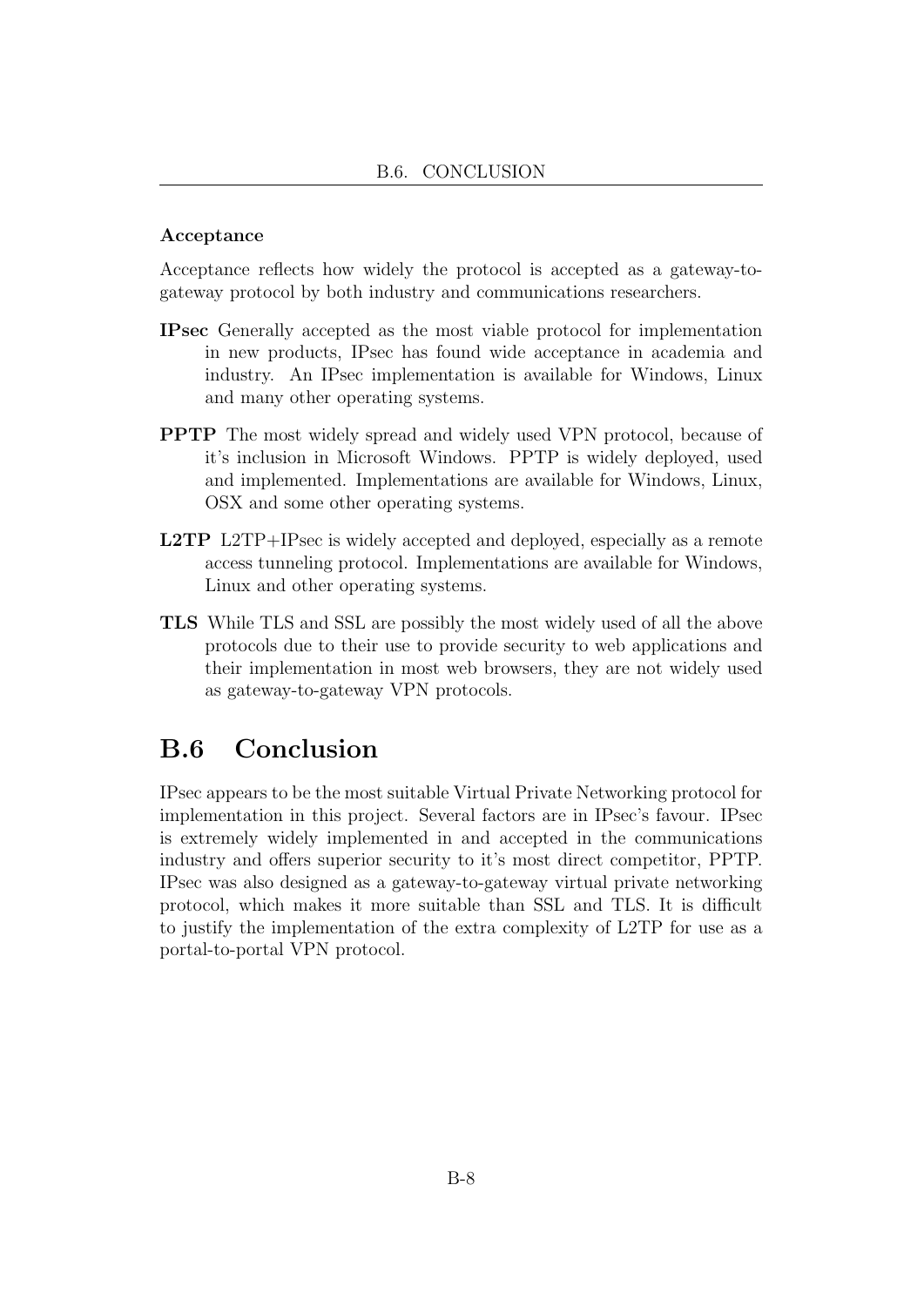### Acceptance

Acceptance reflects how widely the protocol is accepted as a gateway-to-gateway protocol by both industry and communications researchers.

**IPsec** Generally accepted as the most viable protocol for implementation in new products, IPsec has found wide acceptance in academia and industry. An IPsec implementation is available for Windows, Linux and many other operating systems.

**PPTP** The most widely spread and widely used VPN protocol, because of it's inclusion in Microsoft Windows. PPTP is widely deployed, used and implemented. Implementations are available for Windows, Linux, OSX and some other operating systems.

**L2TP** L2TP+IPsec is widely accepted and deployed, especially as a remote access tunneling protocol. Implementations are available for Windows, Linux and other operating systems.

**TLS** While TLS and SSL are possibly the most widely used of all the above protocols due to their use to provide security to web applications and their implementation in most web browsers, they are not widely used as gateway-to-gateway VPN protocols.

## B.6 Conclusion

IPsec appears to be the most suitable Virtual Private Networking protocol for implementation in this project. Several factors are in IPsec's favour. IPsec is extremely widely implemented in and accepted in the communications industry and offers superior security to it's most direct competitor, PPTP. IPsec was also designed as a gateway-to-gateway virtual private networking protocol, which makes it more suitable than SSL and TLS. It is difficult to justify the implementation of the extra complexity of L2TP for use as a portal-to-portal VPN protocol.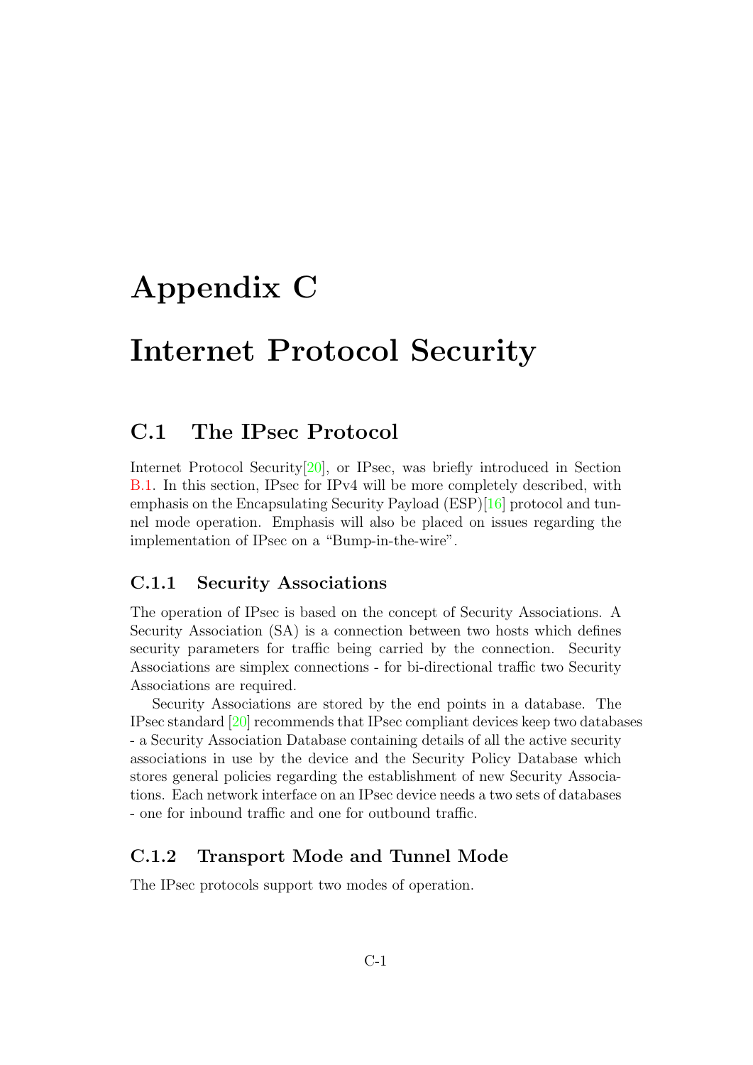# Appendix C

# Internet Protocol Security

## C.1 The IPsec Protocol

Internet Protocol Security[20], or IPsec, was briefly introduced in Section B.1. In this section, IPsec for IPv4 will be more completely described, with emphasis on the Encapsulating Security Payload (ESP)[16] protocol and tunnel mode operation. Emphasis will also be placed on issues regarding the implementation of IPsec on a "Bump-in-the-wire".

### C.1.1 Security Associations

The operation of IPsec is based on the concept of Security Associations. A Security Association (SA) is a connection between two hosts which defines security parameters for traffic being carried by the connection. Security Associations are simplex connections - for bi-directional traffic two Security Associations are required.

Security Associations are stored by the end points in a database. The IPsec standard [20] recommends that IPsec compliant devices keep two databases - a Security Association Database containing details of all the active security associations in use by the device and the Security Policy Database which stores general policies regarding the establishment of new Security Associations. Each network interface on an IPsec device needs a two sets of databases - one for inbound traffic and one for outbound traffic.

### C.1.2 Transport Mode and Tunnel Mode

The IPsec protocols support two modes of operation.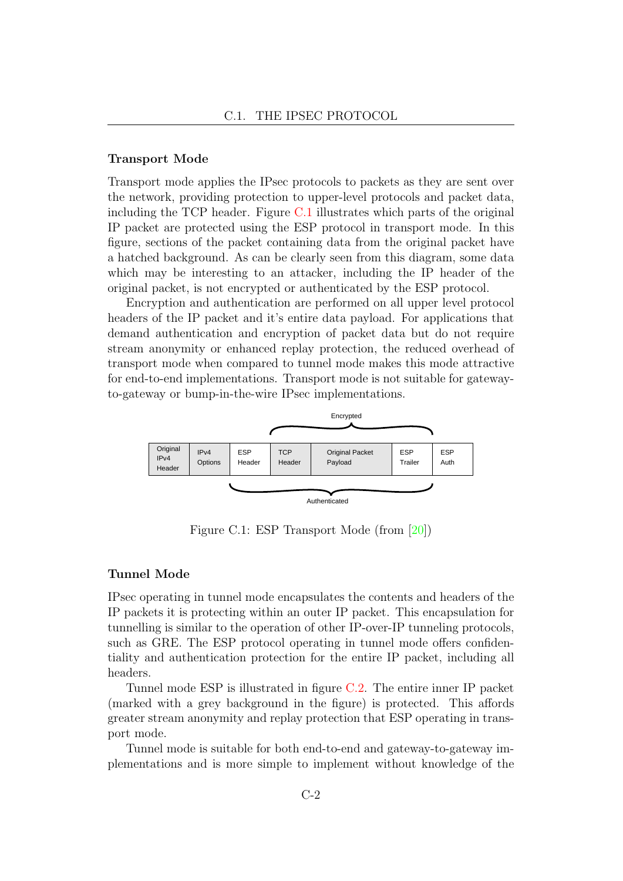### Transport Mode

Transport mode applies the IPsec protocols to packets as they are sent over the network, providing protection to upper-level protocols and packet data, including the TCP header. Figure C.1 illustrates which parts of the original IP packet are protected using the ESP protocol in transport mode. In this figure, sections of the packet containing data from the original packet have a hatched background. As can be clearly seen from this diagram, some data which may be interesting to an attacker, including the IP header of the original packet, is not encrypted or authenticated by the ESP protocol.

Encryption and authentication are performed on all upper level protocol headers of the IP packet and it's entire data payload. For applications that demand authentication and encryption of packet data but do not require stream anonymity or enhanced replay protection, the reduced overhead of transport mode when compared to tunnel mode makes this mode attractive for end-to-end implementations. Transport mode is not suitable for gateway-to-gateway or bump-in-the-wire IPsec implementations.

| Original IPv4 Header | IPv4 Options | ESP Header | TCP Header | Original Packet Payload | ESP Trailer | ESP Auth |
|---|---|---|---|---|---|---|

Encrypted: TCP Header, Original Packet Payload, ESP Trailer

Authenticated: ESP Header, TCP Header, Original Packet Payload, ESP Trailer

Figure C.1: ESP Transport Mode (from [20])

### Tunnel Mode

IPsec operating in tunnel mode encapsulates the contents and headers of the IP packets it is protecting within an outer IP packet. This encapsulation for tunnelling is similar to the operation of other IP-over-IP tunneling protocols, such as GRE. The ESP protocol operating in tunnel mode offers confidentiality and authentication protection for the entire IP packet, including all headers.

Tunnel mode ESP is illustrated in figure C.2. The entire inner IP packet (marked with a grey background in the figure) is protected. This affords greater stream anonymity and replay protection that ESP operating in transport mode.

Tunnel mode is suitable for both end-to-end and gateway-to-gateway implementations and is more simple to implement without knowledge of the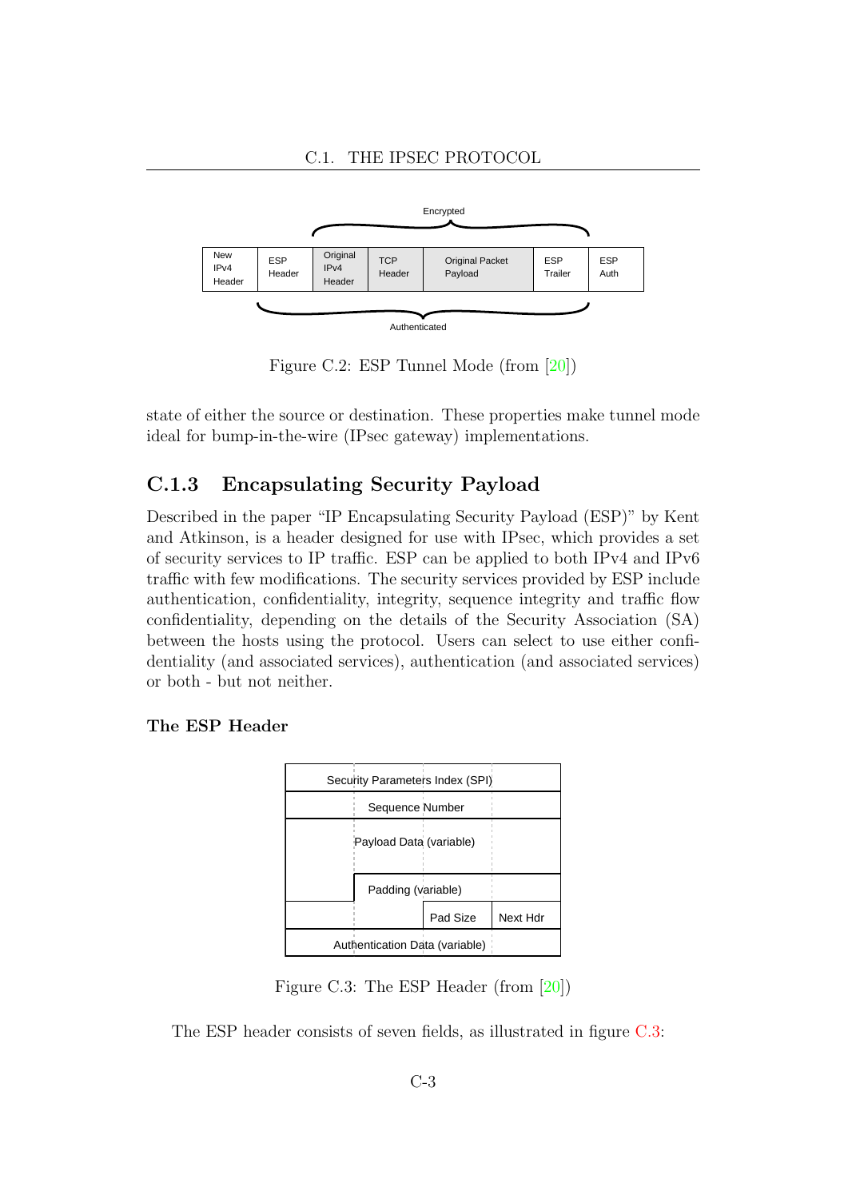| New IPv4 Header | ESP Header | Original IPv4 Header | TCP Header | Original Packet Payload | ESP Trailer | ESP Auth |
|---|---|---|---|---|---|---|

Encrypted: Original IPv4 Header through ESP Trailer. Authenticated: ESP Header through ESP Trailer.

Figure C.2: ESP Tunnel Mode (from [20])

state of either the source or destination. These properties make tunnel mode ideal for bump-in-the-wire (IPsec gateway) implementations.

### C.1.3 Encapsulating Security Payload

Described in the paper "IP Encapsulating Security Payload (ESP)" by Kent and Atkinson, is a header designed for use with IPsec, which provides a set of security services to IP traffic. ESP can be applied to both IPv4 and IPv6 traffic with few modifications. The security services provided by ESP include authentication, confidentiality, integrity, sequence integrity and traffic flow confidentiality, depending on the details of the Security Association (SA) between the hosts using the protocol. Users can select to use either confidentiality (and associated services), authentication (and associated services) or both - but not neither.

#### The ESP Header

| Security Parameters Index (SPI) | | |
|---|---|---|
| Sequence Number | | |
| Payload Data (variable) | | |
| Padding (variable) | | |
| | Pad Size | Next Hdr |
| Authentication Data (variable) | | |

Figure C.3: The ESP Header (from [20])

The ESP header consists of seven fields, as illustrated in figure C.3: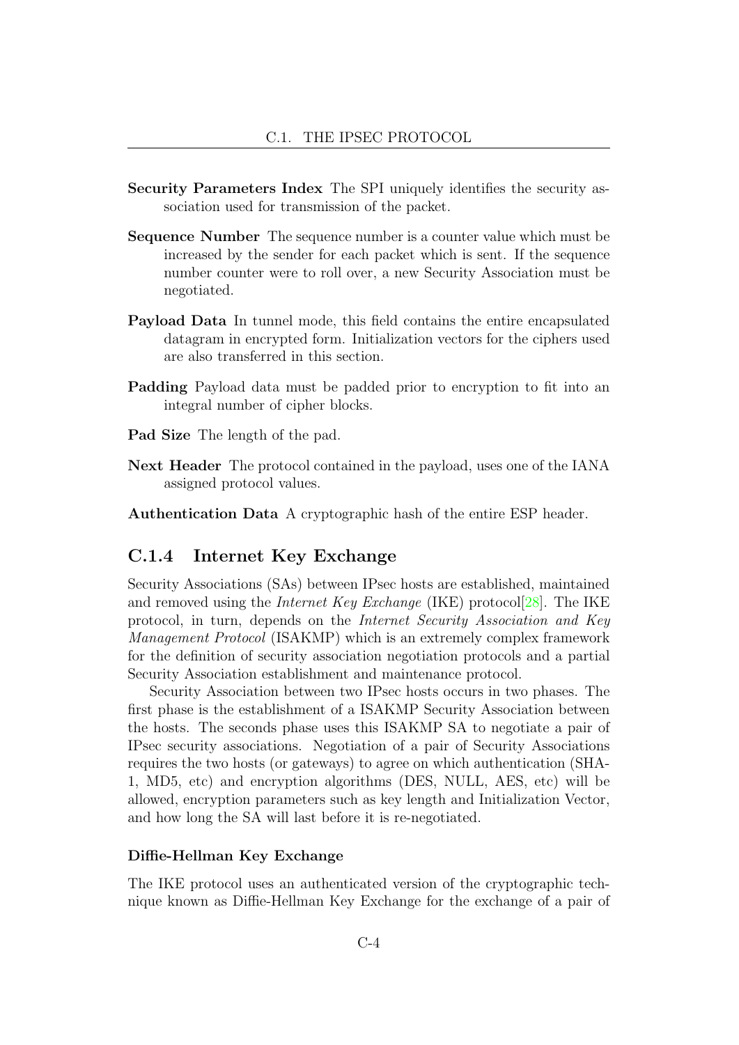**Security Parameters Index** The SPI uniquely identifies the security association used for transmission of the packet.

**Sequence Number** The sequence number is a counter value which must be increased by the sender for each packet which is sent. If the sequence number counter were to roll over, a new Security Association must be negotiated.

**Payload Data** In tunnel mode, this field contains the entire encapsulated datagram in encrypted form. Initialization vectors for the ciphers used are also transferred in this section.

**Padding** Payload data must be padded prior to encryption to fit into an integral number of cipher blocks.

**Pad Size** The length of the pad.

**Next Header** The protocol contained in the payload, uses one of the IANA assigned protocol values.

**Authentication Data** A cryptographic hash of the entire ESP header.

### C.1.4 Internet Key Exchange

Security Associations (SAs) between IPsec hosts are established, maintained and removed using the *Internet Key Exchange* (IKE) protocol[28]. The IKE protocol, in turn, depends on the *Internet Security Association and Key Management Protocol* (ISAKMP) which is an extremely complex framework for the definition of security association negotiation protocols and a partial Security Association establishment and maintenance protocol.

Security Association between two IPsec hosts occurs in two phases. The first phase is the establishment of a ISAKMP Security Association between the hosts. The seconds phase uses this ISAKMP SA to negotiate a pair of IPsec security associations. Negotiation of a pair of Security Associations requires the two hosts (or gateways) to agree on which authentication (SHA-1, MD5, etc) and encryption algorithms (DES, NULL, AES, etc) will be allowed, encryption parameters such as key length and Initialization Vector, and how long the SA will last before it is re-negotiated.

#### Diffie-Hellman Key Exchange

The IKE protocol uses an authenticated version of the cryptographic technique known as Diffie-Hellman Key Exchange for the exchange of a pair of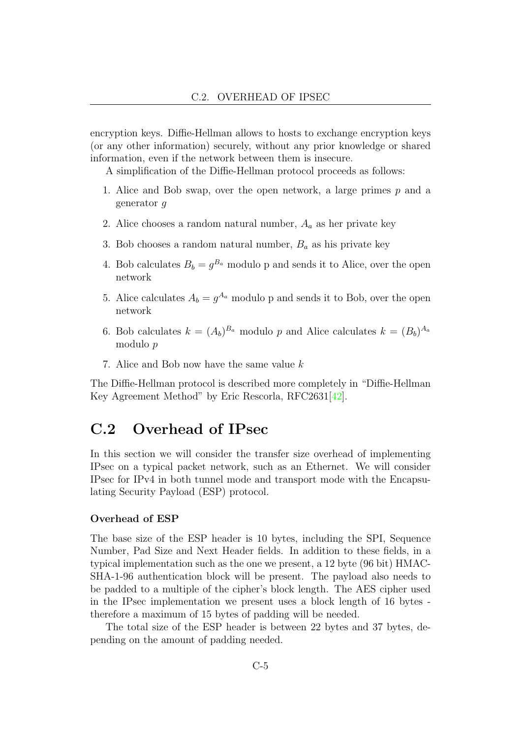encryption keys. Diffie-Hellman allows to hosts to exchange encryption keys (or any other information) securely, without any prior knowledge or shared information, even if the network between them is insecure.

A simplification of the Diffie-Hellman protocol proceeds as follows:

1. Alice and Bob swap, over the open network, a large primes $p$ and a generator $g$
2. Alice chooses a random natural number, $A_a$ as her private key
3. Bob chooses a random natural number, $B_a$ as his private key
4. Bob calculates $B_b = g^{B_a}$ modulo p and sends it to Alice, over the open network
5. Alice calculates $A_b = g^{A_a}$ modulo p and sends it to Bob, over the open network
6. Bob calculates $k = (A_b)^{B_a}$ modulo $p$ and Alice calculates $k = (B_b)^{A_a}$ modulo $p$
7. Alice and Bob now have the same value $k$

The Diffie-Hellman protocol is described more completely in "Diffie-Hellman Key Agreement Method" by Eric Rescorla, RFC2631[42].

## C.2 Overhead of IPsec

In this section we will consider the transfer size overhead of implementing IPsec on a typical packet network, such as an Ethernet. We will consider IPsec for IPv4 in both tunnel mode and transport mode with the Encapsulating Security Payload (ESP) protocol.

#### Overhead of ESP

The base size of the ESP header is 10 bytes, including the SPI, Sequence Number, Pad Size and Next Header fields. In addition to these fields, in a typical implementation such as the one we present, a 12 byte (96 bit) HMAC-SHA-1-96 authentication block will be present. The payload also needs to be padded to a multiple of the cipher's block length. The AES cipher used in the IPsec implementation we present uses a block length of 16 bytes - therefore a maximum of 15 bytes of padding will be needed.

The total size of the ESP header is between 22 bytes and 37 bytes, depending on the amount of padding needed.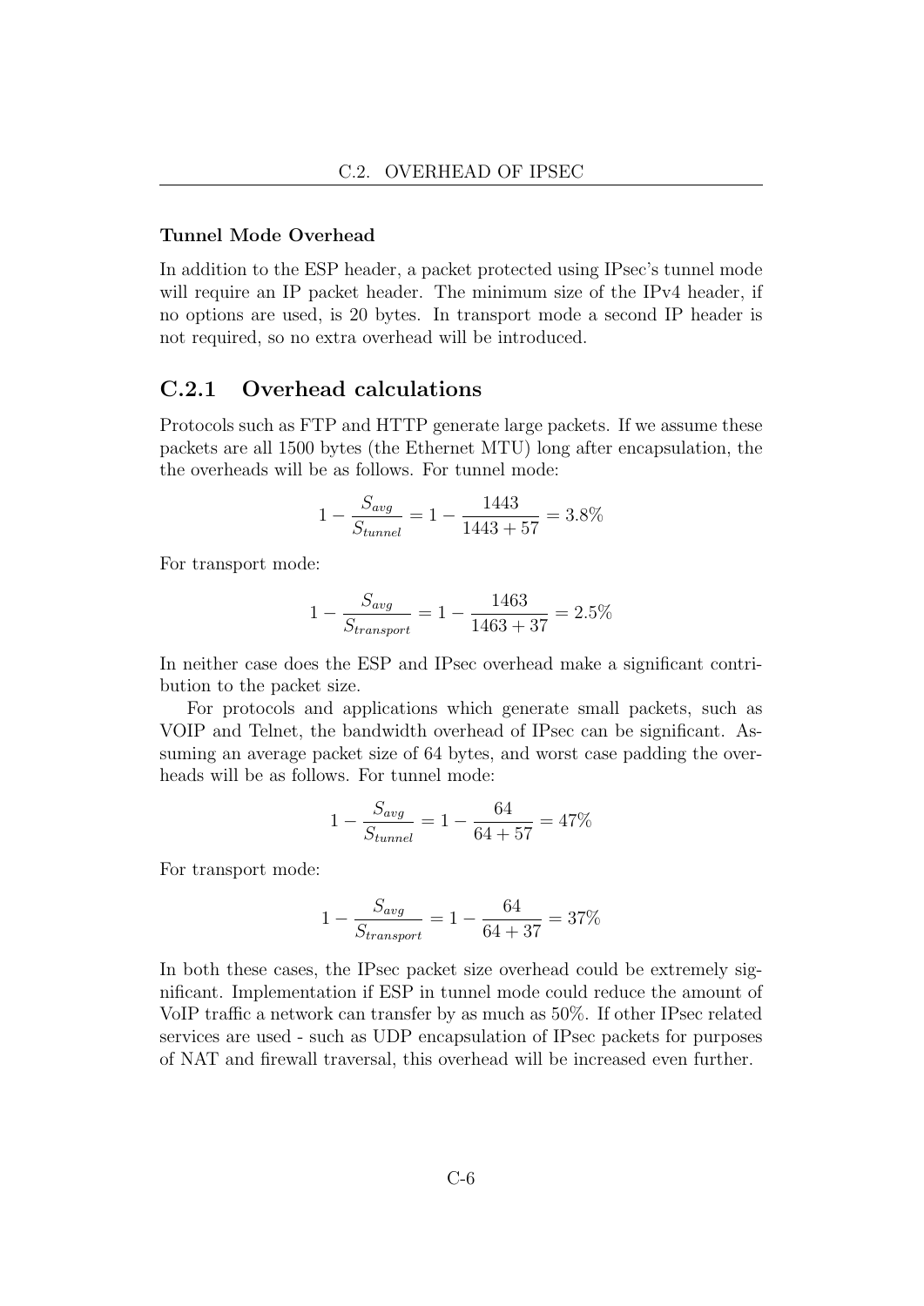**Tunnel Mode Overhead**

In addition to the ESP header, a packet protected using IPsec's tunnel mode will require an IP packet header. The minimum size of the IPv4 header, if no options are used, is 20 bytes. In transport mode a second IP header is not required, so no extra overhead will be introduced.

### C.2.1 Overhead calculations

Protocols such as FTP and HTTP generate large packets. If we assume these packets are all 1500 bytes (the Ethernet MTU) long after encapsulation, the the overheads will be as follows. For tunnel mode:

$$1 - \frac{S_{avg}}{S_{tunnel}} = 1 - \frac{1443}{1443 + 57} = 3.8\%$$

For transport mode:

$$1 - \frac{S_{avg}}{S_{transport}} = 1 - \frac{1463}{1463 + 37} = 2.5\%$$

In neither case does the ESP and IPsec overhead make a significant contribution to the packet size.

For protocols and applications which generate small packets, such as VOIP and Telnet, the bandwidth overhead of IPsec can be significant. Assuming an average packet size of 64 bytes, and worst case padding the overheads will be as follows. For tunnel mode:

$$1 - \frac{S_{avg}}{S_{tunnel}} = 1 - \frac{64}{64 + 57} = 47\%$$

For transport mode:

$$1 - \frac{S_{avg}}{S_{transport}} = 1 - \frac{64}{64 + 37} = 37\%$$

In both these cases, the IPsec packet size overhead could be extremely significant. Implementation if ESP in tunnel mode could reduce the amount of VoIP traffic a network can transfer by as much as 50%. If other IPsec related services are used - such as UDP encapsulation of IPsec packets for purposes of NAT and firewall traversal, this overhead will be increased even further.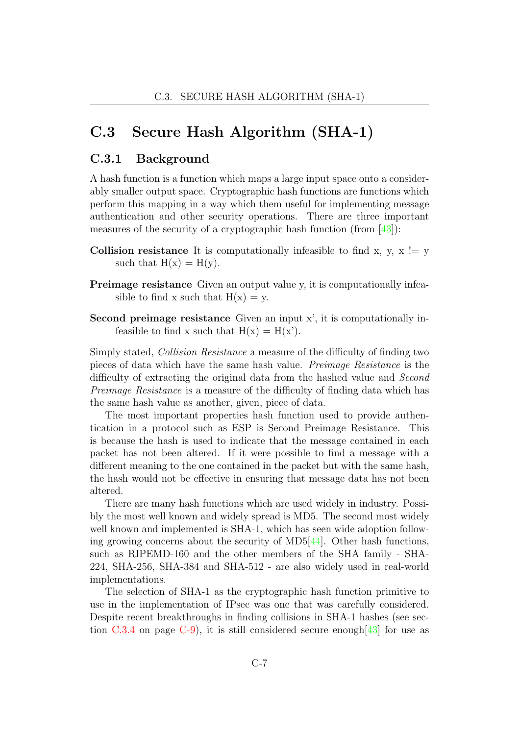## C.3 Secure Hash Algorithm (SHA-1)

### C.3.1 Background

A hash function is a function which maps a large input space onto a considerably smaller output space. Cryptographic hash functions are functions which perform this mapping in a way which them useful for implementing message authentication and other security operations. There are three important measures of the security of a cryptographic hash function (from [43]):

**Collision resistance** It is computationally infeasible to find x, y, x != y such that H(x) = H(y).

**Preimage resistance** Given an output value y, it is computationally infeasible to find x such that H(x) = y.

**Second preimage resistance** Given an input x', it is computationally infeasible to find x such that H(x) = H(x').

Simply stated, *Collision Resistance* a measure of the difficulty of finding two pieces of data which have the same hash value. *Preimage Resistance* is the difficulty of extracting the original data from the hashed value and *Second Preimage Resistance* is a measure of the difficulty of finding data which has the same hash value as another, given, piece of data.

The most important properties hash function used to provide authentication in a protocol such as ESP is Second Preimage Resistance. This is because the hash is used to indicate that the message contained in each packet has not been altered. If it were possible to find a message with a different meaning to the one contained in the packet but with the same hash, the hash would not be effective in ensuring that message data has not been altered.

There are many hash functions which are used widely in industry. Possibly the most well known and widely spread is MD5. The second most widely well known and implemented is SHA-1, which has seen wide adoption following growing concerns about the security of MD5[44]. Other hash functions, such as RIPEMD-160 and the other members of the SHA family - SHA-224, SHA-256, SHA-384 and SHA-512 - are also widely used in real-world implementations.

The selection of SHA-1 as the cryptographic hash function primitive to use in the implementation of IPsec was one that was carefully considered. Despite recent breakthroughs in finding collisions in SHA-1 hashes (see section C.3.4 on page C-9), it is still considered secure enough[43] for use as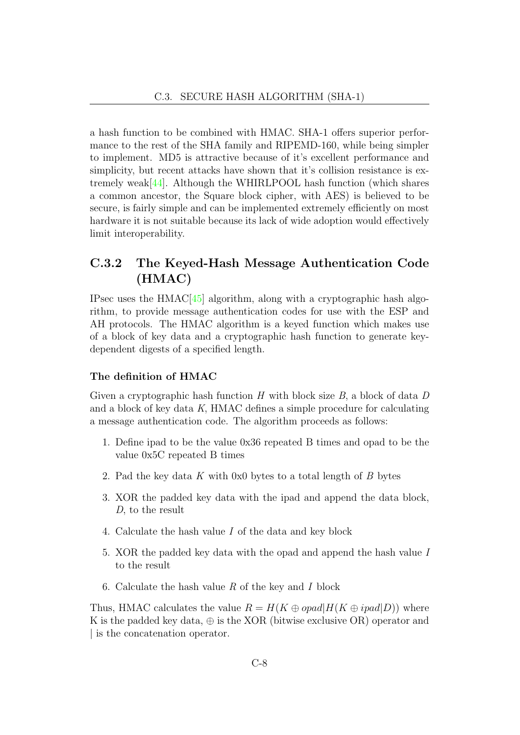a hash function to be combined with HMAC. SHA-1 offers superior performance to the rest of the SHA family and RIPEMD-160, while being simpler to implement. MD5 is attractive because of it's excellent performance and simplicity, but recent attacks have shown that it's collision resistance is extremely weak[44]. Although the WHIRLPOOL hash function (which shares a common ancestor, the Square block cipher, with AES) is believed to be secure, is fairly simple and can be implemented extremely efficiently on most hardware it is not suitable because its lack of wide adoption would effectively limit interoperability.

### C.3.2 The Keyed-Hash Message Authentication Code (HMAC)

IPsec uses the HMAC[45] algorithm, along with a cryptographic hash algorithm, to provide message authentication codes for use with the ESP and AH protocols. The HMAC algorithm is a keyed function which makes use of a block of key data and a cryptographic hash function to generate key-dependent digests of a specified length.

#### The definition of HMAC

Given a cryptographic hash function $H$ with block size $B$, a block of data $D$ and a block of key data $K$, HMAC defines a simple procedure for calculating a message authentication code. The algorithm proceeds as follows:

1. Define ipad to be the value 0x36 repeated B times and opad to be the value 0x5C repeated B times
2. Pad the key data $K$ with 0x0 bytes to a total length of $B$ bytes
3. XOR the padded key data with the ipad and append the data block, $D$, to the result
4. Calculate the hash value $I$ of the data and key block
5. XOR the padded key data with the opad and append the hash value $I$ to the result
6. Calculate the hash value $R$ of the key and $I$ block

Thus, HMAC calculates the value $R = H(K \oplus opad|H(K \oplus ipad|D))$ where K is the padded key data, $\oplus$ is the XOR (bitwise exclusive OR) operator and | is the concatenation operator.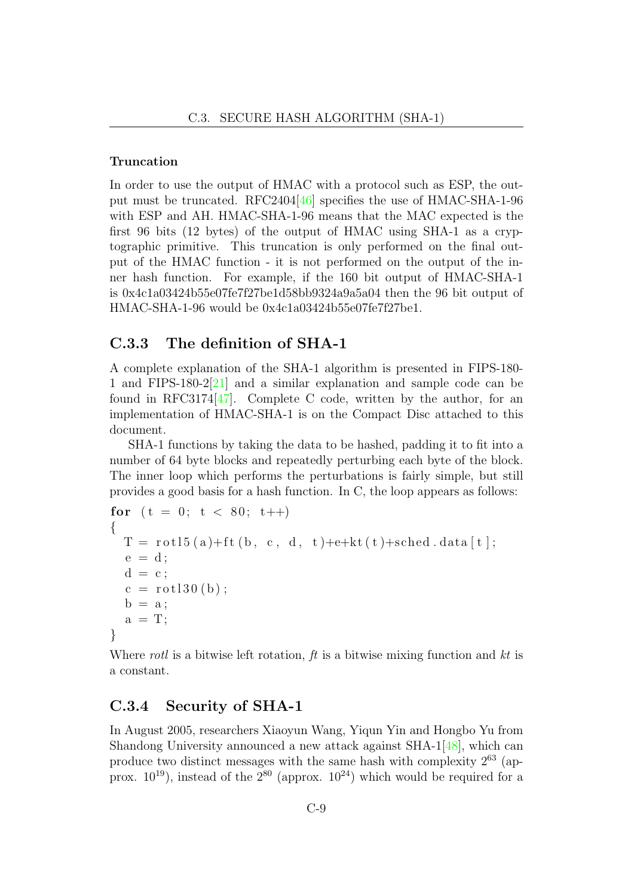#### Truncation

In order to use the output of HMAC with a protocol such as ESP, the output must be truncated. RFC2404[46] specifies the use of HMAC-SHA-1-96 with ESP and AH. HMAC-SHA-1-96 means that the MAC expected is the first 96 bits (12 bytes) of the output of HMAC using SHA-1 as a cryptographic primitive. This truncation is only performed on the final output of the HMAC function - it is not performed on the output of the inner hash function. For example, if the 160 bit output of HMAC-SHA-1 is 0x4c1a03424b55e07fe7f27be1d58bb9324a9a5a04 then the 96 bit output of HMAC-SHA-1-96 would be 0x4c1a03424b55e07fe7f27be1.

## C.3.3 The definition of SHA-1

A complete explanation of the SHA-1 algorithm is presented in FIPS-180-1 and FIPS-180-2[21] and a similar explanation and sample code can be found in RFC3174[47]. Complete C code, written by the author, for an implementation of HMAC-SHA-1 is on the Compact Disc attached to this document.

SHA-1 functions by taking the data to be hashed, padding it to fit into a number of 64 byte blocks and repeatedly perturbing each byte of the block. The inner loop which performs the perturbations is fairly simple, but still provides a good basis for a hash function. In C, the loop appears as follows:

```
for (t = 0; t < 80; t++)
{
  T = rotl5(a)+ft(b, c, d, t)+e+kt(t)+sched.data[t];
  e = d;
  d = c;
  c = rotl30(b);
  b = a;
  a = T;
}
```

Where *rotl* is a bitwise left rotation, *ft* is a bitwise mixing function and *kt* is a constant.

## C.3.4 Security of SHA-1

In August 2005, researchers Xiaoyun Wang, Yiqun Yin and Hongbo Yu from Shandong University announced a new attack against SHA-1[48], which can produce two distinct messages with the same hash with complexity $2^{63}$ (approx. $10^{19}$), instead of the $2^{80}$ (approx. $10^{24}$) which would be required for a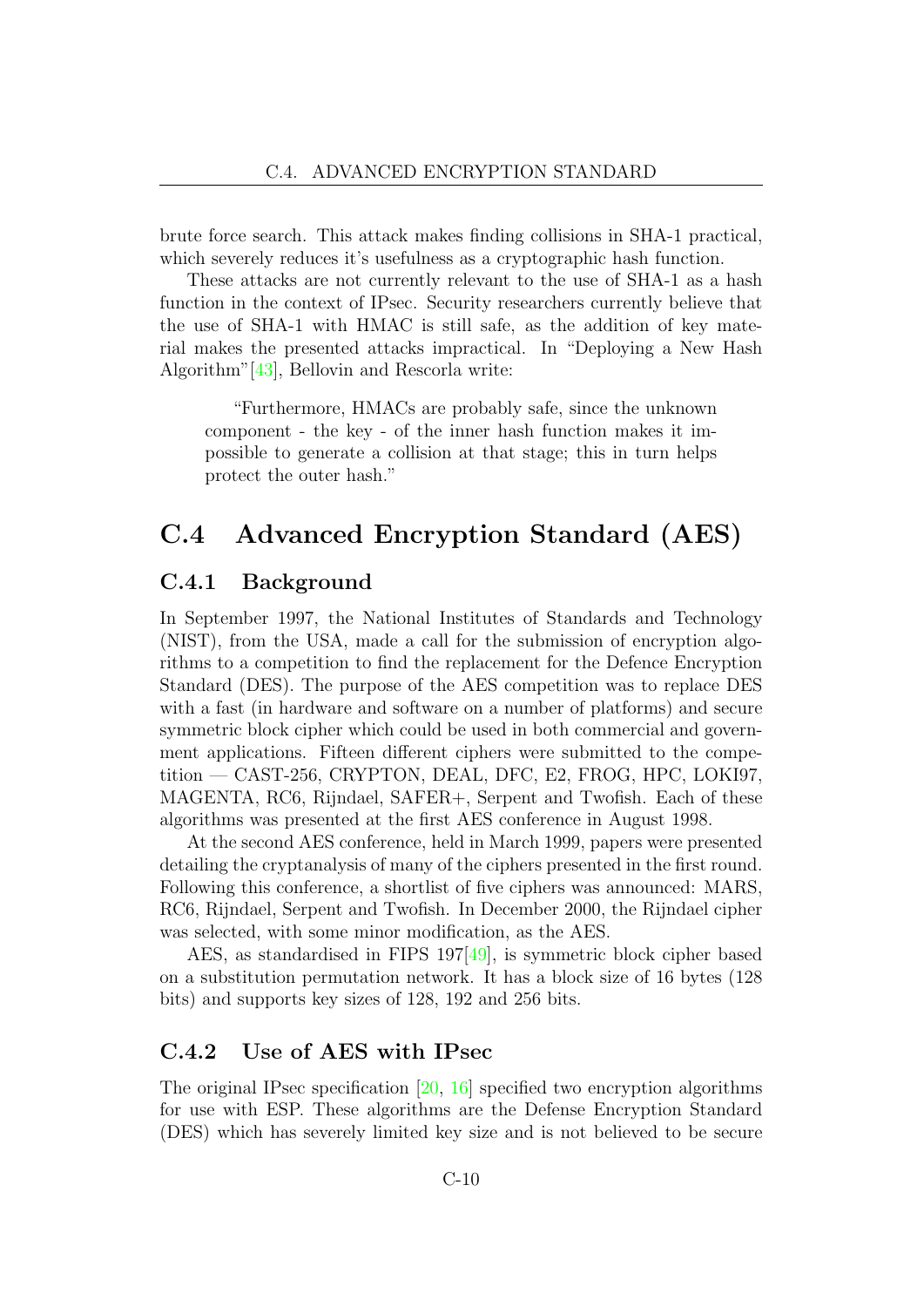brute force search. This attack makes finding collisions in SHA-1 practical, which severely reduces it's usefulness as a cryptographic hash function.

These attacks are not currently relevant to the use of SHA-1 as a hash function in the context of IPsec. Security researchers currently believe that the use of SHA-1 with HMAC is still safe, as the addition of key material makes the presented attacks impractical. In "Deploying a New Hash Algorithm"[43], Bellovin and Rescorla write:

> "Furthermore, HMACs are probably safe, since the unknown component - the key - of the inner hash function makes it impossible to generate a collision at that stage; this in turn helps protect the outer hash."

## C.4 Advanced Encryption Standard (AES)

### C.4.1 Background

In September 1997, the National Institutes of Standards and Technology (NIST), from the USA, made a call for the submission of encryption algorithms to a competition to find the replacement for the Defence Encryption Standard (DES). The purpose of the AES competition was to replace DES with a fast (in hardware and software on a number of platforms) and secure symmetric block cipher which could be used in both commercial and government applications. Fifteen different ciphers were submitted to the competition — CAST-256, CRYPTON, DEAL, DFC, E2, FROG, HPC, LOKI97, MAGENTA, RC6, Rijndael, SAFER+, Serpent and Twofish. Each of these algorithms was presented at the first AES conference in August 1998.

At the second AES conference, held in March 1999, papers were presented detailing the cryptanalysis of many of the ciphers presented in the first round. Following this conference, a shortlist of five ciphers was announced: MARS, RC6, Rijndael, Serpent and Twofish. In December 2000, the Rijndael cipher was selected, with some minor modification, as the AES.

AES, as standardised in FIPS 197[49], is symmetric block cipher based on a substitution permutation network. It has a block size of 16 bytes (128 bits) and supports key sizes of 128, 192 and 256 bits.

### C.4.2 Use of AES with IPsec

The original IPsec specification [20, 16] specified two encryption algorithms for use with ESP. These algorithms are the Defense Encryption Standard (DES) which has severely limited key size and is not believed to be secure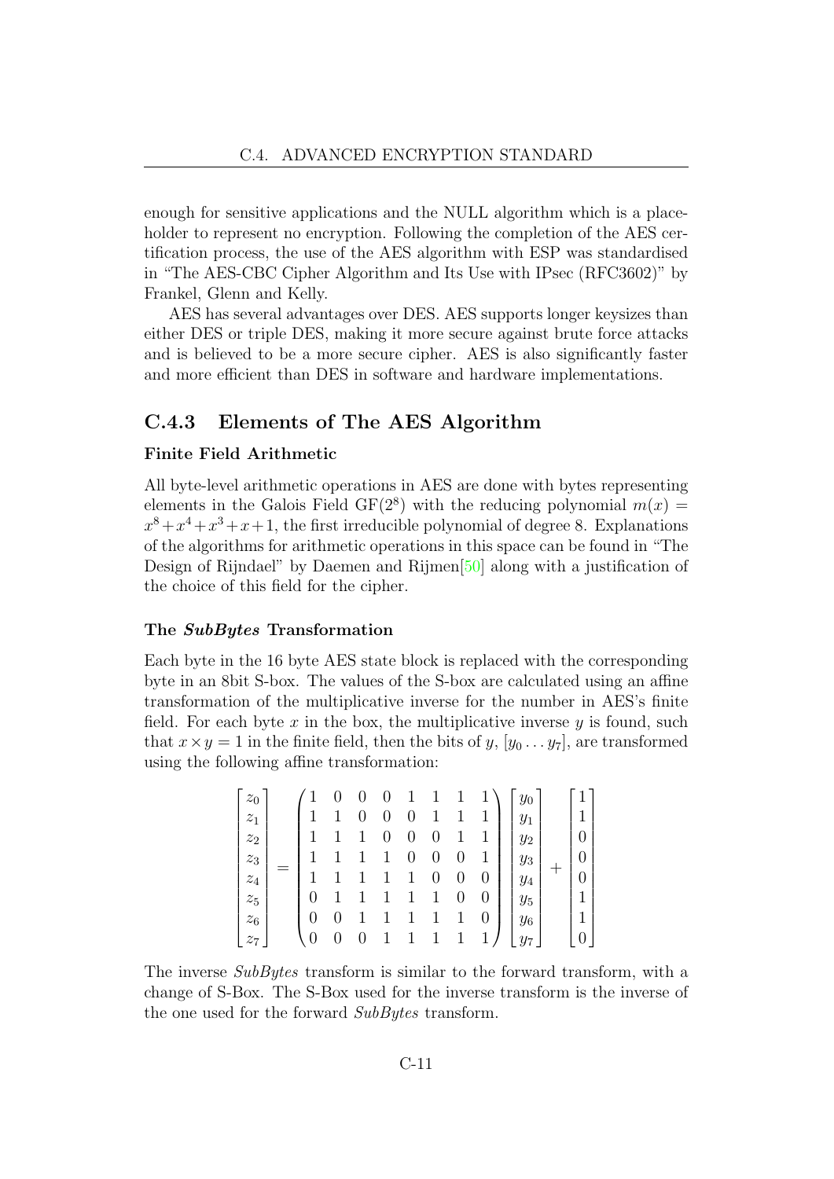enough for sensitive applications and the NULL algorithm which is a placeholder to represent no encryption. Following the completion of the AES certification process, the use of the AES algorithm with ESP was standardised in "The AES-CBC Cipher Algorithm and Its Use with IPsec (RFC3602)" by Frankel, Glenn and Kelly.

AES has several advantages over DES. AES supports longer keysizes than either DES or triple DES, making it more secure against brute force attacks and is believed to be a more secure cipher. AES is also significantly faster and more efficient than DES in software and hardware implementations.

## C.4.3 Elements of The AES Algorithm

### Finite Field Arithmetic

All byte-level arithmetic operations in AES are done with bytes representing elements in the Galois Field $GF(2^8)$ with the reducing polynomial $m(x) = x^8 + x^4 + x^3 + x + 1$, the first irreducible polynomial of degree 8. Explanations of the algorithms for arithmetic operations in this space can be found in "The Design of Rijndael" by Daemen and Rijmen[50] along with a justification of the choice of this field for the cipher.

### The *SubBytes* Transformation

Each byte in the 16 byte AES state block is replaced with the corresponding byte in an 8bit S-box. The values of the S-box are calculated using an affine transformation of the multiplicative inverse for the number in AES's finite field. For each byte $x$ in the box, the multiplicative inverse $y$ is found, such that $x \times y = 1$ in the finite field, then the bits of $y$, $[y_0 \ldots y_7]$, are transformed using the following affine transformation:

$$
\begin{bmatrix} z_0 \\ z_1 \\ z_2 \\ z_3 \\ z_4 \\ z_5 \\ z_6 \\ z_7 \end{bmatrix}
=
\begin{pmatrix}
1 & 0 & 0 & 0 & 1 & 1 & 1 & 1 \\
1 & 1 & 0 & 0 & 0 & 1 & 1 & 1 \\
1 & 1 & 1 & 0 & 0 & 0 & 1 & 1 \\
1 & 1 & 1 & 1 & 0 & 0 & 0 & 1 \\
1 & 1 & 1 & 1 & 1 & 0 & 0 & 0 \\
0 & 1 & 1 & 1 & 1 & 1 & 0 & 0 \\
0 & 0 & 1 & 1 & 1 & 1 & 1 & 0 \\
0 & 0 & 0 & 1 & 1 & 1 & 1 & 1
\end{pmatrix}
\begin{bmatrix} y_0 \\ y_1 \\ y_2 \\ y_3 \\ y_4 \\ y_5 \\ y_6 \\ y_7 \end{bmatrix}
+
\begin{bmatrix} 1 \\ 1 \\ 0 \\ 0 \\ 0 \\ 1 \\ 1 \\ 0 \end{bmatrix}
$$

The inverse *SubBytes* transform is similar to the forward transform, with a change of S-Box. The S-Box used for the inverse transform is the inverse of the one used for the forward *SubBytes* transform.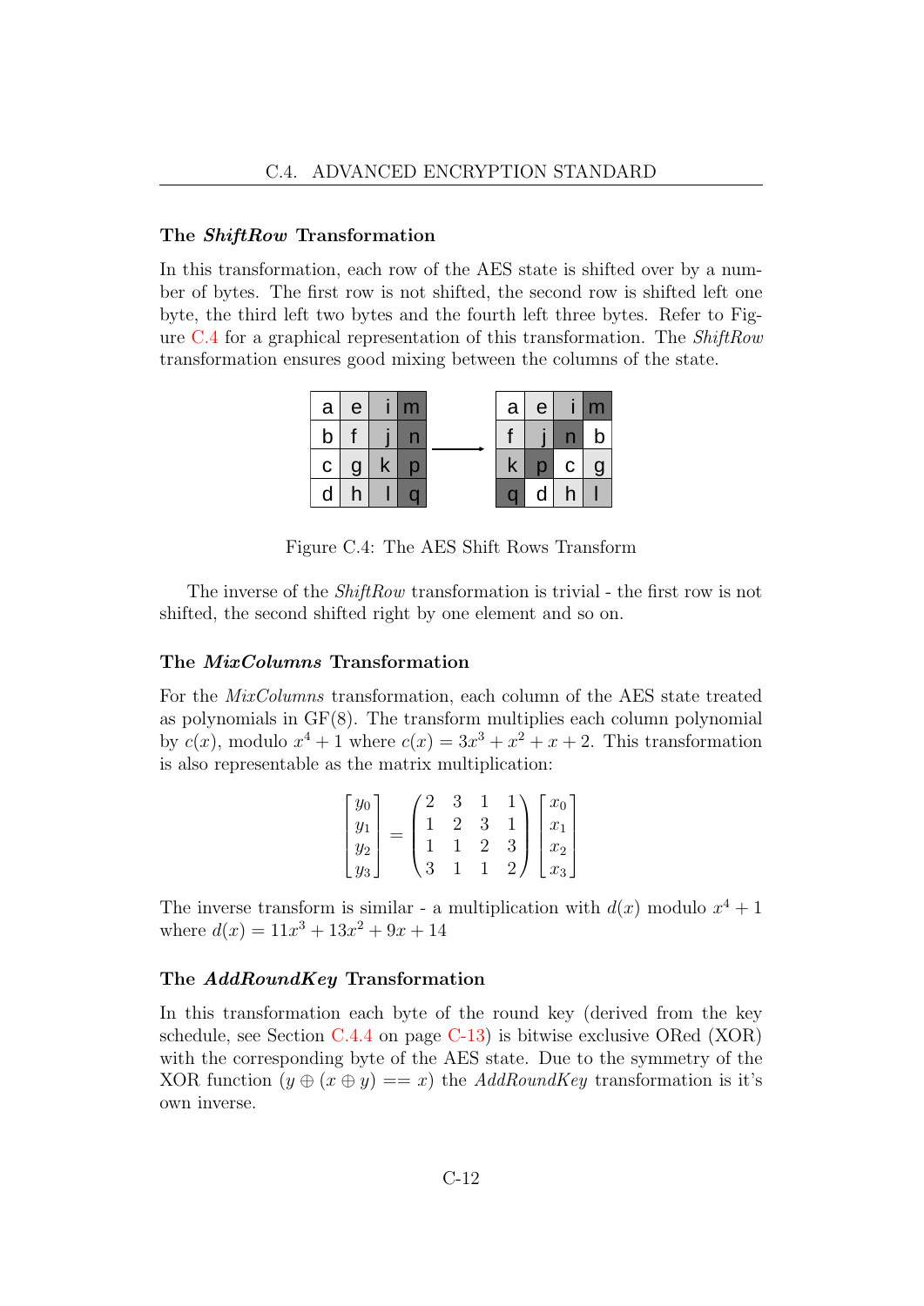### The *ShiftRow* Transformation

In this transformation, each row of the AES state is shifted over by a number of bytes. The first row is not shifted, the second row is shifted left one byte, the third left two bytes and the fourth left three bytes. Refer to Figure C.4 for a graphical representation of this transformation. The *ShiftRow* transformation ensures good mixing between the columns of the state.

| a | e | i | m |
|---|---|---|---|
| b | f | j | n |
| c | g | k | p |
| d | h | l | q |

→

| a | e | i | m |
|---|---|---|---|
| f | j | n | b |
| k | p | c | g |
| q | d | h | l |

Figure C.4: The AES Shift Rows Transform

The inverse of the *ShiftRow* transformation is trivial - the first row is not shifted, the second shifted right by one element and so on.

### The *MixColumns* Transformation

For the *MixColumns* transformation, each column of the AES state treated as polynomials in GF(8). The transform multiplies each column polynomial by $c(x)$, modulo $x^4 + 1$ where $c(x) = 3x^3 + x^2 + x + 2$. This transformation is also representable as the matrix multiplication:

$$\begin{bmatrix} y_0 \\ y_1 \\ y_2 \\ y_3 \end{bmatrix} = \begin{pmatrix} 2 & 3 & 1 & 1 \\ 1 & 2 & 3 & 1 \\ 1 & 1 & 2 & 3 \\ 3 & 1 & 1 & 2 \end{pmatrix} \begin{bmatrix} x_0 \\ x_1 \\ x_2 \\ x_3 \end{bmatrix}$$

The inverse transform is similar - a multiplication with $d(x)$ modulo $x^4 + 1$ where $d(x) = 11x^3 + 13x^2 + 9x + 14$

### The *AddRoundKey* Transformation

In this transformation each byte of the round key (derived from the key schedule, see Section C.4.4 on page C-13) is bitwise exclusive ORed (XOR) with the corresponding byte of the AES state. Due to the symmetry of the XOR function $(y \oplus (x \oplus y) == x)$ the *AddRoundKey* transformation is it's own inverse.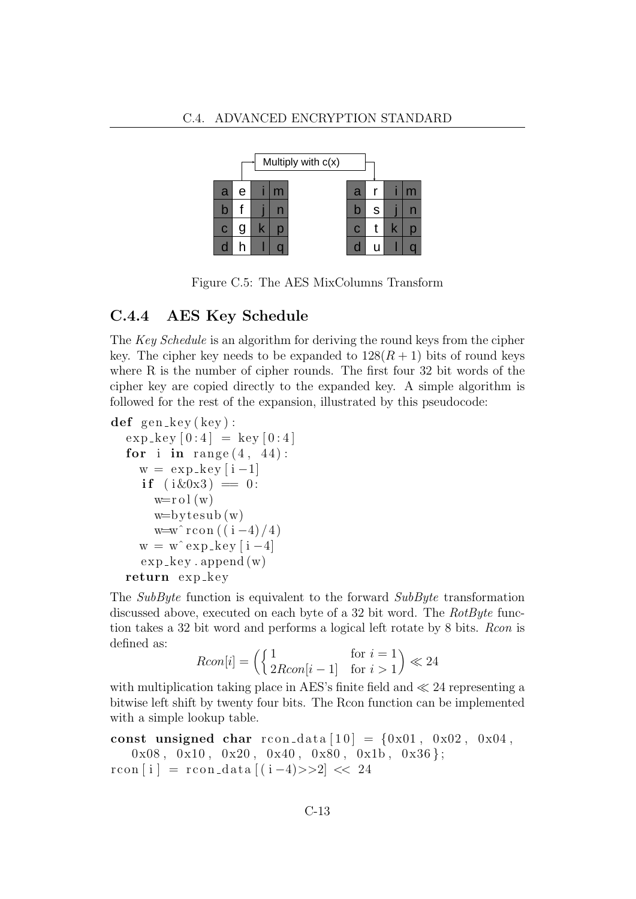Figure C.5: The AES MixColumns Transform

### C.4.4 AES Key Schedule

The *Key Schedule* is an algorithm for deriving the round keys from the cipher key. The cipher key needs to be expanded to $128(R+1)$ bits of round keys where R is the number of cipher rounds. The first four 32 bit words of the cipher key are copied directly to the expanded key. A simple algorithm is followed for the rest of the expansion, illustrated by this pseudocode:

```
def gen_key(key):
  exp_key[0:4] = key[0:4]
  for i in range(4, 44):
    w = exp_key[i-1]
    if (i&0x3) == 0:
      w=rol(w)
      w=bytesub(w)
      w=w^rcon((i-4)/4)
    w = w^exp_key[i-4]
    exp_key.append(w)
  return exp_key
```

The *SubByte* function is equivalent to the forward *SubByte* transformation discussed above, executed on each byte of a 32 bit word. The *RotByte* function takes a 32 bit word and performs a logical left rotate by 8 bits. *Rcon* is defined as:

$$Rcon[i] = \left( \begin{cases} 1 & \text{for } i = 1 \\ 2Rcon[i-1] & \text{for } i > 1 \end{cases} \right) \ll 24$$

with multiplication taking place in AES's finite field and $\ll 24$ representing a bitwise left shift by twenty four bits. The Rcon function can be implemented with a simple lookup table.

```
const unsigned char rcon_data[10] = {0x01, 0x02, 0x04,
    0x08, 0x10, 0x20, 0x40, 0x80, 0x1b, 0x36};
rcon[i] = rcon_data[(i-4)>>2] << 24
```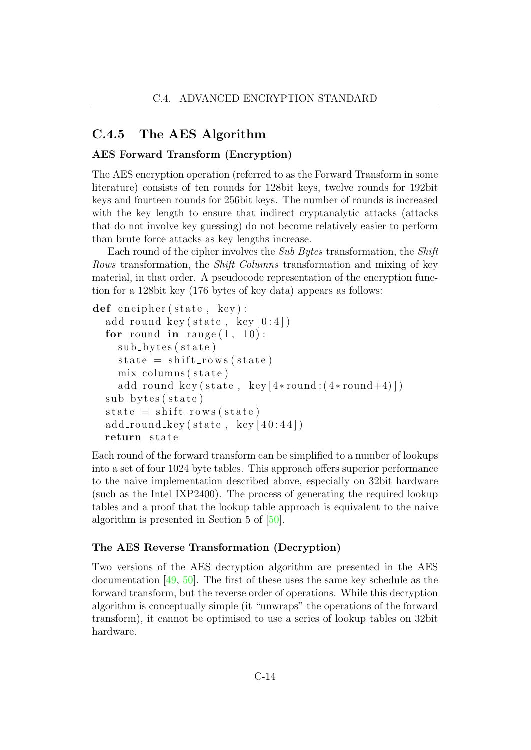## C.4.5 The AES Algorithm

### AES Forward Transform (Encryption)

The AES encryption operation (referred to as the Forward Transform in some literature) consists of ten rounds for 128bit keys, twelve rounds for 192bit keys and fourteen rounds for 256bit keys. The number of rounds is increased with the key length to ensure that indirect cryptanalytic attacks (attacks that do not involve key guessing) do not become relatively easier to perform than brute force attacks as key lengths increase.

Each round of the cipher involves the *Sub Bytes* transformation, the *Shift Rows* transformation, the *Shift Columns* transformation and mixing of key material, in that order. A pseudocode representation of the encryption function for a 128bit key (176 bytes of key data) appears as follows:

```
def encipher(state, key):
  add_round_key(state, key[0:4])
  for round in range(1, 10):
    sub_bytes(state)
    state = shift_rows(state)
    mix_columns(state)
    add_round_key(state, key[4*round:(4*round+4)])
  sub_bytes(state)
  state = shift_rows(state)
  add_round_key(state, key[40:44])
  return state
```

Each round of the forward transform can be simplified to a number of lookups into a set of four 1024 byte tables. This approach offers superior performance to the naive implementation described above, especially on 32bit hardware (such as the Intel IXP2400). The process of generating the required lookup tables and a proof that the lookup table approach is equivalent to the naive algorithm is presented in Section 5 of [50].

### The AES Reverse Transformation (Decryption)

Two versions of the AES decryption algorithm are presented in the AES documentation [49, 50]. The first of these uses the same key schedule as the forward transform, but the reverse order of operations. While this decryption algorithm is conceptually simple (it "unwraps" the operations of the forward transform), it cannot be optimised to use a series of lookup tables on 32bit hardware.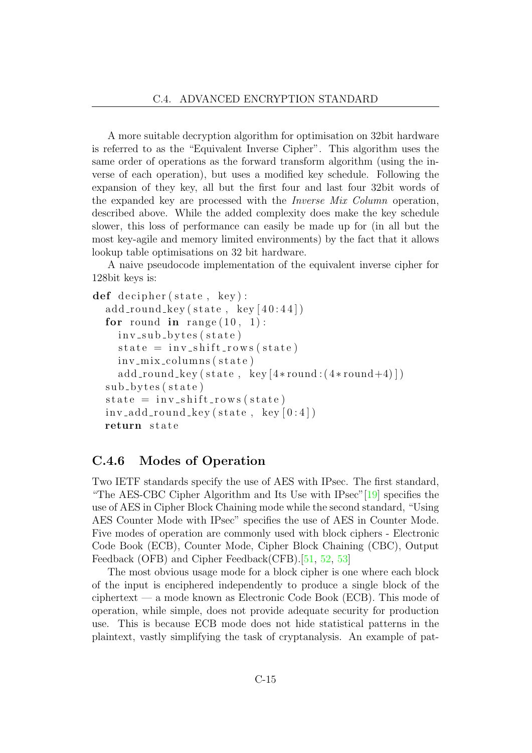A more suitable decryption algorithm for optimisation on 32bit hardware is referred to as the "Equivalent Inverse Cipher". This algorithm uses the same order of operations as the forward transform algorithm (using the inverse of each operation), but uses a modified key schedule. Following the expansion of they key, all but the first four and last four 32bit words of the expanded key are processed with the *Inverse Mix Column* operation, described above. While the added complexity does make the key schedule slower, this loss of performance can easily be made up for (in all but the most key-agile and memory limited environments) by the fact that it allows lookup table optimisations on 32 bit hardware.

A naive pseudocode implementation of the equivalent inverse cipher for 128bit keys is:

```
def decipher(state, key):
  add_round_key(state, key[40:44])
  for round in range(10, 1):
    inv_sub_bytes(state)
    state = inv_shift_rows(state)
    inv_mix_columns(state)
    add_round_key(state, key[4*round:(4*round+4)])
  sub_bytes(state)
  state = inv_shift_rows(state)
  inv_add_round_key(state, key[0:4])
  return state
```

### C.4.6 Modes of Operation

Two IETF standards specify the use of AES with IPsec. The first standard, "The AES-CBC Cipher Algorithm and Its Use with IPsec"[19] specifies the use of AES in Cipher Block Chaining mode while the second standard, "Using AES Counter Mode with IPsec" specifies the use of AES in Counter Mode. Five modes of operation are commonly used with block ciphers - Electronic Code Book (ECB), Counter Mode, Cipher Block Chaining (CBC), Output Feedback (OFB) and Cipher Feedback(CFB).[51, 52, 53]

The most obvious usage mode for a block cipher is one where each block of the input is enciphered independently to produce a single block of the ciphertext — a mode known as Electronic Code Book (ECB). This mode of operation, while simple, does not provide adequate security for production use. This is because ECB mode does not hide statistical patterns in the plaintext, vastly simplifying the task of cryptanalysis. An example of pat-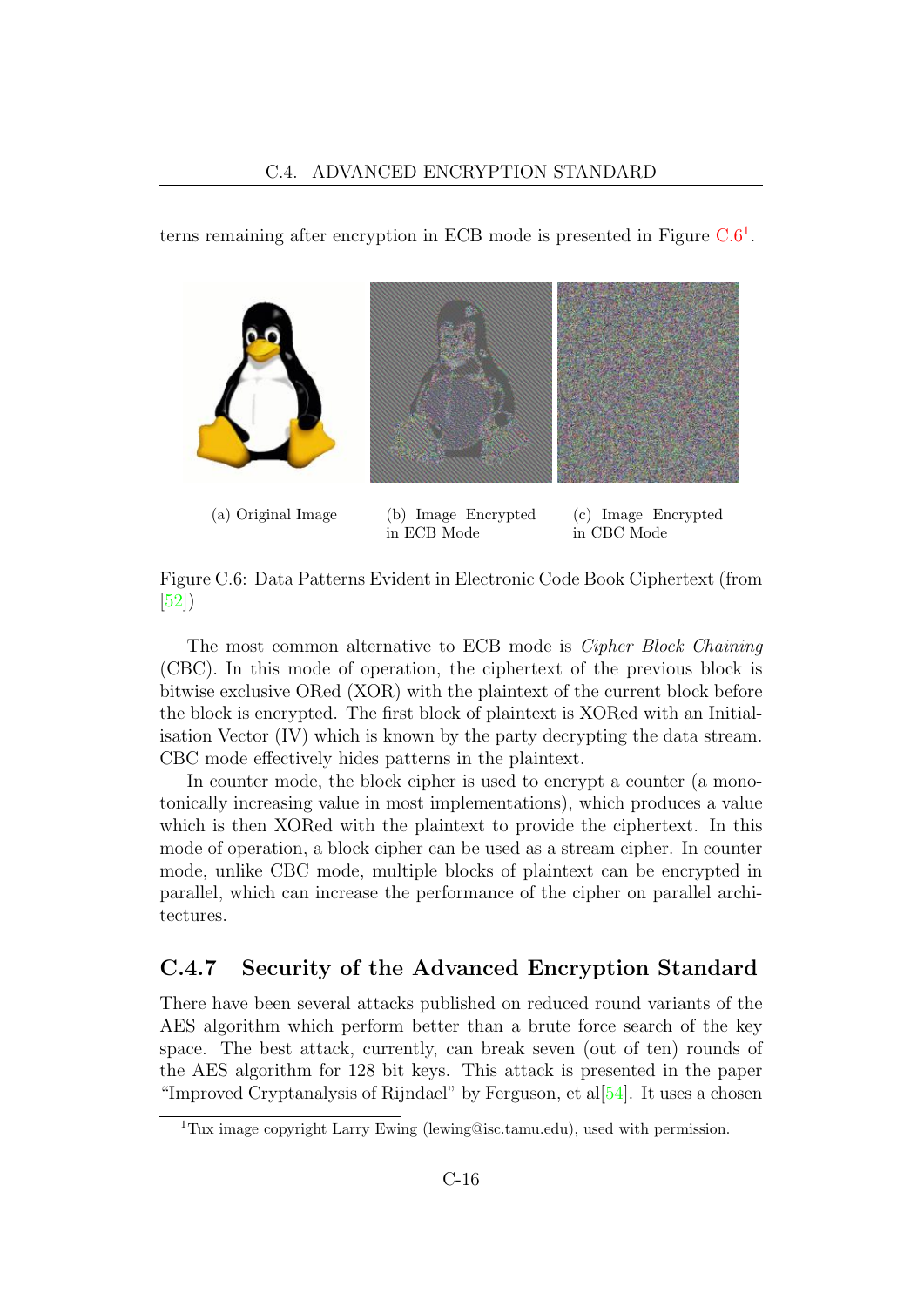terns remaining after encryption in ECB mode is presented in Figure C.6[1].

(a) Original Image

(b) Image Encrypted in ECB Mode

(c) Image Encrypted in CBC Mode

Figure C.6: Data Patterns Evident in Electronic Code Book Ciphertext (from [52])

The most common alternative to ECB mode is *Cipher Block Chaining* (CBC). In this mode of operation, the ciphertext of the previous block is bitwise exclusive ORed (XOR) with the plaintext of the current block before the block is encrypted. The first block of plaintext is XORed with an Initialisation Vector (IV) which is known by the party decrypting the data stream. CBC mode effectively hides patterns in the plaintext.

In counter mode, the block cipher is used to encrypt a counter (a monotonically increasing value in most implementations), which produces a value which is then XORed with the plaintext to provide the ciphertext. In this mode of operation, a block cipher can be used as a stream cipher. In counter mode, unlike CBC mode, multiple blocks of plaintext can be encrypted in parallel, which can increase the performance of the cipher on parallel architectures.

### C.4.7 Security of the Advanced Encryption Standard

There have been several attacks published on reduced round variants of the AES algorithm which perform better than a brute force search of the key space. The best attack, currently, can break seven (out of ten) rounds of the AES algorithm for 128 bit keys. This attack is presented in the paper "Improved Cryptanalysis of Rijndael" by Ferguson, et al[54]. It uses a chosen

[1] Tux image copyright Larry Ewing (lewing@isc.tamu.edu), used with permission.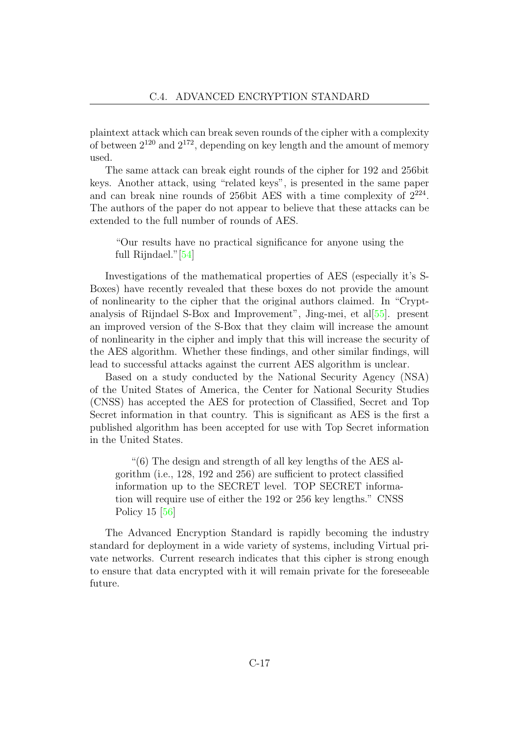plaintext attack which can break seven rounds of the cipher with a complexity of between $2^{120}$ and $2^{172}$, depending on key length and the amount of memory used.

The same attack can break eight rounds of the cipher for 192 and 256bit keys. Another attack, using "related keys", is presented in the same paper and can break nine rounds of 256bit AES with a time complexity of $2^{224}$. The authors of the paper do not appear to believe that these attacks can be extended to the full number of rounds of AES.

> "Our results have no practical significance for anyone using the full Rijndael."[54]

Investigations of the mathematical properties of AES (especially it's S-Boxes) have recently revealed that these boxes do not provide the amount of nonlinearity to the cipher that the original authors claimed. In "Cryptanalysis of Rijndael S-Box and Improvement", Jing-mei, et al[55]. present an improved version of the S-Box that they claim will increase the amount of nonlinearity in the cipher and imply that this will increase the security of the AES algorithm. Whether these findings, and other similar findings, will lead to successful attacks against the current AES algorithm is unclear.

Based on a study conducted by the National Security Agency (NSA) of the United States of America, the Center for National Security Studies (CNSS) has accepted the AES for protection of Classified, Secret and Top Secret information in that country. This is significant as AES is the first a published algorithm has been accepted for use with Top Secret information in the United States.

> "(6) The design and strength of all key lengths of the AES algorithm (i.e., 128, 192 and 256) are sufficient to protect classified information up to the SECRET level. TOP SECRET information will require use of either the 192 or 256 key lengths." CNSS Policy 15 [56]

The Advanced Encryption Standard is rapidly becoming the industry standard for deployment in a wide variety of systems, including Virtual private networks. Current research indicates that this cipher is strong enough to ensure that data encrypted with it will remain private for the foreseeable future.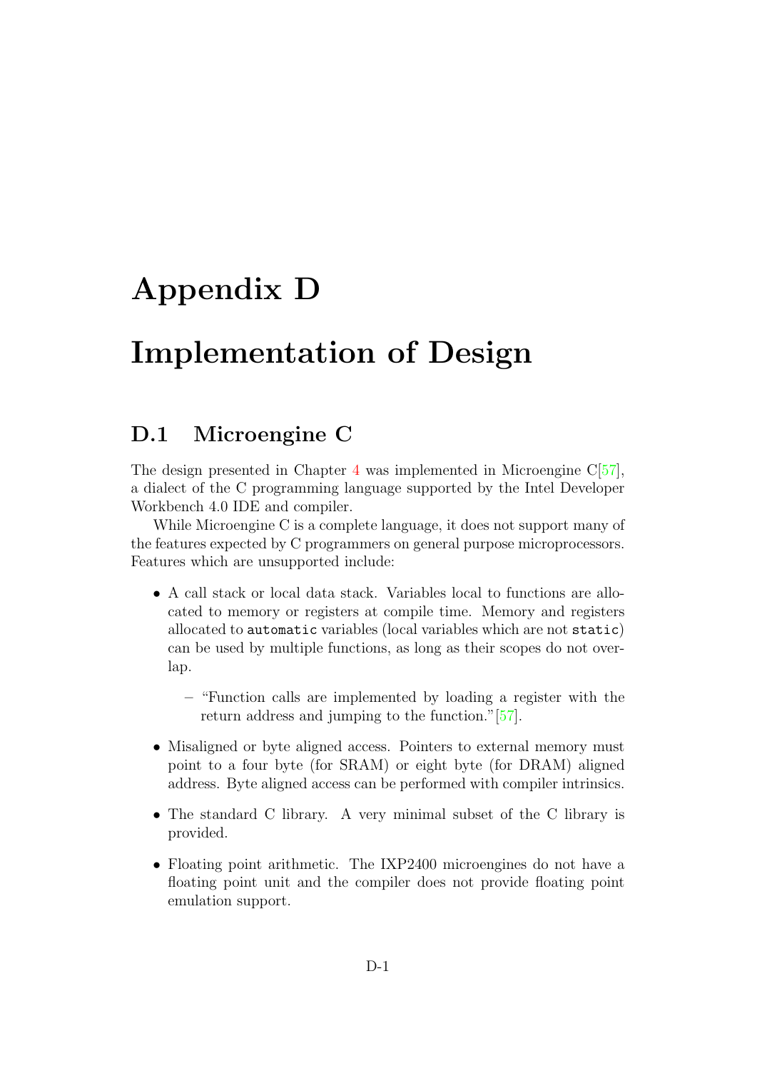# Appendix D

# Implementation of Design

## D.1 Microengine C

The design presented in Chapter 4 was implemented in Microengine C[57], a dialect of the C programming language supported by the Intel Developer Workbench 4.0 IDE and compiler.

While Microengine C is a complete language, it does not support many of the features expected by C programmers on general purpose microprocessors. Features which are unsupported include:

- A call stack or local data stack. Variables local to functions are allocated to memory or registers at compile time. Memory and registers allocated to `automatic` variables (local variables which are not `static`) can be used by multiple functions, as long as their scopes do not overlap.
  - "Function calls are implemented by loading a register with the return address and jumping to the function."[57].
- Misaligned or byte aligned access. Pointers to external memory must point to a four byte (for SRAM) or eight byte (for DRAM) aligned address. Byte aligned access can be performed with compiler intrinsics.
- The standard C library. A very minimal subset of the C library is provided.
- Floating point arithmetic. The IXP2400 microengines do not have a floating point unit and the compiler does not provide floating point emulation support.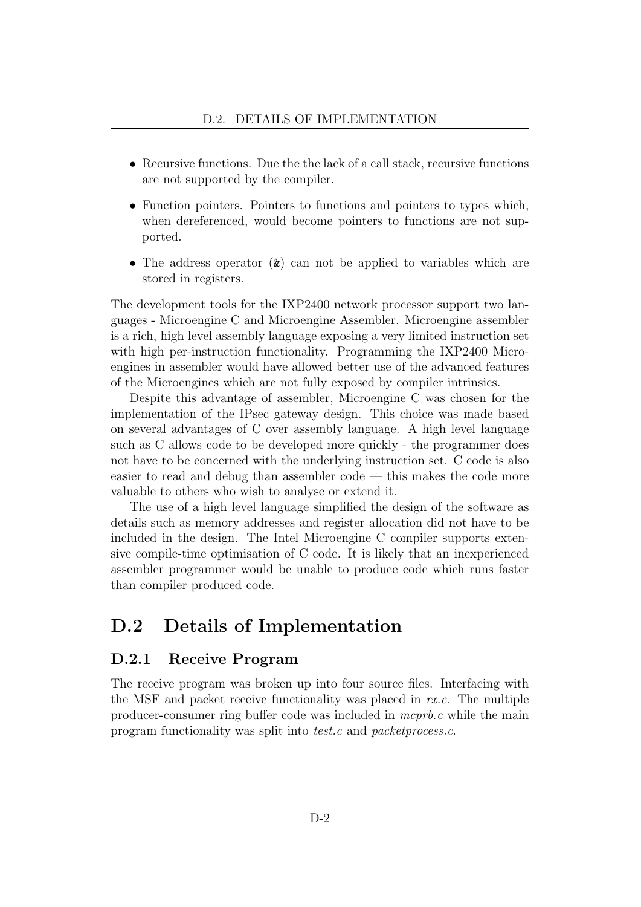- Recursive functions. Due the the lack of a call stack, recursive functions are not supported by the compiler.
- Function pointers. Pointers to functions and pointers to types which, when dereferenced, would become pointers to functions are not supported.
- The address operator (`&`) can not be applied to variables which are stored in registers.

The development tools for the IXP2400 network processor support two languages - Microengine C and Microengine Assembler. Microengine assembler is a rich, high level assembly language exposing a very limited instruction set with high per-instruction functionality. Programming the IXP2400 Microengines in assembler would have allowed better use of the advanced features of the Microengines which are not fully exposed by compiler intrinsics.

Despite this advantage of assembler, Microengine C was chosen for the implementation of the IPsec gateway design. This choice was made based on several advantages of C over assembly language. A high level language such as C allows code to be developed more quickly - the programmer does not have to be concerned with the underlying instruction set. C code is also easier to read and debug than assembler code — this makes the code more valuable to others who wish to analyse or extend it.

The use of a high level language simplified the design of the software as details such as memory addresses and register allocation did not have to be included in the design. The Intel Microengine C compiler supports extensive compile-time optimisation of C code. It is likely that an inexperienced assembler programmer would be unable to produce code which runs faster than compiler produced code.

## D.2 Details of Implementation

### D.2.1 Receive Program

The receive program was broken up into four source files. Interfacing with the MSF and packet receive functionality was placed in *rx.c*. The multiple producer-consumer ring buffer code was included in *mcprb.c* while the main program functionality was split into *test.c* and *packetprocess.c*.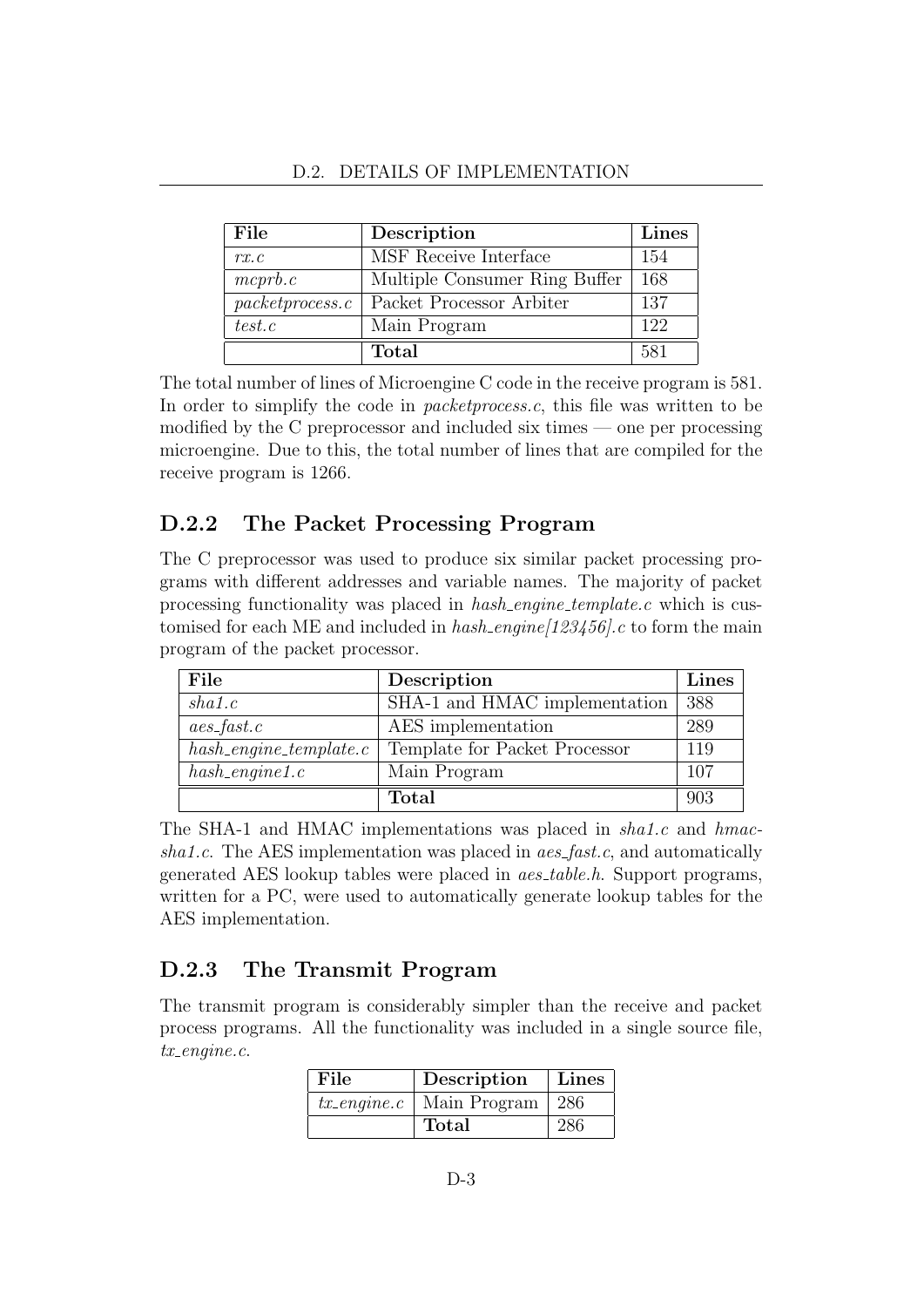| File | Description | Lines |
|---|---|---|
| *rx.c* | MSF Receive Interface | 154 |
| *mcprb.c* | Multiple Consumer Ring Buffer | 168 |
| *packetprocess.c* | Packet Processor Arbiter | 137 |
| *test.c* | Main Program | 122 |
| | **Total** | 581 |

The total number of lines of Microengine C code in the receive program is 581. In order to simplify the code in *packetprocess.c*, this file was written to be modified by the C preprocessor and included six times — one per processing microengine. Due to this, the total number of lines that are compiled for the receive program is 1266.

## D.2.2 The Packet Processing Program

The C preprocessor was used to produce six similar packet processing programs with different addresses and variable names. The majority of packet processing functionality was placed in *hash_engine_template.c* which is customised for each ME and included in *hash_engine[123456].c* to form the main program of the packet processor.

| File | Description | Lines |
|---|---|---|
| *sha1.c* | SHA-1 and HMAC implementation | 388 |
| *aes_fast.c* | AES implementation | 289 |
| *hash_engine_template.c* | Template for Packet Processor | 119 |
| *hash_engine1.c* | Main Program | 107 |
| | **Total** | 903 |

The SHA-1 and HMAC implementations was placed in *sha1.c* and *hmac-sha1.c*. The AES implementation was placed in *aes_fast.c*, and automatically generated AES lookup tables were placed in *aes_table.h*. Support programs, written for a PC, were used to automatically generate lookup tables for the AES implementation.

## D.2.3 The Transmit Program

The transmit program is considerably simpler than the receive and packet process programs. All the functionality was included in a single source file, *tx_engine.c*.

| File | Description | Lines |
|---|---|---|
| *tx_engine.c* | Main Program | 286 |
| | **Total** | 286 |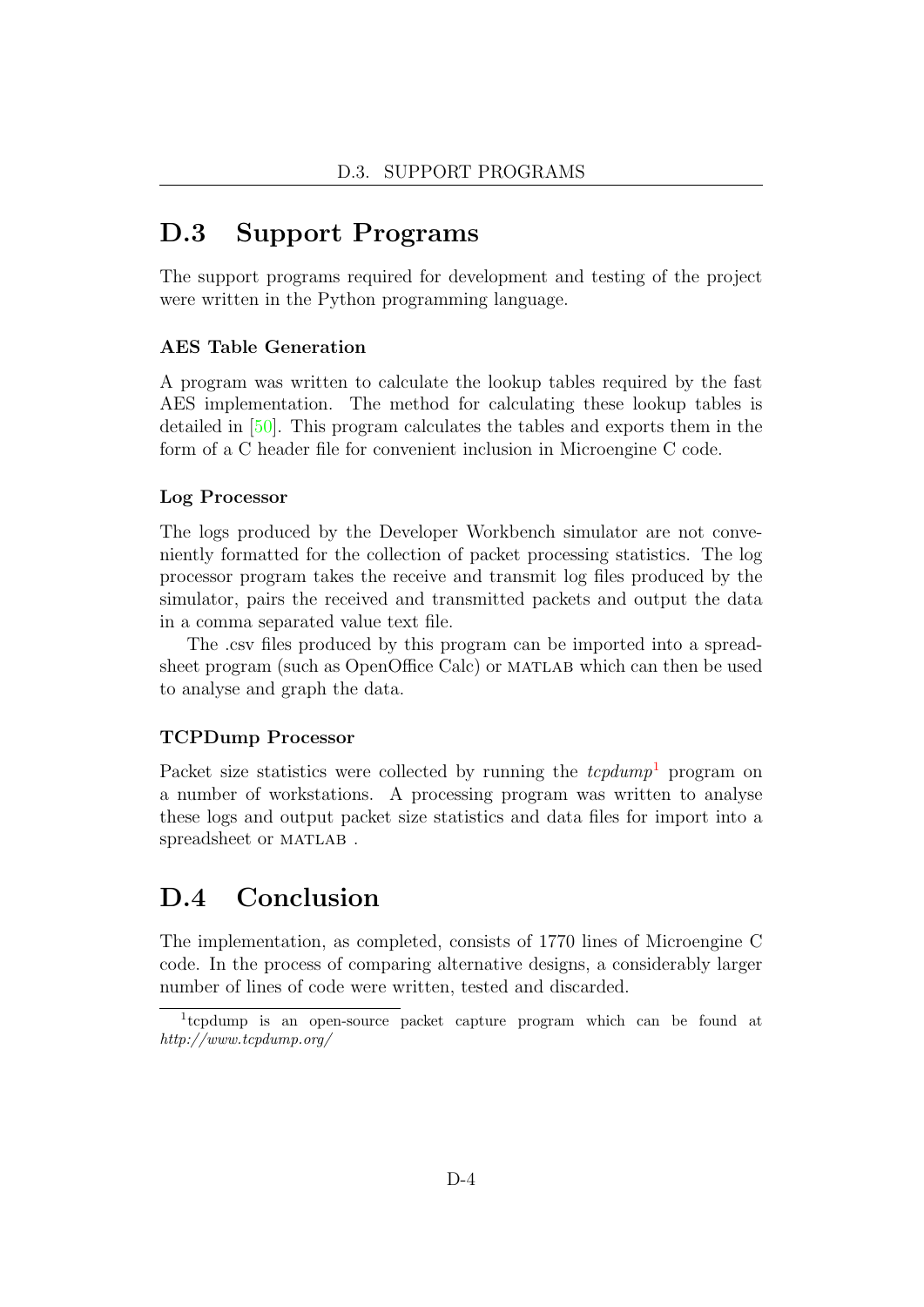## D.3 Support Programs

The support programs required for development and testing of the project were written in the Python programming language.

### AES Table Generation

A program was written to calculate the lookup tables required by the fast AES implementation. The method for calculating these lookup tables is detailed in [50]. This program calculates the tables and exports them in the form of a C header file for convenient inclusion in Microengine C code.

### Log Processor

The logs produced by the Developer Workbench simulator are not conveniently formatted for the collection of packet processing statistics. The log processor program takes the receive and transmit log files produced by the simulator, pairs the received and transmitted packets and output the data in a comma separated value text file.

The .csv files produced by this program can be imported into a spreadsheet program (such as OpenOffice Calc) or MATLAB which can then be used to analyse and graph the data.

### TCPDump Processor

Packet size statistics were collected by running the *tcpdump*[1] program on a number of workstations. A processing program was written to analyse these logs and output packet size statistics and data files for import into a spreadsheet or MATLAB .

## D.4 Conclusion

The implementation, as completed, consists of 1770 lines of Microengine C code. In the process of comparing alternative designs, a considerably larger number of lines of code were written, tested and discarded.

[1] tcpdump is an open-source packet capture program which can be found at *http://www.tcpdump.org/*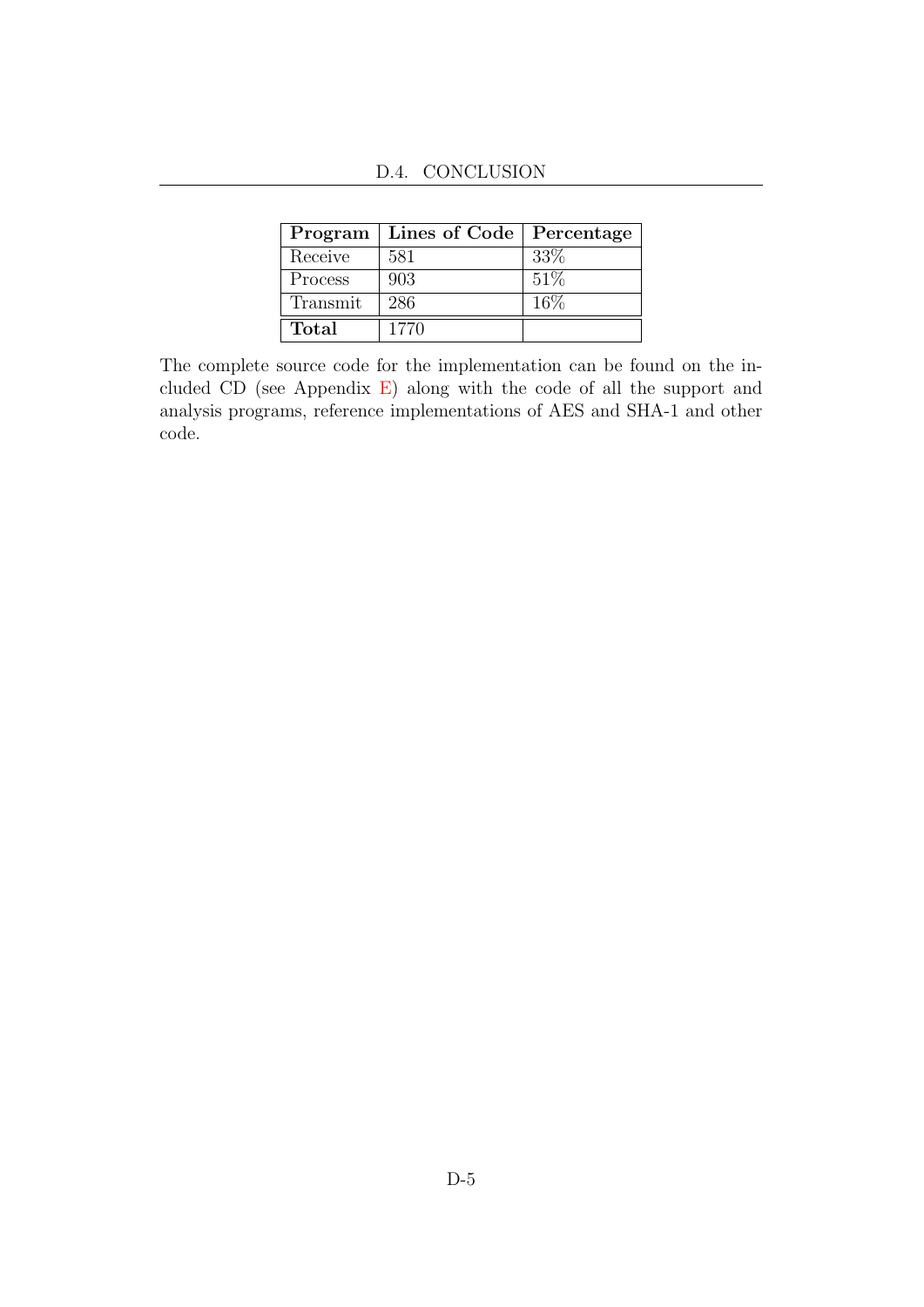| **Program** | **Lines of Code** | **Percentage** |
|---|---|---|
| Receive | 581 | 33% |
| Process | 903 | 51% |
| Transmit | 286 | 16% |
| **Total** | 1770 | |

The complete source code for the implementation can be found on the included CD (see Appendix E) along with the code of all the support and analysis programs, reference implementations of AES and SHA-1 and other code.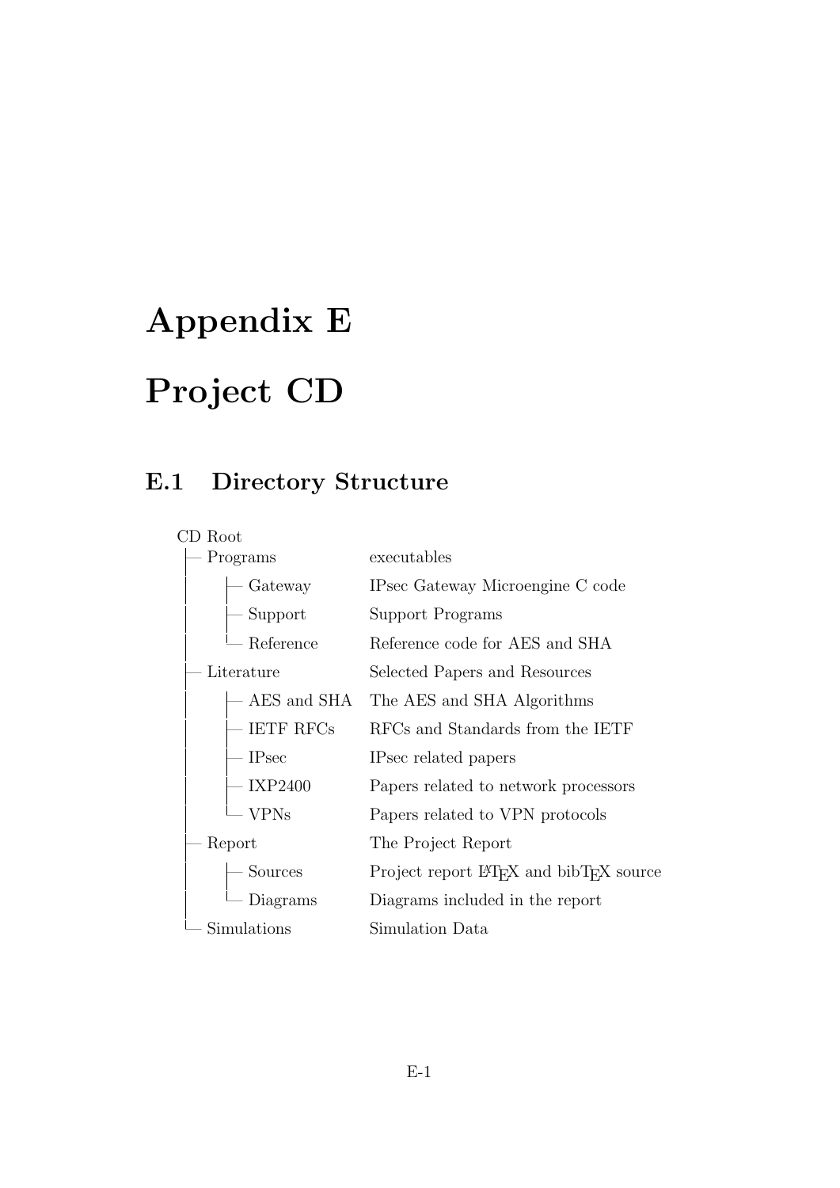# Appendix E

# Project CD

## E.1 Directory Structure

```
CD Root
├─ Programs               executables
│   ├─ Gateway            IPsec Gateway Microengine C code
│   ├─ Support            Support Programs
│   └─ Reference          Reference code for AES and SHA
├─ Literature             Selected Papers and Resources
│   ├─ AES and SHA        The AES and SHA Algorithms
│   ├─ IETF RFCs          RFCs and Standards from the IETF
│   ├─ IPsec              IPsec related papers
│   ├─ IXP2400            Papers related to network processors
│   └─ VPNs               Papers related to VPN protocols
├─ Report                 The Project Report
│   ├─ Sources            Project report LaTeX and bibTeX source
│   └─ Diagrams           Diagrams included in the report
└─ Simulations            Simulation Data
```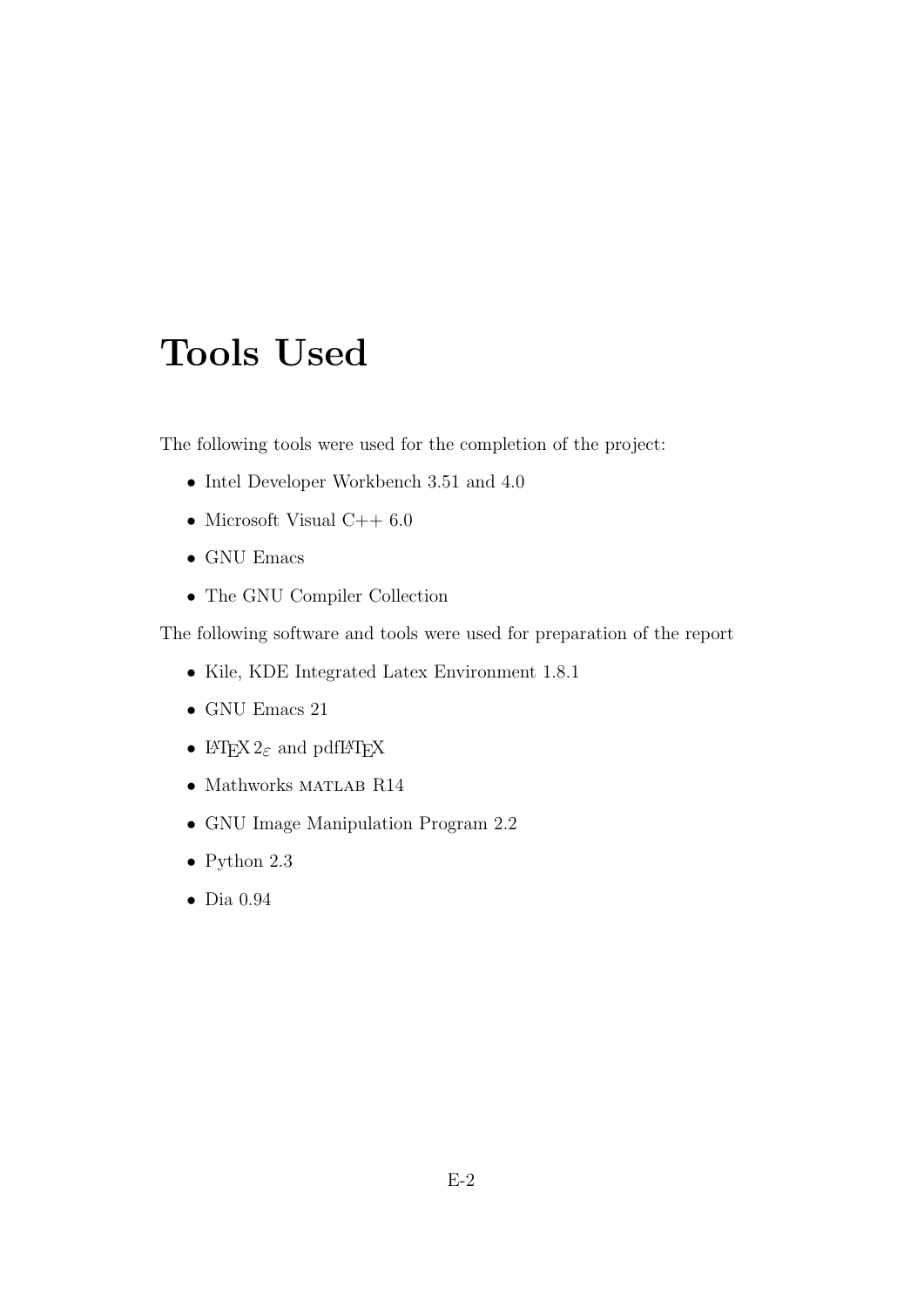# Tools Used

The following tools were used for the completion of the project:

- Intel Developer Workbench 3.51 and 4.0
- Microsoft Visual C++ 6.0
- GNU Emacs
- The GNU Compiler Collection

The following software and tools were used for preparation of the report

- Kile, KDE Integrated Latex Environment 1.8.1
- GNU Emacs 21
- LaTeX $2_\varepsilon$ and pdfLaTeX
- Mathworks MATLAB R14
- GNU Image Manipulation Program 2.2
- Python 2.3
- Dia 0.94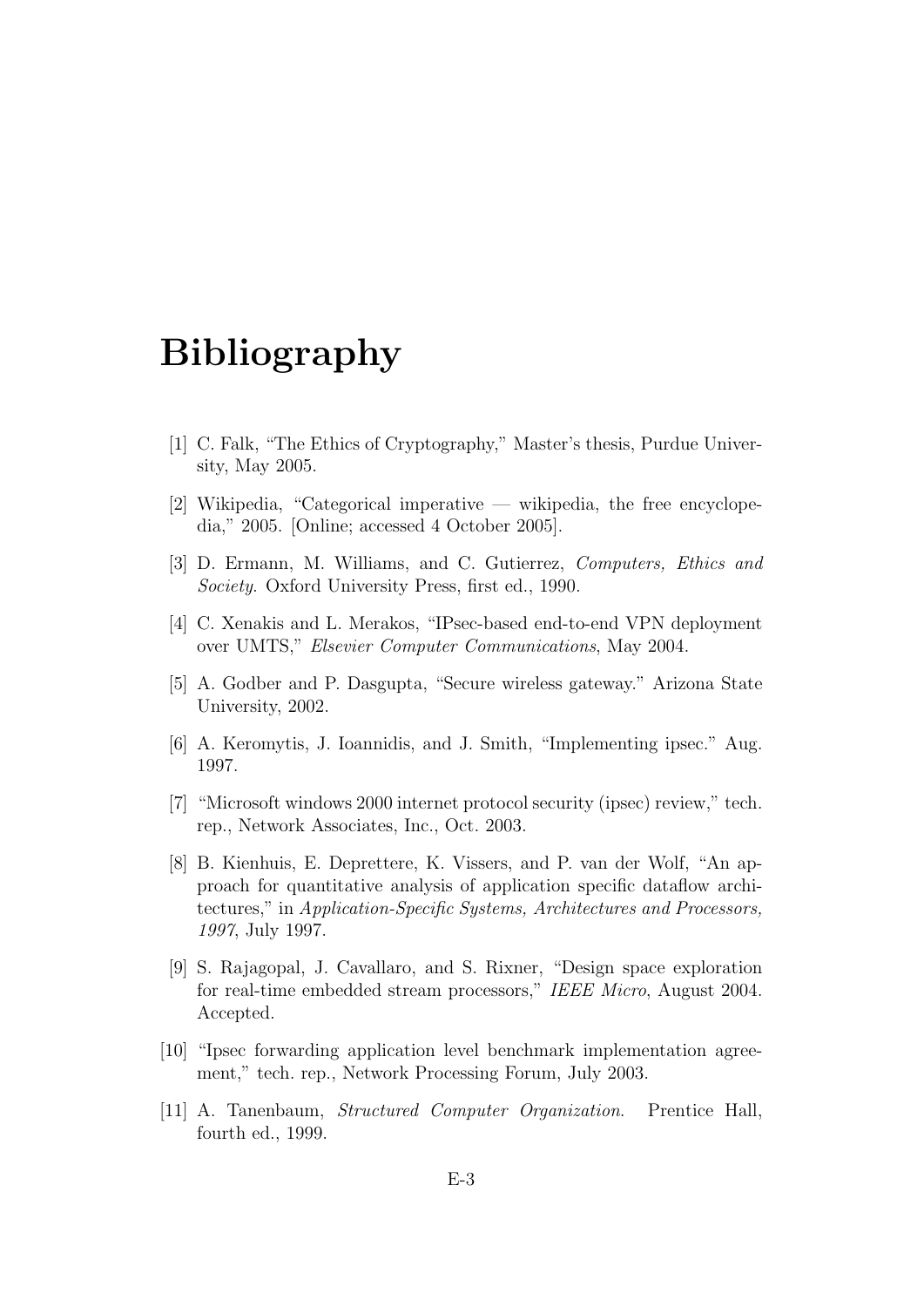# Bibliography

[1] C. Falk, "The Ethics of Cryptography," Master's thesis, Purdue University, May 2005.

[2] Wikipedia, "Categorical imperative — wikipedia, the free encyclopedia," 2005. [Online; accessed 4 October 2005].

[3] D. Ermann, M. Williams, and C. Gutierrez, *Computers, Ethics and Society*. Oxford University Press, first ed., 1990.

[4] C. Xenakis and L. Merakos, "IPsec-based end-to-end VPN deployment over UMTS," *Elsevier Computer Communications*, May 2004.

[5] A. Godber and P. Dasgupta, "Secure wireless gateway." Arizona State University, 2002.

[6] A. Keromytis, J. Ioannidis, and J. Smith, "Implementing ipsec." Aug. 1997.

[7] "Microsoft windows 2000 internet protocol security (ipsec) review," tech. rep., Network Associates, Inc., Oct. 2003.

[8] B. Kienhuis, E. Deprettere, K. Vissers, and P. van der Wolf, "An approach for quantitative analysis of application specific dataflow architectures," in *Application-Specific Systems, Architectures and Processors, 1997*, July 1997.

[9] S. Rajagopal, J. Cavallaro, and S. Rixner, "Design space exploration for real-time embedded stream processors," *IEEE Micro*, August 2004. Accepted.

[10] "Ipsec forwarding application level benchmark implementation agreement," tech. rep., Network Processing Forum, July 2003.

[11] A. Tanenbaum, *Structured Computer Organization*. Prentice Hall, fourth ed., 1999.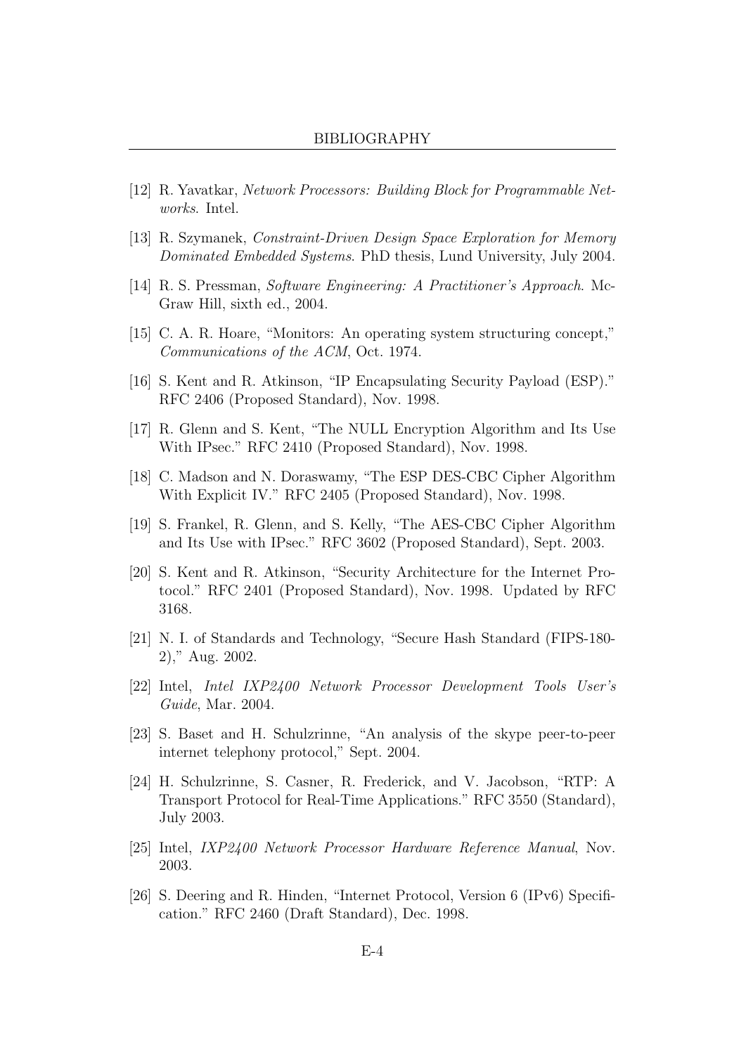[12] R. Yavatkar, *Network Processors: Building Block for Programmable Networks*. Intel.

[13] R. Szymanek, *Constraint-Driven Design Space Exploration for Memory Dominated Embedded Systems*. PhD thesis, Lund University, July 2004.

[14] R. S. Pressman, *Software Engineering: A Practitioner's Approach*. McGraw Hill, sixth ed., 2004.

[15] C. A. R. Hoare, "Monitors: An operating system structuring concept," *Communications of the ACM*, Oct. 1974.

[16] S. Kent and R. Atkinson, "IP Encapsulating Security Payload (ESP)." RFC 2406 (Proposed Standard), Nov. 1998.

[17] R. Glenn and S. Kent, "The NULL Encryption Algorithm and Its Use With IPsec." RFC 2410 (Proposed Standard), Nov. 1998.

[18] C. Madson and N. Doraswamy, "The ESP DES-CBC Cipher Algorithm With Explicit IV." RFC 2405 (Proposed Standard), Nov. 1998.

[19] S. Frankel, R. Glenn, and S. Kelly, "The AES-CBC Cipher Algorithm and Its Use with IPsec." RFC 3602 (Proposed Standard), Sept. 2003.

[20] S. Kent and R. Atkinson, "Security Architecture for the Internet Protocol." RFC 2401 (Proposed Standard), Nov. 1998. Updated by RFC 3168.

[21] N. I. of Standards and Technology, "Secure Hash Standard (FIPS-180-2)," Aug. 2002.

[22] Intel, *Intel IXP2400 Network Processor Development Tools User's Guide*, Mar. 2004.

[23] S. Baset and H. Schulzrinne, "An analysis of the skype peer-to-peer internet telephony protocol," Sept. 2004.

[24] H. Schulzrinne, S. Casner, R. Frederick, and V. Jacobson, "RTP: A Transport Protocol for Real-Time Applications." RFC 3550 (Standard), July 2003.

[25] Intel, *IXP2400 Network Processor Hardware Reference Manual*, Nov. 2003.

[26] S. Deering and R. Hinden, "Internet Protocol, Version 6 (IPv6) Specification." RFC 2460 (Draft Standard), Dec. 1998.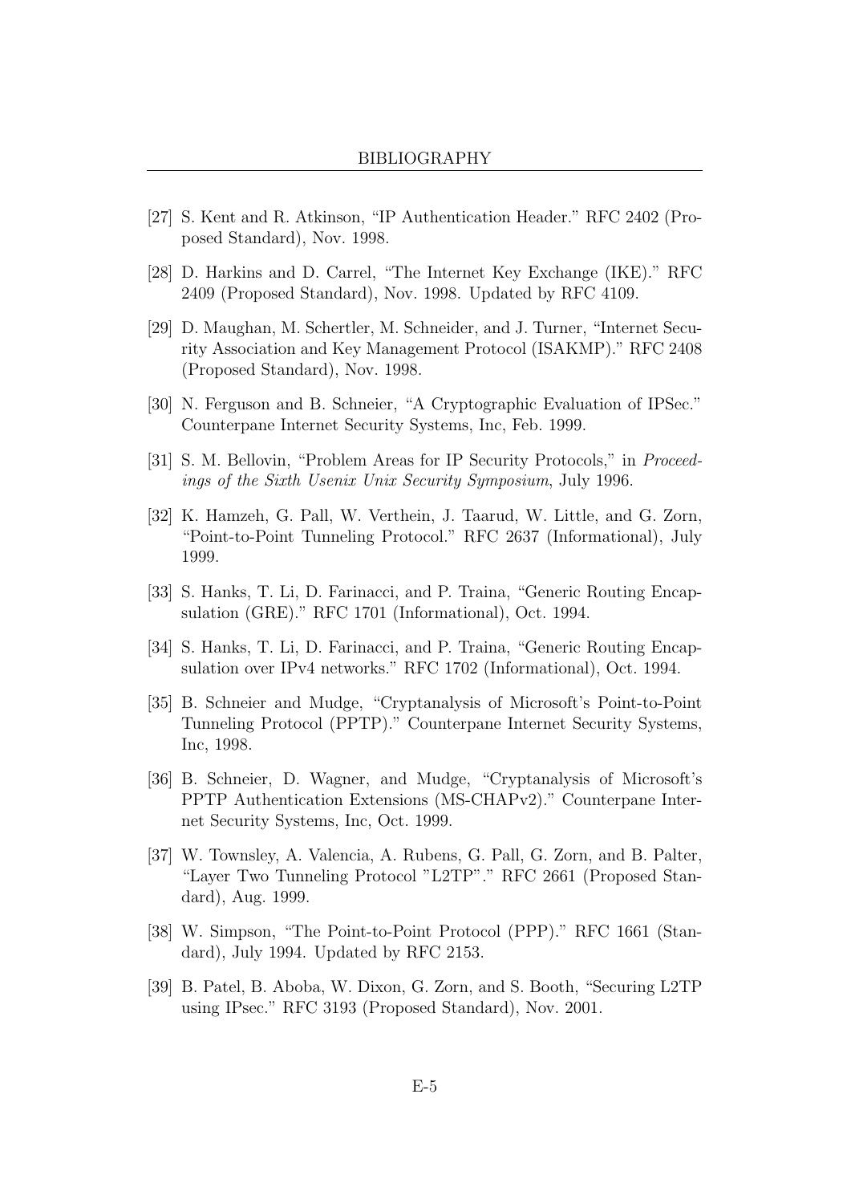[27] S. Kent and R. Atkinson, "IP Authentication Header." RFC 2402 (Proposed Standard), Nov. 1998.

[28] D. Harkins and D. Carrel, "The Internet Key Exchange (IKE)." RFC 2409 (Proposed Standard), Nov. 1998. Updated by RFC 4109.

[29] D. Maughan, M. Schertler, M. Schneider, and J. Turner, "Internet Security Association and Key Management Protocol (ISAKMP)." RFC 2408 (Proposed Standard), Nov. 1998.

[30] N. Ferguson and B. Schneier, "A Cryptographic Evaluation of IPSec." Counterpane Internet Security Systems, Inc, Feb. 1999.

[31] S. M. Bellovin, "Problem Areas for IP Security Protocols," in *Proceedings of the Sixth Usenix Unix Security Symposium*, July 1996.

[32] K. Hamzeh, G. Pall, W. Verthein, J. Taarud, W. Little, and G. Zorn, "Point-to-Point Tunneling Protocol." RFC 2637 (Informational), July 1999.

[33] S. Hanks, T. Li, D. Farinacci, and P. Traina, "Generic Routing Encapsulation (GRE)." RFC 1701 (Informational), Oct. 1994.

[34] S. Hanks, T. Li, D. Farinacci, and P. Traina, "Generic Routing Encapsulation over IPv4 networks." RFC 1702 (Informational), Oct. 1994.

[35] B. Schneier and Mudge, "Cryptanalysis of Microsoft's Point-to-Point Tunneling Protocol (PPTP)." Counterpane Internet Security Systems, Inc, 1998.

[36] B. Schneier, D. Wagner, and Mudge, "Cryptanalysis of Microsoft's PPTP Authentication Extensions (MS-CHAPv2)." Counterpane Internet Security Systems, Inc, Oct. 1999.

[37] W. Townsley, A. Valencia, A. Rubens, G. Pall, G. Zorn, and B. Palter, "Layer Two Tunneling Protocol "L2TP"." RFC 2661 (Proposed Standard), Aug. 1999.

[38] W. Simpson, "The Point-to-Point Protocol (PPP)." RFC 1661 (Standard), July 1994. Updated by RFC 2153.

[39] B. Patel, B. Aboba, W. Dixon, G. Zorn, and S. Booth, "Securing L2TP using IPsec." RFC 3193 (Proposed Standard), Nov. 2001.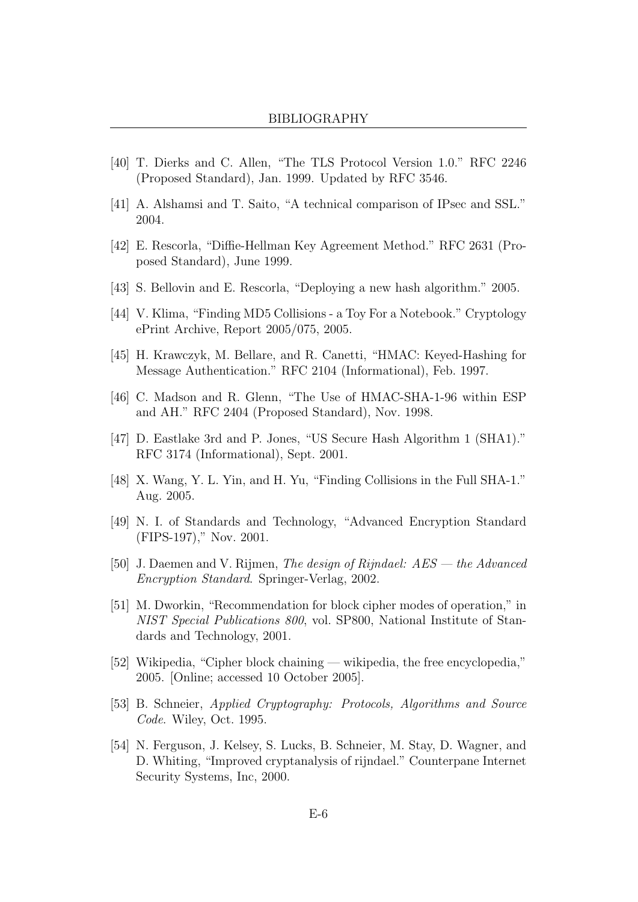[40] T. Dierks and C. Allen, "The TLS Protocol Version 1.0." RFC 2246 (Proposed Standard), Jan. 1999. Updated by RFC 3546.

[41] A. Alshamsi and T. Saito, "A technical comparison of IPsec and SSL." 2004.

[42] E. Rescorla, "Diffie-Hellman Key Agreement Method." RFC 2631 (Proposed Standard), June 1999.

[43] S. Bellovin and E. Rescorla, "Deploying a new hash algorithm." 2005.

[44] V. Klima, "Finding MD5 Collisions - a Toy For a Notebook." Cryptology ePrint Archive, Report 2005/075, 2005.

[45] H. Krawczyk, M. Bellare, and R. Canetti, "HMAC: Keyed-Hashing for Message Authentication." RFC 2104 (Informational), Feb. 1997.

[46] C. Madson and R. Glenn, "The Use of HMAC-SHA-1-96 within ESP and AH." RFC 2404 (Proposed Standard), Nov. 1998.

[47] D. Eastlake 3rd and P. Jones, "US Secure Hash Algorithm 1 (SHA1)." RFC 3174 (Informational), Sept. 2001.

[48] X. Wang, Y. L. Yin, and H. Yu, "Finding Collisions in the Full SHA-1." Aug. 2005.

[49] N. I. of Standards and Technology, "Advanced Encryption Standard (FIPS-197)," Nov. 2001.

[50] J. Daemen and V. Rijmen, *The design of Rijndael: AES — the Advanced Encryption Standard*. Springer-Verlag, 2002.

[51] M. Dworkin, "Recommendation for block cipher modes of operation," in *NIST Special Publications 800*, vol. SP800, National Institute of Standards and Technology, 2001.

[52] Wikipedia, "Cipher block chaining — wikipedia, the free encyclopedia," 2005. [Online; accessed 10 October 2005].

[53] B. Schneier, *Applied Cryptography: Protocols, Algorithms and Source Code*. Wiley, Oct. 1995.

[54] N. Ferguson, J. Kelsey, S. Lucks, B. Schneier, M. Stay, D. Wagner, and D. Whiting, "Improved cryptanalysis of rijndael." Counterpane Internet Security Systems, Inc, 2000.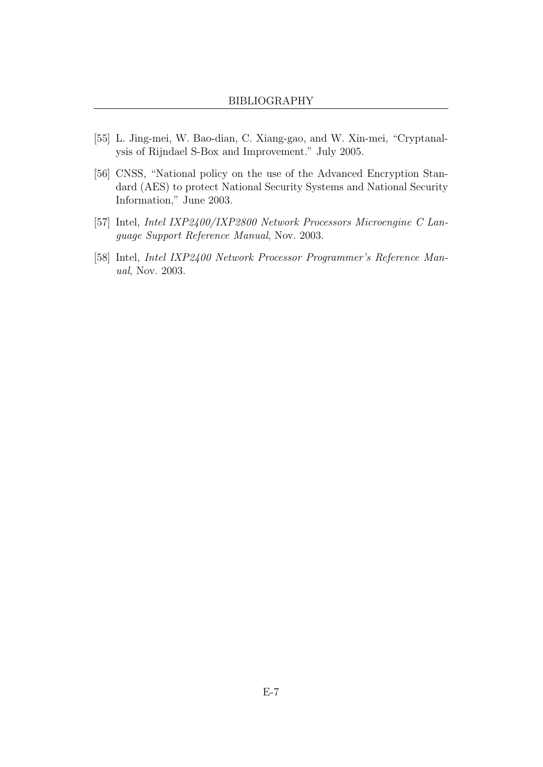[55] L. Jing-mei, W. Bao-dian, C. Xiang-gao, and W. Xin-mei, "Cryptanalysis of Rijndael S-Box and Improvement." July 2005.

[56] CNSS, "National policy on the use of the Advanced Encryption Standard (AES) to protect National Security Systems and National Security Information," June 2003.

[57] Intel, *Intel IXP2400/IXP2800 Network Processors Microengine C Language Support Reference Manual*, Nov. 2003.

[58] Intel, *Intel IXP2400 Network Processor Programmer's Reference Manual*, Nov. 2003.